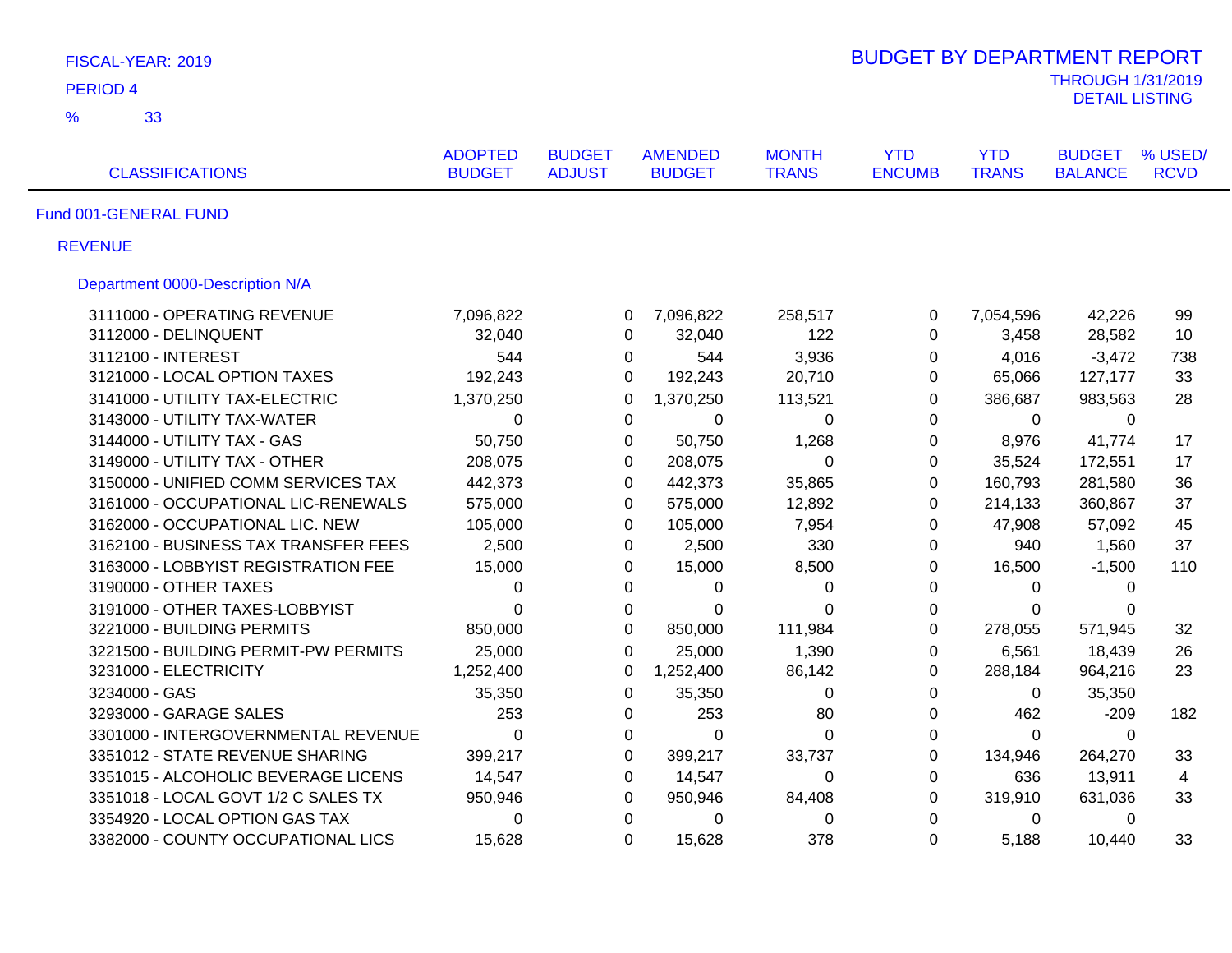FISCAL-YEAR: 2019

PERIOD 4

% 33

# BUDGET BY DEPARTMENT REPORT

THROUGH 1/31/2019

DETAIL LISTING

| CLASSIFICATIONS | ADOPTED BUDGET | BUDGET ADJUST | AMENDED BUDGET | MONTH TRANS | YTD ENCUMB | YTD TRANS | BUDGET BALANCE | % USED/ RCVD |
|---|---|---|---|---|---|---|---|---|
| Fund 001-GENERAL FUND | | | | | | | | |
| REVENUE | | | | | | | | |
| Department 0000-Description N/A | | | | | | | | |
| 3111000 - OPERATING REVENUE | 7,096,822 | 0 | 7,096,822 | 258,517 | 0 | 7,054,596 | 42,226 | 99 |
| 3112000 - DELINQUENT | 32,040 | 0 | 32,040 | 122 | 0 | 3,458 | 28,582 | 10 |
| 3112100 - INTEREST | 544 | 0 | 544 | 3,936 | 0 | 4,016 | -3,472 | 738 |
| 3121000 - LOCAL OPTION TAXES | 192,243 | 0 | 192,243 | 20,710 | 0 | 65,066 | 127,177 | 33 |
| 3141000 - UTILITY TAX-ELECTRIC | 1,370,250 | 0 | 1,370,250 | 113,521 | 0 | 386,687 | 983,563 | 28 |
| 3143000 - UTILITY TAX-WATER | 0 | 0 | 0 | 0 | 0 | 0 | 0 | |
| 3144000 - UTILITY TAX - GAS | 50,750 | 0 | 50,750 | 1,268 | 0 | 8,976 | 41,774 | 17 |
| 3149000 - UTILITY TAX - OTHER | 208,075 | 0 | 208,075 | 0 | 0 | 35,524 | 172,551 | 17 |
| 3150000 - UNIFIED COMM SERVICES TAX | 442,373 | 0 | 442,373 | 35,865 | 0 | 160,793 | 281,580 | 36 |
| 3161000 - OCCUPATIONAL LIC-RENEWALS | 575,000 | 0 | 575,000 | 12,892 | 0 | 214,133 | 360,867 | 37 |
| 3162000 - OCCUPATIONAL LIC. NEW | 105,000 | 0 | 105,000 | 7,954 | 0 | 47,908 | 57,092 | 45 |
| 3162100 - BUSINESS TAX TRANSFER FEES | 2,500 | 0 | 2,500 | 330 | 0 | 940 | 1,560 | 37 |
| 3163000 - LOBBYIST REGISTRATION FEE | 15,000 | 0 | 15,000 | 8,500 | 0 | 16,500 | -1,500 | 110 |
| 3190000 - OTHER TAXES | 0 | 0 | 0 | 0 | 0 | 0 | 0 | |
| 3191000 - OTHER TAXES-LOBBYIST | 0 | 0 | 0 | 0 | 0 | 0 | 0 | |
| 3221000 - BUILDING PERMITS | 850,000 | 0 | 850,000 | 111,984 | 0 | 278,055 | 571,945 | 32 |
| 3221500 - BUILDING PERMIT-PW PERMITS | 25,000 | 0 | 25,000 | 1,390 | 0 | 6,561 | 18,439 | 26 |
| 3231000 - ELECTRICITY | 1,252,400 | 0 | 1,252,400 | 86,142 | 0 | 288,184 | 964,216 | 23 |
| 3234000 - GAS | 35,350 | 0 | 35,350 | 0 | 0 | 0 | 35,350 | |
| 3293000 - GARAGE SALES | 253 | 0 | 253 | 80 | 0 | 462 | -209 | 182 |
| 3301000 - INTERGOVERNMENTAL REVENUE | 0 | 0 | 0 | 0 | 0 | 0 | 0 | |
| 3351012 - STATE REVENUE SHARING | 399,217 | 0 | 399,217 | 33,737 | 0 | 134,946 | 264,270 | 33 |
| 3351015 - ALCOHOLIC BEVERAGE LICENS | 14,547 | 0 | 14,547 | 0 | 0 | 636 | 13,911 | 4 |
| 3351018 - LOCAL GOVT 1/2 C SALES TX | 950,946 | 0 | 950,946 | 84,408 | 0 | 319,910 | 631,036 | 33 |
| 3354920 - LOCAL OPTION GAS TAX | 0 | 0 | 0 | 0 | 0 | 0 | 0 | |
| 3382000 - COUNTY OCCUPATIONAL LICS | 15,628 | 0 | 15,628 | 378 | 0 | 5,188 | 10,440 | 33 |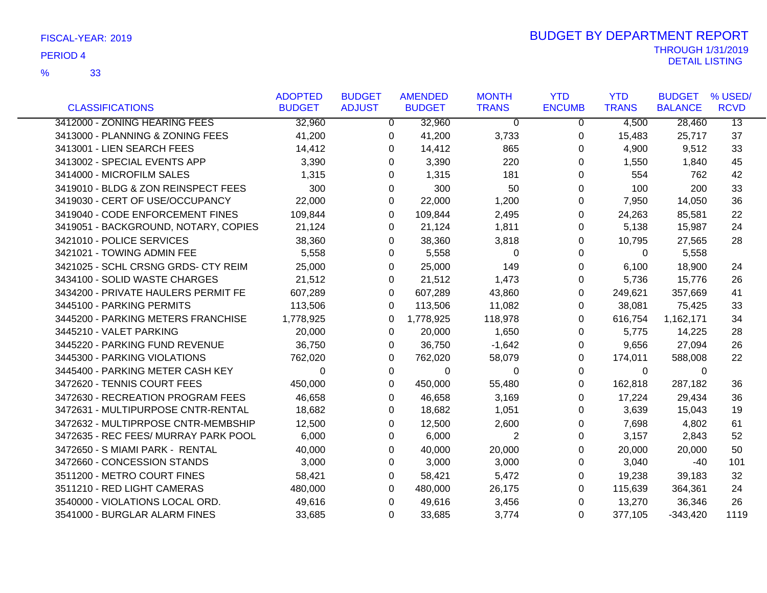FISCAL-YEAR: 2019

PERIOD 4

% 33

# BUDGET BY DEPARTMENT REPORT

THROUGH 1/31/2019
DETAIL LISTING

| CLASSIFICATIONS | ADOPTED BUDGET | BUDGET ADJUST | AMENDED BUDGET | MONTH TRANS | YTD ENCUMB | YTD TRANS | BUDGET BALANCE | % USED/ RCVD |
|---|---|---|---|---|---|---|---|---|
| 3412000 - ZONING HEARING FEES | 32,960 | 0 | 32,960 | 0 | 0 | 4,500 | 28,460 | 13 |
| 3413000 - PLANNING & ZONING FEES | 41,200 | 0 | 41,200 | 3,733 | 0 | 15,483 | 25,717 | 37 |
| 3413001 - LIEN SEARCH FEES | 14,412 | 0 | 14,412 | 865 | 0 | 4,900 | 9,512 | 33 |
| 3413002 - SPECIAL EVENTS APP | 3,390 | 0 | 3,390 | 220 | 0 | 1,550 | 1,840 | 45 |
| 3414000 - MICROFILM SALES | 1,315 | 0 | 1,315 | 181 | 0 | 554 | 762 | 42 |
| 3419010 - BLDG & ZON REINSPECT FEES | 300 | 0 | 300 | 50 | 0 | 100 | 200 | 33 |
| 3419030 - CERT OF USE/OCCUPANCY | 22,000 | 0 | 22,000 | 1,200 | 0 | 7,950 | 14,050 | 36 |
| 3419040 - CODE ENFORCEMENT FINES | 109,844 | 0 | 109,844 | 2,495 | 0 | 24,263 | 85,581 | 22 |
| 3419051 - BACKGROUND, NOTARY, COPIES | 21,124 | 0 | 21,124 | 1,811 | 0 | 5,138 | 15,987 | 24 |
| 3421010 - POLICE SERVICES | 38,360 | 0 | 38,360 | 3,818 | 0 | 10,795 | 27,565 | 28 |
| 3421021 - TOWING ADMIN FEE | 5,558 | 0 | 5,558 | 0 | 0 | 0 | 5,558 | |
| 3421025 - SCHL CRSNG GRDS- CTY REIM | 25,000 | 0 | 25,000 | 149 | 0 | 6,100 | 18,900 | 24 |
| 3434100 - SOLID WASTE CHARGES | 21,512 | 0 | 21,512 | 1,473 | 0 | 5,736 | 15,776 | 26 |
| 3434200 - PRIVATE HAULERS PERMIT FE | 607,289 | 0 | 607,289 | 43,860 | 0 | 249,621 | 357,669 | 41 |
| 3445100 - PARKING PERMITS | 113,506 | 0 | 113,506 | 11,082 | 0 | 38,081 | 75,425 | 33 |
| 3445200 - PARKING METERS FRANCHISE | 1,778,925 | 0 | 1,778,925 | 118,978 | 0 | 616,754 | 1,162,171 | 34 |
| 3445210 - VALET PARKING | 20,000 | 0 | 20,000 | 1,650 | 0 | 5,775 | 14,225 | 28 |
| 3445220 - PARKING FUND REVENUE | 36,750 | 0 | 36,750 | -1,642 | 0 | 9,656 | 27,094 | 26 |
| 3445300 - PARKING VIOLATIONS | 762,020 | 0 | 762,020 | 58,079 | 0 | 174,011 | 588,008 | 22 |
| 3445400 - PARKING METER CASH KEY | 0 | 0 | 0 | 0 | 0 | 0 | 0 | |
| 3472620 - TENNIS COURT FEES | 450,000 | 0 | 450,000 | 55,480 | 0 | 162,818 | 287,182 | 36 |
| 3472630 - RECREATION PROGRAM FEES | 46,658 | 0 | 46,658 | 3,169 | 0 | 17,224 | 29,434 | 36 |
| 3472631 - MULTIPURPOSE CNTR-RENTAL | 18,682 | 0 | 18,682 | 1,051 | 0 | 3,639 | 15,043 | 19 |
| 3472632 - MULTIPRPOSE CNTR-MEMBSHIP | 12,500 | 0 | 12,500 | 2,600 | 0 | 7,698 | 4,802 | 61 |
| 3472635 - REC FEES/ MURRAY PARK POOL | 6,000 | 0 | 6,000 | 2 | 0 | 3,157 | 2,843 | 52 |
| 3472650 - S MIAMI PARK - RENTAL | 40,000 | 0 | 40,000 | 20,000 | 0 | 20,000 | 20,000 | 50 |
| 3472660 - CONCESSION STANDS | 3,000 | 0 | 3,000 | 3,000 | 0 | 3,040 | -40 | 101 |
| 3511200 - METRO COURT FINES | 58,421 | 0 | 58,421 | 5,472 | 0 | 19,238 | 39,183 | 32 |
| 3511210 - RED LIGHT CAMERAS | 480,000 | 0 | 480,000 | 26,175 | 0 | 115,639 | 364,361 | 24 |
| 3540000 - VIOLATIONS LOCAL ORD. | 49,616 | 0 | 49,616 | 3,456 | 0 | 13,270 | 36,346 | 26 |
| 3541000 - BURGLAR ALARM FINES | 33,685 | 0 | 33,685 | 3,774 | 0 | 377,105 | -343,420 | 1119 |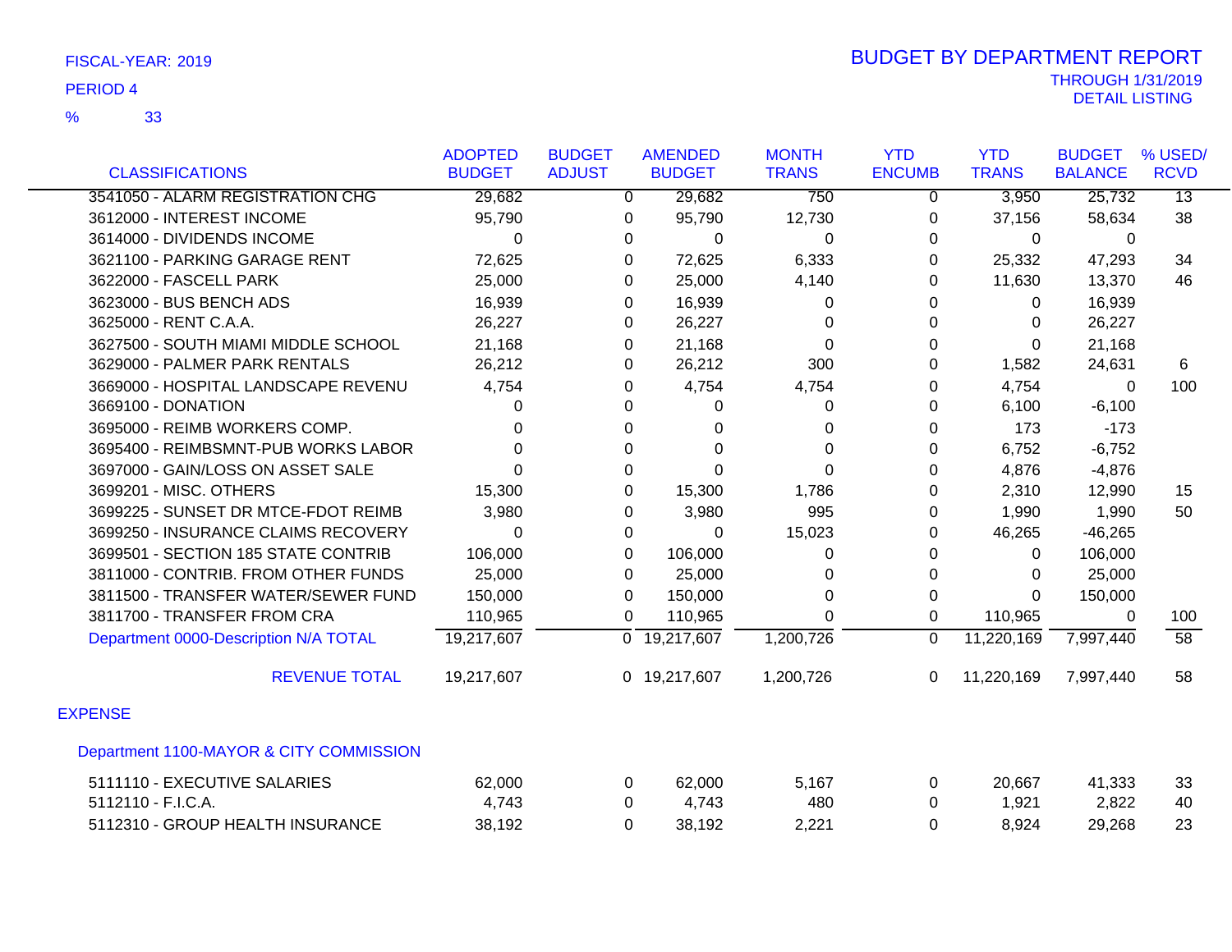FISCAL-YEAR: 2019

PERIOD 4

% 33

# BUDGET BY DEPARTMENT REPORT

THROUGH 1/31/2019

DETAIL LISTING

| CLASSIFICATIONS | ADOPTED BUDGET | BUDGET ADJUST | AMENDED BUDGET | MONTH TRANS | YTD ENCUMB | YTD TRANS | BUDGET BALANCE | % USED/ RCVD |
|---|---|---|---|---|---|---|---|---|
| 3541050 - ALARM REGISTRATION CHG | 29,682 | 0 | 29,682 | 750 | 0 | 3,950 | 25,732 | 13 |
| 3612000 - INTEREST INCOME | 95,790 | 0 | 95,790 | 12,730 | 0 | 37,156 | 58,634 | 38 |
| 3614000 - DIVIDENDS INCOME | 0 | 0 | 0 | 0 | 0 | 0 | 0 | |
| 3621100 - PARKING GARAGE RENT | 72,625 | 0 | 72,625 | 6,333 | 0 | 25,332 | 47,293 | 34 |
| 3622000 - FASCELL PARK | 25,000 | 0 | 25,000 | 4,140 | 0 | 11,630 | 13,370 | 46 |
| 3623000 - BUS BENCH ADS | 16,939 | 0 | 16,939 | 0 | 0 | 0 | 16,939 | |
| 3625000 - RENT C.A.A. | 26,227 | 0 | 26,227 | 0 | 0 | 0 | 26,227 | |
| 3627500 - SOUTH MIAMI MIDDLE SCHOOL | 21,168 | 0 | 21,168 | 0 | 0 | 0 | 21,168 | |
| 3629000 - PALMER PARK RENTALS | 26,212 | 0 | 26,212 | 300 | 0 | 1,582 | 24,631 | 6 |
| 3669000 - HOSPITAL LANDSCAPE REVENU | 4,754 | 0 | 4,754 | 4,754 | 0 | 4,754 | 0 | 100 |
| 3669100 - DONATION | 0 | 0 | 0 | 0 | 0 | 6,100 | -6,100 | |
| 3695000 - REIMB WORKERS COMP. | 0 | 0 | 0 | 0 | 0 | 173 | -173 | |
| 3695400 - REIMBSMNT-PUB WORKS LABOR | 0 | 0 | 0 | 0 | 0 | 6,752 | -6,752 | |
| 3697000 - GAIN/LOSS ON ASSET SALE | 0 | 0 | 0 | 0 | 0 | 4,876 | -4,876 | |
| 3699201 - MISC. OTHERS | 15,300 | 0 | 15,300 | 1,786 | 0 | 2,310 | 12,990 | 15 |
| 3699225 - SUNSET DR MTCE-FDOT REIMB | 3,980 | 0 | 3,980 | 995 | 0 | 1,990 | 1,990 | 50 |
| 3699250 - INSURANCE CLAIMS RECOVERY | 0 | 0 | 0 | 15,023 | 0 | 46,265 | -46,265 | |
| 3699501 - SECTION 185 STATE CONTRIB | 106,000 | 0 | 106,000 | 0 | 0 | 0 | 106,000 | |
| 3811000 - CONTRIB. FROM OTHER FUNDS | 25,000 | 0 | 25,000 | 0 | 0 | 0 | 25,000 | |
| 3811500 - TRANSFER WATER/SEWER FUND | 150,000 | 0 | 150,000 | 0 | 0 | 0 | 150,000 | |
| 3811700 - TRANSFER FROM CRA | 110,965 | 0 | 110,965 | 0 | 0 | 110,965 | 0 | 100 |
| Department 0000-Description N/A TOTAL | 19,217,607 | 0 | 19,217,607 | 1,200,726 | 0 | 11,220,169 | 7,997,440 | 58 |
| REVENUE TOTAL | 19,217,607 | 0 | 19,217,607 | 1,200,726 | 0 | 11,220,169 | 7,997,440 | 58 |

## EXPENSE

### Department 1100-MAYOR & CITY COMMISSION

| CLASSIFICATIONS | ADOPTED BUDGET | BUDGET ADJUST | AMENDED BUDGET | MONTH TRANS | YTD ENCUMB | YTD TRANS | BUDGET BALANCE | % USED/ RCVD |
|---|---|---|---|---|---|---|---|---|
| 5111110 - EXECUTIVE SALARIES | 62,000 | 0 | 62,000 | 5,167 | 0 | 20,667 | 41,333 | 33 |
| 5112110 - F.I.C.A. | 4,743 | 0 | 4,743 | 480 | 0 | 1,921 | 2,822 | 40 |
| 5112310 - GROUP HEALTH INSURANCE | 38,192 | 0 | 38,192 | 2,221 | 0 | 8,924 | 29,268 | 23 |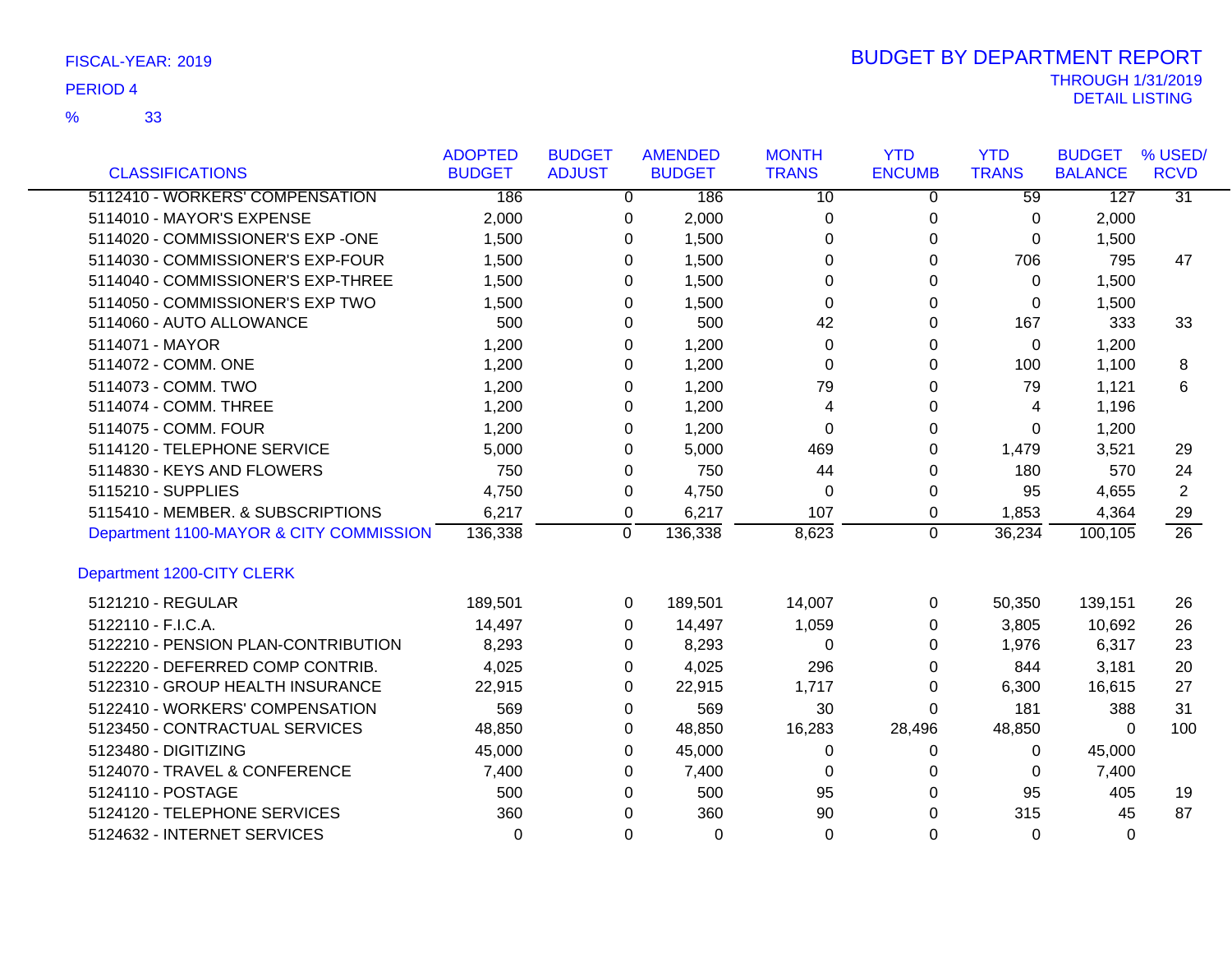FISCAL-YEAR: 2019

PERIOD 4

% 33

# BUDGET BY DEPARTMENT REPORT

THROUGH 1/31/2019

DETAIL LISTING

| CLASSIFICATIONS | ADOPTED BUDGET | BUDGET ADJUST | AMENDED BUDGET | MONTH TRANS | YTD ENCUMB | YTD TRANS | BUDGET BALANCE | % USED/ RCVD |
|---|---|---|---|---|---|---|---|---|
| 5112410 - WORKERS' COMPENSATION | 186 | 0 | 186 | 10 | 0 | 59 | 127 | 31 |
| 5114010 - MAYOR'S EXPENSE | 2,000 | 0 | 2,000 | 0 | 0 | 0 | 2,000 | |
| 5114020 - COMMISSIONER'S EXP -ONE | 1,500 | 0 | 1,500 | 0 | 0 | 0 | 1,500 | |
| 5114030 - COMMISSIONER'S EXP-FOUR | 1,500 | 0 | 1,500 | 0 | 0 | 706 | 795 | 47 |
| 5114040 - COMMISSIONER'S EXP-THREE | 1,500 | 0 | 1,500 | 0 | 0 | 0 | 1,500 | |
| 5114050 - COMMISSIONER'S EXP TWO | 1,500 | 0 | 1,500 | 0 | 0 | 0 | 1,500 | |
| 5114060 - AUTO ALLOWANCE | 500 | 0 | 500 | 42 | 0 | 167 | 333 | 33 |
| 5114071 - MAYOR | 1,200 | 0 | 1,200 | 0 | 0 | 0 | 1,200 | |
| 5114072 - COMM. ONE | 1,200 | 0 | 1,200 | 0 | 0 | 100 | 1,100 | 8 |
| 5114073 - COMM. TWO | 1,200 | 0 | 1,200 | 79 | 0 | 79 | 1,121 | 6 |
| 5114074 - COMM. THREE | 1,200 | 0 | 1,200 | 4 | 0 | 4 | 1,196 | |
| 5114075 - COMM. FOUR | 1,200 | 0 | 1,200 | 0 | 0 | 0 | 1,200 | |
| 5114120 - TELEPHONE SERVICE | 5,000 | 0 | 5,000 | 469 | 0 | 1,479 | 3,521 | 29 |
| 5114830 - KEYS AND FLOWERS | 750 | 0 | 750 | 44 | 0 | 180 | 570 | 24 |
| 5115210 - SUPPLIES | 4,750 | 0 | 4,750 | 0 | 0 | 95 | 4,655 | 2 |
| 5115410 - MEMBER. & SUBSCRIPTIONS | 6,217 | 0 | 6,217 | 107 | 0 | 1,853 | 4,364 | 29 |
| Department 1100-MAYOR & CITY COMMISSION | 136,338 | 0 | 136,338 | 8,623 | 0 | 36,234 | 100,105 | 26 |
| **Department 1200-CITY CLERK** | | | | | | | | |
| 5121210 - REGULAR | 189,501 | 0 | 189,501 | 14,007 | 0 | 50,350 | 139,151 | 26 |
| 5122110 - F.I.C.A. | 14,497 | 0 | 14,497 | 1,059 | 0 | 3,805 | 10,692 | 26 |
| 5122210 - PENSION PLAN-CONTRIBUTION | 8,293 | 0 | 8,293 | 0 | 0 | 1,976 | 6,317 | 23 |
| 5122220 - DEFERRED COMP CONTRIB. | 4,025 | 0 | 4,025 | 296 | 0 | 844 | 3,181 | 20 |
| 5122310 - GROUP HEALTH INSURANCE | 22,915 | 0 | 22,915 | 1,717 | 0 | 6,300 | 16,615 | 27 |
| 5122410 - WORKERS' COMPENSATION | 569 | 0 | 569 | 30 | 0 | 181 | 388 | 31 |
| 5123450 - CONTRACTUAL SERVICES | 48,850 | 0 | 48,850 | 16,283 | 28,496 | 48,850 | 0 | 100 |
| 5123480 - DIGITIZING | 45,000 | 0 | 45,000 | 0 | 0 | 0 | 45,000 | |
| 5124070 - TRAVEL & CONFERENCE | 7,400 | 0 | 7,400 | 0 | 0 | 0 | 7,400 | |
| 5124110 - POSTAGE | 500 | 0 | 500 | 95 | 0 | 95 | 405 | 19 |
| 5124120 - TELEPHONE SERVICES | 360 | 0 | 360 | 90 | 0 | 315 | 45 | 87 |
| 5124632 - INTERNET SERVICES | 0 | 0 | 0 | 0 | 0 | 0 | 0 | |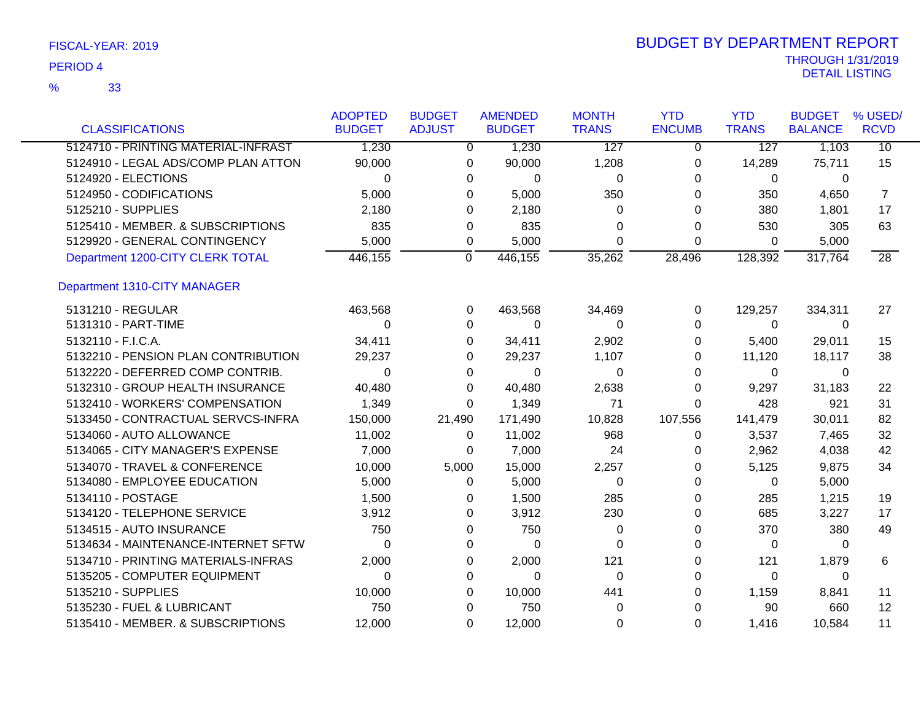FISCAL-YEAR: 2019

PERIOD 4

% 33

# BUDGET BY DEPARTMENT REPORT

THROUGH 1/31/2019

DETAIL LISTING

| CLASSIFICATIONS | ADOPTED BUDGET | BUDGET ADJUST | AMENDED BUDGET | MONTH TRANS | YTD ENCUMB | YTD TRANS | BUDGET BALANCE | % USED/ RCVD |
|---|---|---|---|---|---|---|---|---|
| 5124710 - PRINTING MATERIAL-INFRAST | 1,230 | 0 | 1,230 | 127 | 0 | 127 | 1,103 | 10 |
| 5124910 - LEGAL ADS/COMP PLAN ATTON | 90,000 | 0 | 90,000 | 1,208 | 0 | 14,289 | 75,711 | 15 |
| 5124920 - ELECTIONS | 0 | 0 | 0 | 0 | 0 | 0 | 0 | |
| 5124950 - CODIFICATIONS | 5,000 | 0 | 5,000 | 350 | 0 | 350 | 4,650 | 7 |
| 5125210 - SUPPLIES | 2,180 | 0 | 2,180 | 0 | 0 | 380 | 1,801 | 17 |
| 5125410 - MEMBER. & SUBSCRIPTIONS | 835 | 0 | 835 | 0 | 0 | 530 | 305 | 63 |
| 5129920 - GENERAL CONTINGENCY | 5,000 | 0 | 5,000 | 0 | 0 | 0 | 5,000 | |
| Department 1200-CITY CLERK TOTAL | 446,155 | 0 | 446,155 | 35,262 | 28,496 | 128,392 | 317,764 | 28 |
| **Department 1310-CITY MANAGER** | | | | | | | | |
| 5131210 - REGULAR | 463,568 | 0 | 463,568 | 34,469 | 0 | 129,257 | 334,311 | 27 |
| 5131310 - PART-TIME | 0 | 0 | 0 | 0 | 0 | 0 | 0 | |
| 5132110 - F.I.C.A. | 34,411 | 0 | 34,411 | 2,902 | 0 | 5,400 | 29,011 | 15 |
| 5132210 - PENSION PLAN CONTRIBUTION | 29,237 | 0 | 29,237 | 1,107 | 0 | 11,120 | 18,117 | 38 |
| 5132220 - DEFERRED COMP CONTRIB. | 0 | 0 | 0 | 0 | 0 | 0 | 0 | |
| 5132310 - GROUP HEALTH INSURANCE | 40,480 | 0 | 40,480 | 2,638 | 0 | 9,297 | 31,183 | 22 |
| 5132410 - WORKERS' COMPENSATION | 1,349 | 0 | 1,349 | 71 | 0 | 428 | 921 | 31 |
| 5133450 - CONTRACTUAL SERVCS-INFRA | 150,000 | 21,490 | 171,490 | 10,828 | 107,556 | 141,479 | 30,011 | 82 |
| 5134060 - AUTO ALLOWANCE | 11,002 | 0 | 11,002 | 968 | 0 | 3,537 | 7,465 | 32 |
| 5134065 - CITY MANAGER'S EXPENSE | 7,000 | 0 | 7,000 | 24 | 0 | 2,962 | 4,038 | 42 |
| 5134070 - TRAVEL & CONFERENCE | 10,000 | 5,000 | 15,000 | 2,257 | 0 | 5,125 | 9,875 | 34 |
| 5134080 - EMPLOYEE EDUCATION | 5,000 | 0 | 5,000 | 0 | 0 | 0 | 5,000 | |
| 5134110 - POSTAGE | 1,500 | 0 | 1,500 | 285 | 0 | 285 | 1,215 | 19 |
| 5134120 - TELEPHONE SERVICE | 3,912 | 0 | 3,912 | 230 | 0 | 685 | 3,227 | 17 |
| 5134515 - AUTO INSURANCE | 750 | 0 | 750 | 0 | 0 | 370 | 380 | 49 |
| 5134634 - MAINTENANCE-INTERNET SFTW | 0 | 0 | 0 | 0 | 0 | 0 | 0 | |
| 5134710 - PRINTING MATERIALS-INFRAS | 2,000 | 0 | 2,000 | 121 | 0 | 121 | 1,879 | 6 |
| 5135205 - COMPUTER EQUIPMENT | 0 | 0 | 0 | 0 | 0 | 0 | 0 | |
| 5135210 - SUPPLIES | 10,000 | 0 | 10,000 | 441 | 0 | 1,159 | 8,841 | 11 |
| 5135230 - FUEL & LUBRICANT | 750 | 0 | 750 | 0 | 0 | 90 | 660 | 12 |
| 5135410 - MEMBER. & SUBSCRIPTIONS | 12,000 | 0 | 12,000 | 0 | 0 | 1,416 | 10,584 | 11 |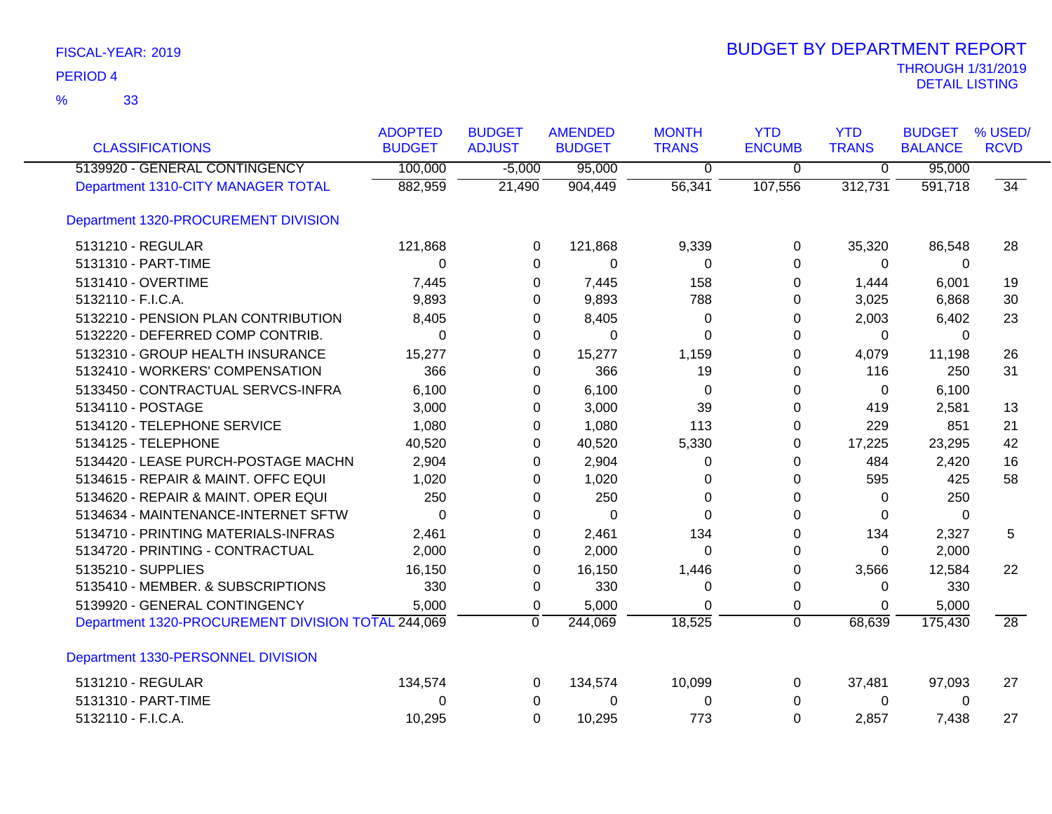FISCAL-YEAR: 2019

PERIOD 4

% 33

# BUDGET BY DEPARTMENT REPORT

THROUGH 1/31/2019

DETAIL LISTING

| CLASSIFICATIONS | ADOPTED BUDGET | BUDGET ADJUST | AMENDED BUDGET | MONTH TRANS | YTD ENCUMB | YTD TRANS | BUDGET BALANCE | % USED/ RCVD |
|---|---|---|---|---|---|---|---|---|
| 5139920 - GENERAL CONTINGENCY | 100,000 | -5,000 | 95,000 | 0 | 0 | 0 | 95,000 | |
| Department 1310-CITY MANAGER TOTAL | 882,959 | 21,490 | 904,449 | 56,341 | 107,556 | 312,731 | 591,718 | 34 |
| Department 1320-PROCUREMENT DIVISION | | | | | | | | |
| 5131210 - REGULAR | 121,868 | 0 | 121,868 | 9,339 | 0 | 35,320 | 86,548 | 28 |
| 5131310 - PART-TIME | 0 | 0 | 0 | 0 | 0 | 0 | 0 | |
| 5131410 - OVERTIME | 7,445 | 0 | 7,445 | 158 | 0 | 1,444 | 6,001 | 19 |
| 5132110 - F.I.C.A. | 9,893 | 0 | 9,893 | 788 | 0 | 3,025 | 6,868 | 30 |
| 5132210 - PENSION PLAN CONTRIBUTION | 8,405 | 0 | 8,405 | 0 | 0 | 2,003 | 6,402 | 23 |
| 5132220 - DEFERRED COMP CONTRIB. | 0 | 0 | 0 | 0 | 0 | 0 | 0 | |
| 5132310 - GROUP HEALTH INSURANCE | 15,277 | 0 | 15,277 | 1,159 | 0 | 4,079 | 11,198 | 26 |
| 5132410 - WORKERS' COMPENSATION | 366 | 0 | 366 | 19 | 0 | 116 | 250 | 31 |
| 5133450 - CONTRACTUAL SERVCS-INFRA | 6,100 | 0 | 6,100 | 0 | 0 | 0 | 6,100 | |
| 5134110 - POSTAGE | 3,000 | 0 | 3,000 | 39 | 0 | 419 | 2,581 | 13 |
| 5134120 - TELEPHONE SERVICE | 1,080 | 0 | 1,080 | 113 | 0 | 229 | 851 | 21 |
| 5134125 - TELEPHONE | 40,520 | 0 | 40,520 | 5,330 | 0 | 17,225 | 23,295 | 42 |
| 5134420 - LEASE PURCH-POSTAGE MACHN | 2,904 | 0 | 2,904 | 0 | 0 | 484 | 2,420 | 16 |
| 5134615 - REPAIR & MAINT. OFFC EQUI | 1,020 | 0 | 1,020 | 0 | 0 | 595 | 425 | 58 |
| 5134620 - REPAIR & MAINT. OPER EQUI | 250 | 0 | 250 | 0 | 0 | 0 | 250 | |
| 5134634 - MAINTENANCE-INTERNET SFTW | 0 | 0 | 0 | 0 | 0 | 0 | 0 | |
| 5134710 - PRINTING MATERIALS-INFRAS | 2,461 | 0 | 2,461 | 134 | 0 | 134 | 2,327 | 5 |
| 5134720 - PRINTING - CONTRACTUAL | 2,000 | 0 | 2,000 | 0 | 0 | 0 | 2,000 | |
| 5135210 - SUPPLIES | 16,150 | 0 | 16,150 | 1,446 | 0 | 3,566 | 12,584 | 22 |
| 5135410 - MEMBER. & SUBSCRIPTIONS | 330 | 0 | 330 | 0 | 0 | 0 | 330 | |
| 5139920 - GENERAL CONTINGENCY | 5,000 | 0 | 5,000 | 0 | 0 | 0 | 5,000 | |
| Department 1320-PROCUREMENT DIVISION TOTAL | 244,069 | 0 | 244,069 | 18,525 | 0 | 68,639 | 175,430 | 28 |
| Department 1330-PERSONNEL DIVISION | | | | | | | | |
| 5131210 - REGULAR | 134,574 | 0 | 134,574 | 10,099 | 0 | 37,481 | 97,093 | 27 |
| 5131310 - PART-TIME | 0 | 0 | 0 | 0 | 0 | 0 | 0 | |
| 5132110 - F.I.C.A. | 10,295 | 0 | 10,295 | 773 | 0 | 2,857 | 7,438 | 27 |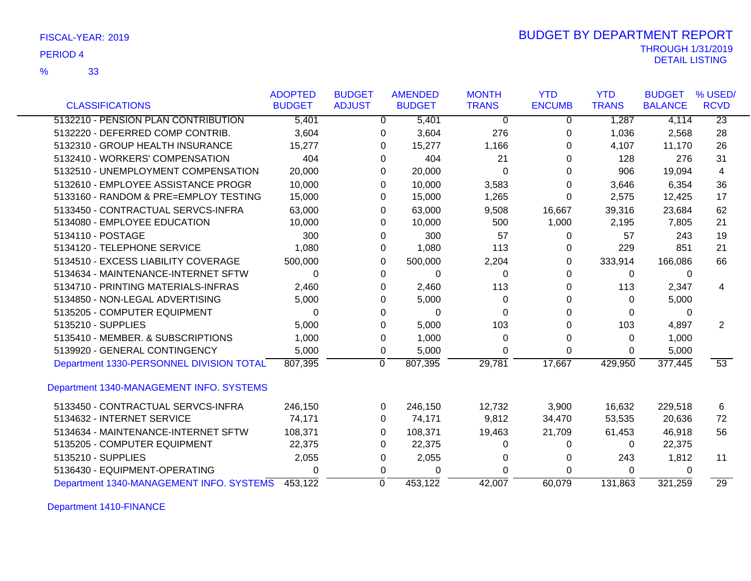FISCAL-YEAR: 2019

PERIOD 4

% 33

# BUDGET BY DEPARTMENT REPORT

THROUGH 1/31/2019

DETAIL LISTING

| CLASSIFICATIONS | ADOPTED BUDGET | BUDGET ADJUST | AMENDED BUDGET | MONTH TRANS | YTD ENCUMB | YTD TRANS | BUDGET BALANCE | % USED/ RCVD |
|---|---|---|---|---|---|---|---|---|
| 5132210 - PENSION PLAN CONTRIBUTION | 5,401 | 0 | 5,401 | 0 | 0 | 1,287 | 4,114 | 23 |
| 5132220 - DEFERRED COMP CONTRIB. | 3,604 | 0 | 3,604 | 276 | 0 | 1,036 | 2,568 | 28 |
| 5132310 - GROUP HEALTH INSURANCE | 15,277 | 0 | 15,277 | 1,166 | 0 | 4,107 | 11,170 | 26 |
| 5132410 - WORKERS' COMPENSATION | 404 | 0 | 404 | 21 | 0 | 128 | 276 | 31 |
| 5132510 - UNEMPLOYMENT COMPENSATION | 20,000 | 0 | 20,000 | 0 | 0 | 906 | 19,094 | 4 |
| 5132610 - EMPLOYEE ASSISTANCE PROGR | 10,000 | 0 | 10,000 | 3,583 | 0 | 3,646 | 6,354 | 36 |
| 5133160 - RANDOM & PRE=EMPLOY TESTING | 15,000 | 0 | 15,000 | 1,265 | 0 | 2,575 | 12,425 | 17 |
| 5133450 - CONTRACTUAL SERVCS-INFRA | 63,000 | 0 | 63,000 | 9,508 | 16,667 | 39,316 | 23,684 | 62 |
| 5134080 - EMPLOYEE EDUCATION | 10,000 | 0 | 10,000 | 500 | 1,000 | 2,195 | 7,805 | 21 |
| 5134110 - POSTAGE | 300 | 0 | 300 | 57 | 0 | 57 | 243 | 19 |
| 5134120 - TELEPHONE SERVICE | 1,080 | 0 | 1,080 | 113 | 0 | 229 | 851 | 21 |
| 5134510 - EXCESS LIABILITY COVERAGE | 500,000 | 0 | 500,000 | 2,204 | 0 | 333,914 | 166,086 | 66 |
| 5134634 - MAINTENANCE-INTERNET SFTW | 0 | 0 | 0 | 0 | 0 | 0 | 0 | |
| 5134710 - PRINTING MATERIALS-INFRAS | 2,460 | 0 | 2,460 | 113 | 0 | 113 | 2,347 | 4 |
| 5134850 - NON-LEGAL ADVERTISING | 5,000 | 0 | 5,000 | 0 | 0 | 0 | 5,000 | |
| 5135205 - COMPUTER EQUIPMENT | 0 | 0 | 0 | 0 | 0 | 0 | 0 | |
| 5135210 - SUPPLIES | 5,000 | 0 | 5,000 | 103 | 0 | 103 | 4,897 | 2 |
| 5135410 - MEMBER. & SUBSCRIPTIONS | 1,000 | 0 | 1,000 | 0 | 0 | 0 | 1,000 | |
| 5139920 - GENERAL CONTINGENCY | 5,000 | 0 | 5,000 | 0 | 0 | 0 | 5,000 | |
| Department 1330-PERSONNEL DIVISION TOTAL | 807,395 | 0 | 807,395 | 29,781 | 17,667 | 429,950 | 377,445 | 53 |

Department 1340-MANAGEMENT INFO. SYSTEMS

| CLASSIFICATIONS | ADOPTED BUDGET | BUDGET ADJUST | AMENDED BUDGET | MONTH TRANS | YTD ENCUMB | YTD TRANS | BUDGET BALANCE | % USED/ RCVD |
|---|---|---|---|---|---|---|---|---|
| 5133450 - CONTRACTUAL SERVCS-INFRA | 246,150 | 0 | 246,150 | 12,732 | 3,900 | 16,632 | 229,518 | 6 |
| 5134632 - INTERNET SERVICE | 74,171 | 0 | 74,171 | 9,812 | 34,470 | 53,535 | 20,636 | 72 |
| 5134634 - MAINTENANCE-INTERNET SFTW | 108,371 | 0 | 108,371 | 19,463 | 21,709 | 61,453 | 46,918 | 56 |
| 5135205 - COMPUTER EQUIPMENT | 22,375 | 0 | 22,375 | 0 | 0 | 0 | 22,375 | |
| 5135210 - SUPPLIES | 2,055 | 0 | 2,055 | 0 | 0 | 243 | 1,812 | 11 |
| 5136430 - EQUIPMENT-OPERATING | 0 | 0 | 0 | 0 | 0 | 0 | 0 | |
| Department 1340-MANAGEMENT INFO. SYSTEMS | 453,122 | 0 | 453,122 | 42,007 | 60,079 | 131,863 | 321,259 | 29 |

Department 1410-FINANCE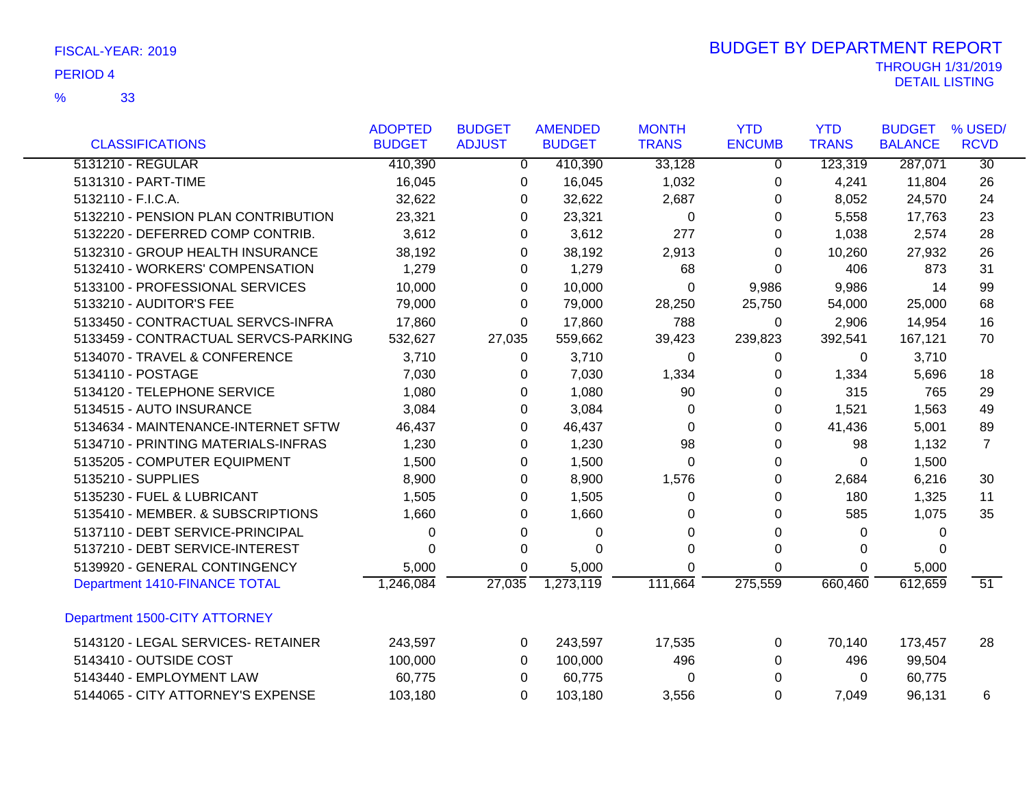FISCAL-YEAR: 2019

PERIOD 4

% 33

# BUDGET BY DEPARTMENT REPORT

THROUGH 1/31/2019
DETAIL LISTING

| CLASSIFICATIONS | ADOPTED BUDGET | BUDGET ADJUST | AMENDED BUDGET | MONTH TRANS | YTD ENCUMB | YTD TRANS | BUDGET BALANCE | % USED/ RCVD |
|---|---|---|---|---|---|---|---|---|
| 5131210 - REGULAR | 410,390 | 0 | 410,390 | 33,128 | 0 | 123,319 | 287,071 | 30 |
| 5131310 - PART-TIME | 16,045 | 0 | 16,045 | 1,032 | 0 | 4,241 | 11,804 | 26 |
| 5132110 - F.I.C.A. | 32,622 | 0 | 32,622 | 2,687 | 0 | 8,052 | 24,570 | 24 |
| 5132210 - PENSION PLAN CONTRIBUTION | 23,321 | 0 | 23,321 | 0 | 0 | 5,558 | 17,763 | 23 |
| 5132220 - DEFERRED COMP CONTRIB. | 3,612 | 0 | 3,612 | 277 | 0 | 1,038 | 2,574 | 28 |
| 5132310 - GROUP HEALTH INSURANCE | 38,192 | 0 | 38,192 | 2,913 | 0 | 10,260 | 27,932 | 26 |
| 5132410 - WORKERS' COMPENSATION | 1,279 | 0 | 1,279 | 68 | 0 | 406 | 873 | 31 |
| 5133100 - PROFESSIONAL SERVICES | 10,000 | 0 | 10,000 | 0 | 9,986 | 9,986 | 14 | 99 |
| 5133210 - AUDITOR'S FEE | 79,000 | 0 | 79,000 | 28,250 | 25,750 | 54,000 | 25,000 | 68 |
| 5133450 - CONTRACTUAL SERVCS-INFRA | 17,860 | 0 | 17,860 | 788 | 0 | 2,906 | 14,954 | 16 |
| 5133459 - CONTRACTUAL SERVCS-PARKING | 532,627 | 27,035 | 559,662 | 39,423 | 239,823 | 392,541 | 167,121 | 70 |
| 5134070 - TRAVEL & CONFERENCE | 3,710 | 0 | 3,710 | 0 | 0 | 0 | 3,710 | |
| 5134110 - POSTAGE | 7,030 | 0 | 7,030 | 1,334 | 0 | 1,334 | 5,696 | 18 |
| 5134120 - TELEPHONE SERVICE | 1,080 | 0 | 1,080 | 90 | 0 | 315 | 765 | 29 |
| 5134515 - AUTO INSURANCE | 3,084 | 0 | 3,084 | 0 | 0 | 1,521 | 1,563 | 49 |
| 5134634 - MAINTENANCE-INTERNET SFTW | 46,437 | 0 | 46,437 | 0 | 0 | 41,436 | 5,001 | 89 |
| 5134710 - PRINTING MATERIALS-INFRAS | 1,230 | 0 | 1,230 | 98 | 0 | 98 | 1,132 | 7 |
| 5135205 - COMPUTER EQUIPMENT | 1,500 | 0 | 1,500 | 0 | 0 | 0 | 1,500 | |
| 5135210 - SUPPLIES | 8,900 | 0 | 8,900 | 1,576 | 0 | 2,684 | 6,216 | 30 |
| 5135230 - FUEL & LUBRICANT | 1,505 | 0 | 1,505 | 0 | 0 | 180 | 1,325 | 11 |
| 5135410 - MEMBER. & SUBSCRIPTIONS | 1,660 | 0 | 1,660 | 0 | 0 | 585 | 1,075 | 35 |
| 5137110 - DEBT SERVICE-PRINCIPAL | 0 | 0 | 0 | 0 | 0 | 0 | 0 | |
| 5137210 - DEBT SERVICE-INTEREST | 0 | 0 | 0 | 0 | 0 | 0 | 0 | |
| 5139920 - GENERAL CONTINGENCY | 5,000 | 0 | 5,000 | 0 | 0 | 0 | 5,000 | |
| Department 1410-FINANCE TOTAL | 1,246,084 | 27,035 | 1,273,119 | 111,664 | 275,559 | 660,460 | 612,659 | 51 |
| Department 1500-CITY ATTORNEY | | | | | | | | |
| 5143120 - LEGAL SERVICES- RETAINER | 243,597 | 0 | 243,597 | 17,535 | 0 | 70,140 | 173,457 | 28 |
| 5143410 - OUTSIDE COST | 100,000 | 0 | 100,000 | 496 | 0 | 496 | 99,504 | |
| 5143440 - EMPLOYMENT LAW | 60,775 | 0 | 60,775 | 0 | 0 | 0 | 60,775 | |
| 5144065 - CITY ATTORNEY'S EXPENSE | 103,180 | 0 | 103,180 | 3,556 | 0 | 7,049 | 96,131 | 6 |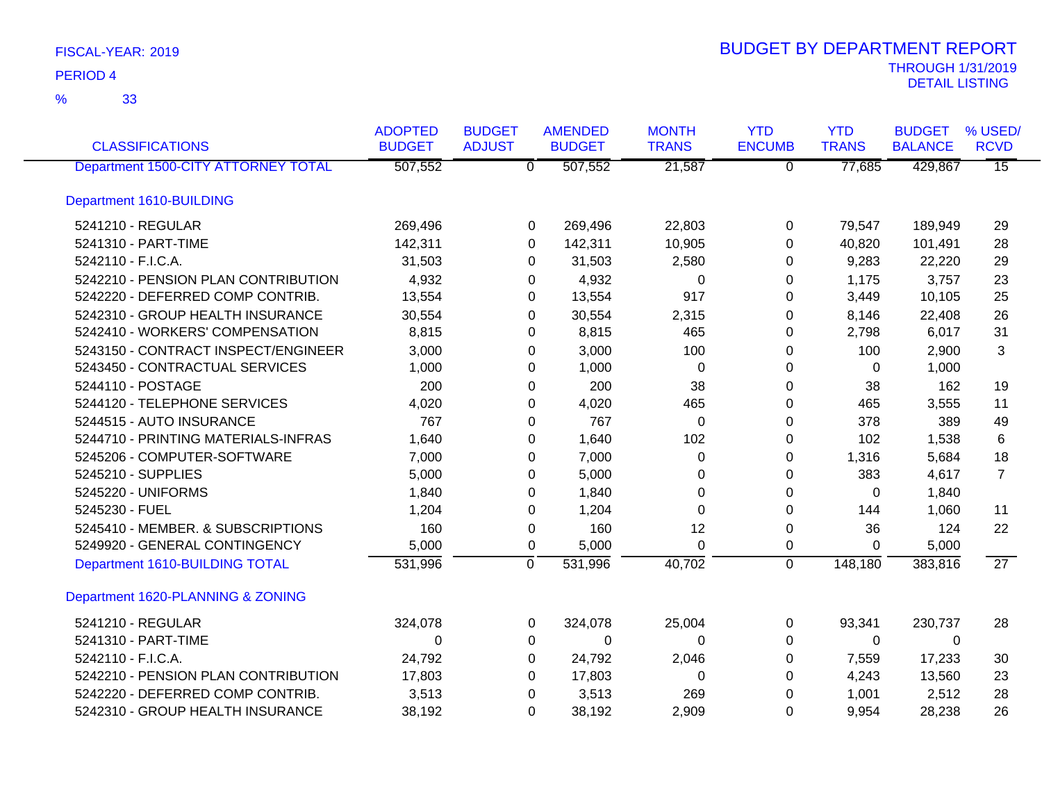FISCAL-YEAR: 2019

PERIOD 4

% 33

# BUDGET BY DEPARTMENT REPORT

THROUGH 1/31/2019

DETAIL LISTING

| CLASSIFICATIONS | ADOPTED BUDGET | BUDGET ADJUST | AMENDED BUDGET | MONTH TRANS | YTD ENCUMB | YTD TRANS | BUDGET BALANCE | % USED/ RCVD |
|---|---|---|---|---|---|---|---|---|
| Department 1500-CITY ATTORNEY TOTAL | 507,552 | 0 | 507,552 | 21,587 | 0 | 77,685 | 429,867 | 15 |
| **Department 1610-BUILDING** | | | | | | | | |
| 5241210 - REGULAR | 269,496 | 0 | 269,496 | 22,803 | 0 | 79,547 | 189,949 | 29 |
| 5241310 - PART-TIME | 142,311 | 0 | 142,311 | 10,905 | 0 | 40,820 | 101,491 | 28 |
| 5242110 - F.I.C.A. | 31,503 | 0 | 31,503 | 2,580 | 0 | 9,283 | 22,220 | 29 |
| 5242210 - PENSION PLAN CONTRIBUTION | 4,932 | 0 | 4,932 | 0 | 0 | 1,175 | 3,757 | 23 |
| 5242220 - DEFERRED COMP CONTRIB. | 13,554 | 0 | 13,554 | 917 | 0 | 3,449 | 10,105 | 25 |
| 5242310 - GROUP HEALTH INSURANCE | 30,554 | 0 | 30,554 | 2,315 | 0 | 8,146 | 22,408 | 26 |
| 5242410 - WORKERS' COMPENSATION | 8,815 | 0 | 8,815 | 465 | 0 | 2,798 | 6,017 | 31 |
| 5243150 - CONTRACT INSPECT/ENGINEER | 3,000 | 0 | 3,000 | 100 | 0 | 100 | 2,900 | 3 |
| 5243450 - CONTRACTUAL SERVICES | 1,000 | 0 | 1,000 | 0 | 0 | 0 | 1,000 | |
| 5244110 - POSTAGE | 200 | 0 | 200 | 38 | 0 | 38 | 162 | 19 |
| 5244120 - TELEPHONE SERVICES | 4,020 | 0 | 4,020 | 465 | 0 | 465 | 3,555 | 11 |
| 5244515 - AUTO INSURANCE | 767 | 0 | 767 | 0 | 0 | 378 | 389 | 49 |
| 5244710 - PRINTING MATERIALS-INFRAS | 1,640 | 0 | 1,640 | 102 | 0 | 102 | 1,538 | 6 |
| 5245206 - COMPUTER-SOFTWARE | 7,000 | 0 | 7,000 | 0 | 0 | 1,316 | 5,684 | 18 |
| 5245210 - SUPPLIES | 5,000 | 0 | 5,000 | 0 | 0 | 383 | 4,617 | 7 |
| 5245220 - UNIFORMS | 1,840 | 0 | 1,840 | 0 | 0 | 0 | 1,840 | |
| 5245230 - FUEL | 1,204 | 0 | 1,204 | 0 | 0 | 144 | 1,060 | 11 |
| 5245410 - MEMBER. & SUBSCRIPTIONS | 160 | 0 | 160 | 12 | 0 | 36 | 124 | 22 |
| 5249920 - GENERAL CONTINGENCY | 5,000 | 0 | 5,000 | 0 | 0 | 0 | 5,000 | |
| Department 1610-BUILDING TOTAL | 531,996 | 0 | 531,996 | 40,702 | 0 | 148,180 | 383,816 | 27 |
| **Department 1620-PLANNING & ZONING** | | | | | | | | |
| 5241210 - REGULAR | 324,078 | 0 | 324,078 | 25,004 | 0 | 93,341 | 230,737 | 28 |
| 5241310 - PART-TIME | 0 | 0 | 0 | 0 | 0 | 0 | 0 | |
| 5242110 - F.I.C.A. | 24,792 | 0 | 24,792 | 2,046 | 0 | 7,559 | 17,233 | 30 |
| 5242210 - PENSION PLAN CONTRIBUTION | 17,803 | 0 | 17,803 | 0 | 0 | 4,243 | 13,560 | 23 |
| 5242220 - DEFERRED COMP CONTRIB. | 3,513 | 0 | 3,513 | 269 | 0 | 1,001 | 2,512 | 28 |
| 5242310 - GROUP HEALTH INSURANCE | 38,192 | 0 | 38,192 | 2,909 | 0 | 9,954 | 28,238 | 26 |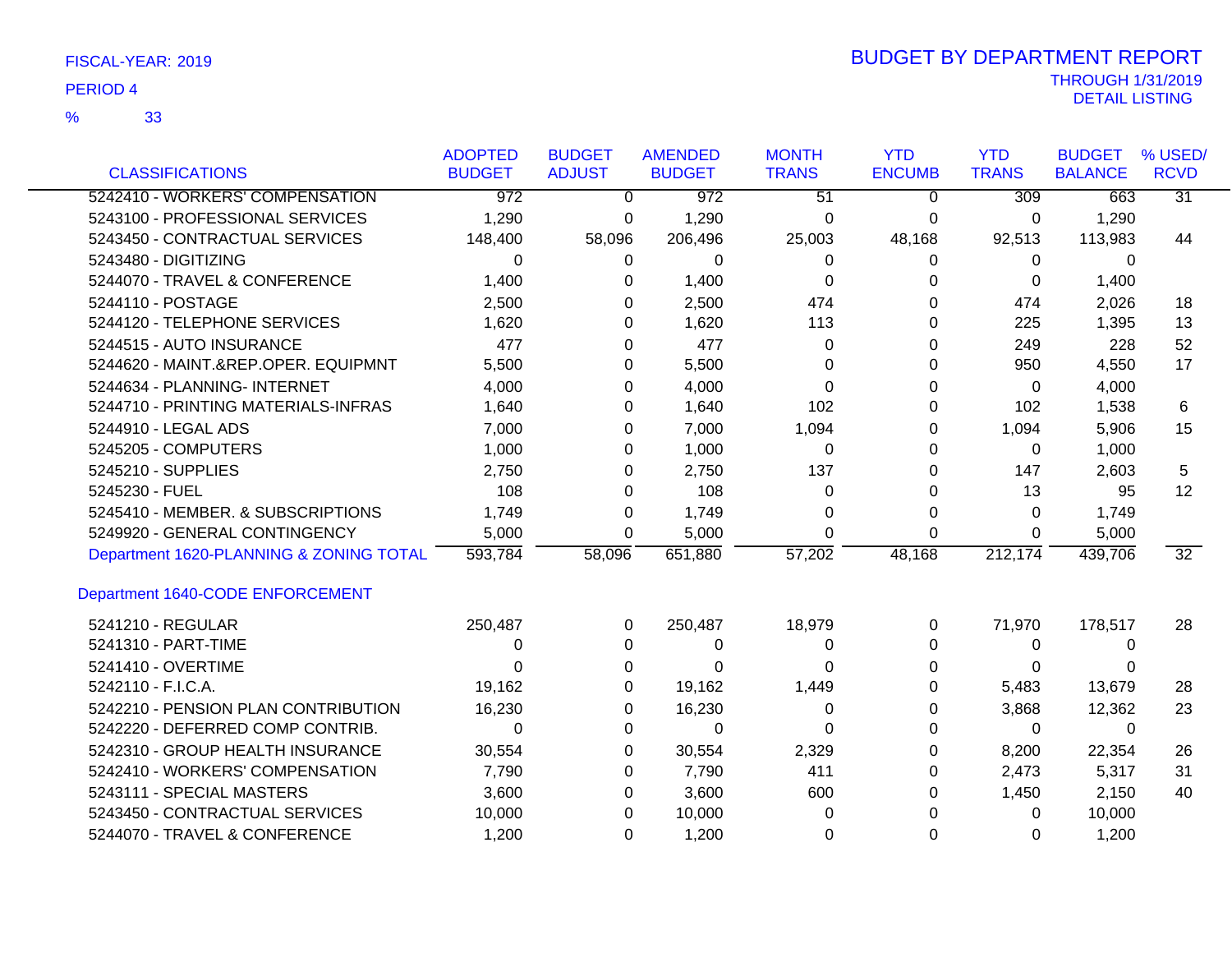FISCAL-YEAR: 2019

PERIOD 4

% 33

# BUDGET BY DEPARTMENT REPORT

THROUGH 1/31/2019

DETAIL LISTING

| CLASSIFICATIONS | ADOPTED BUDGET | BUDGET ADJUST | AMENDED BUDGET | MONTH TRANS | YTD ENCUMB | YTD TRANS | BUDGET BALANCE | % USED/ RCVD |
|---|---|---|---|---|---|---|---|---|
| 5242410 - WORKERS' COMPENSATION | 972 | 0 | 972 | 51 | 0 | 309 | 663 | 31 |
| 5243100 - PROFESSIONAL SERVICES | 1,290 | 0 | 1,290 | 0 | 0 | 0 | 1,290 | |
| 5243450 - CONTRACTUAL SERVICES | 148,400 | 58,096 | 206,496 | 25,003 | 48,168 | 92,513 | 113,983 | 44 |
| 5243480 - DIGITIZING | 0 | 0 | 0 | 0 | 0 | 0 | 0 | |
| 5244070 - TRAVEL & CONFERENCE | 1,400 | 0 | 1,400 | 0 | 0 | 0 | 1,400 | |
| 5244110 - POSTAGE | 2,500 | 0 | 2,500 | 474 | 0 | 474 | 2,026 | 18 |
| 5244120 - TELEPHONE SERVICES | 1,620 | 0 | 1,620 | 113 | 0 | 225 | 1,395 | 13 |
| 5244515 - AUTO INSURANCE | 477 | 0 | 477 | 0 | 0 | 249 | 228 | 52 |
| 5244620 - MAINT.&REP.OPER. EQUIPMNT | 5,500 | 0 | 5,500 | 0 | 0 | 950 | 4,550 | 17 |
| 5244634 - PLANNING- INTERNET | 4,000 | 0 | 4,000 | 0 | 0 | 0 | 4,000 | |
| 5244710 - PRINTING MATERIALS-INFRAS | 1,640 | 0 | 1,640 | 102 | 0 | 102 | 1,538 | 6 |
| 5244910 - LEGAL ADS | 7,000 | 0 | 7,000 | 1,094 | 0 | 1,094 | 5,906 | 15 |
| 5245205 - COMPUTERS | 1,000 | 0 | 1,000 | 0 | 0 | 0 | 1,000 | |
| 5245210 - SUPPLIES | 2,750 | 0 | 2,750 | 137 | 0 | 147 | 2,603 | 5 |
| 5245230 - FUEL | 108 | 0 | 108 | 0 | 0 | 13 | 95 | 12 |
| 5245410 - MEMBER. & SUBSCRIPTIONS | 1,749 | 0 | 1,749 | 0 | 0 | 0 | 1,749 | |
| 5249920 - GENERAL CONTINGENCY | 5,000 | 0 | 5,000 | 0 | 0 | 0 | 5,000 | |
| Department 1620-PLANNING & ZONING TOTAL | 593,784 | 58,096 | 651,880 | 57,202 | 48,168 | 212,174 | 439,706 | 32 |

## Department 1640-CODE ENFORCEMENT

| CLASSIFICATIONS | ADOPTED BUDGET | BUDGET ADJUST | AMENDED BUDGET | MONTH TRANS | YTD ENCUMB | YTD TRANS | BUDGET BALANCE | % USED/ RCVD |
|---|---|---|---|---|---|---|---|---|
| 5241210 - REGULAR | 250,487 | 0 | 250,487 | 18,979 | 0 | 71,970 | 178,517 | 28 |
| 5241310 - PART-TIME | 0 | 0 | 0 | 0 | 0 | 0 | 0 | |
| 5241410 - OVERTIME | 0 | 0 | 0 | 0 | 0 | 0 | 0 | |
| 5242110 - F.I.C.A. | 19,162 | 0 | 19,162 | 1,449 | 0 | 5,483 | 13,679 | 28 |
| 5242210 - PENSION PLAN CONTRIBUTION | 16,230 | 0 | 16,230 | 0 | 0 | 3,868 | 12,362 | 23 |
| 5242220 - DEFERRED COMP CONTRIB. | 0 | 0 | 0 | 0 | 0 | 0 | 0 | |
| 5242310 - GROUP HEALTH INSURANCE | 30,554 | 0 | 30,554 | 2,329 | 0 | 8,200 | 22,354 | 26 |
| 5242410 - WORKERS' COMPENSATION | 7,790 | 0 | 7,790 | 411 | 0 | 2,473 | 5,317 | 31 |
| 5243111 - SPECIAL MASTERS | 3,600 | 0 | 3,600 | 600 | 0 | 1,450 | 2,150 | 40 |
| 5243450 - CONTRACTUAL SERVICES | 10,000 | 0 | 10,000 | 0 | 0 | 0 | 10,000 | |
| 5244070 - TRAVEL & CONFERENCE | 1,200 | 0 | 1,200 | 0 | 0 | 0 | 1,200 | |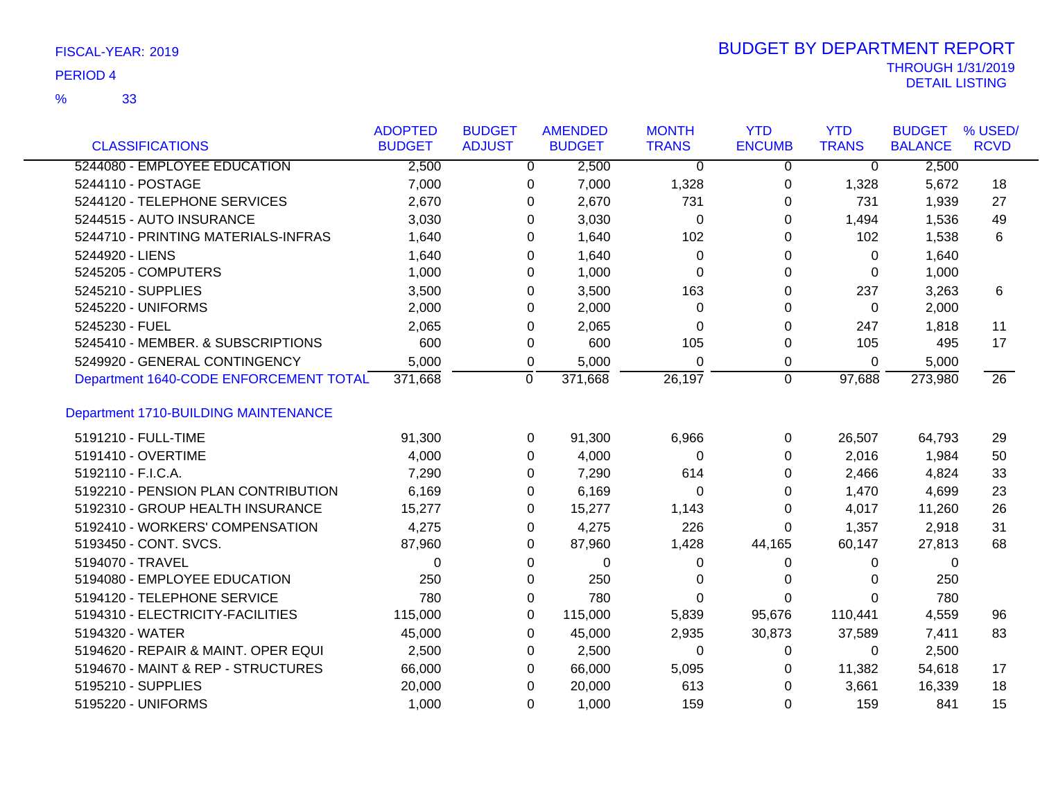FISCAL-YEAR: 2019

PERIOD 4

% 33

# BUDGET BY DEPARTMENT REPORT

THROUGH 1/31/2019

DETAIL LISTING

| CLASSIFICATIONS | ADOPTED BUDGET | BUDGET ADJUST | AMENDED BUDGET | MONTH TRANS | YTD ENCUMB | YTD TRANS | BUDGET BALANCE | % USED/ RCVD |
|---|---|---|---|---|---|---|---|---|
| 5244080 - EMPLOYEE EDUCATION | 2,500 | 0 | 2,500 | 0 | 0 | 0 | 2,500 | |
| 5244110 - POSTAGE | 7,000 | 0 | 7,000 | 1,328 | 0 | 1,328 | 5,672 | 18 |
| 5244120 - TELEPHONE SERVICES | 2,670 | 0 | 2,670 | 731 | 0 | 731 | 1,939 | 27 |
| 5244515 - AUTO INSURANCE | 3,030 | 0 | 3,030 | 0 | 0 | 1,494 | 1,536 | 49 |
| 5244710 - PRINTING MATERIALS-INFRAS | 1,640 | 0 | 1,640 | 102 | 0 | 102 | 1,538 | 6 |
| 5244920 - LIENS | 1,640 | 0 | 1,640 | 0 | 0 | 0 | 1,640 | |
| 5245205 - COMPUTERS | 1,000 | 0 | 1,000 | 0 | 0 | 0 | 1,000 | |
| 5245210 - SUPPLIES | 3,500 | 0 | 3,500 | 163 | 0 | 237 | 3,263 | 6 |
| 5245220 - UNIFORMS | 2,000 | 0 | 2,000 | 0 | 0 | 0 | 2,000 | |
| 5245230 - FUEL | 2,065 | 0 | 2,065 | 0 | 0 | 247 | 1,818 | 11 |
| 5245410 - MEMBER. & SUBSCRIPTIONS | 600 | 0 | 600 | 105 | 0 | 105 | 495 | 17 |
| 5249920 - GENERAL CONTINGENCY | 5,000 | 0 | 5,000 | 0 | 0 | 0 | 5,000 | |
| Department 1640-CODE ENFORCEMENT TOTAL | 371,668 | 0 | 371,668 | 26,197 | 0 | 97,688 | 273,980 | 26 |
| **Department 1710-BUILDING MAINTENANCE** | | | | | | | | |
| 5191210 - FULL-TIME | 91,300 | 0 | 91,300 | 6,966 | 0 | 26,507 | 64,793 | 29 |
| 5191410 - OVERTIME | 4,000 | 0 | 4,000 | 0 | 0 | 2,016 | 1,984 | 50 |
| 5192110 - F.I.C.A. | 7,290 | 0 | 7,290 | 614 | 0 | 2,466 | 4,824 | 33 |
| 5192210 - PENSION PLAN CONTRIBUTION | 6,169 | 0 | 6,169 | 0 | 0 | 1,470 | 4,699 | 23 |
| 5192310 - GROUP HEALTH INSURANCE | 15,277 | 0 | 15,277 | 1,143 | 0 | 4,017 | 11,260 | 26 |
| 5192410 - WORKERS' COMPENSATION | 4,275 | 0 | 4,275 | 226 | 0 | 1,357 | 2,918 | 31 |
| 5193450 - CONT. SVCS. | 87,960 | 0 | 87,960 | 1,428 | 44,165 | 60,147 | 27,813 | 68 |
| 5194070 - TRAVEL | 0 | 0 | 0 | 0 | 0 | 0 | 0 | |
| 5194080 - EMPLOYEE EDUCATION | 250 | 0 | 250 | 0 | 0 | 0 | 250 | |
| 5194120 - TELEPHONE SERVICE | 780 | 0 | 780 | 0 | 0 | 0 | 780 | |
| 5194310 - ELECTRICITY-FACILITIES | 115,000 | 0 | 115,000 | 5,839 | 95,676 | 110,441 | 4,559 | 96 |
| 5194320 - WATER | 45,000 | 0 | 45,000 | 2,935 | 30,873 | 37,589 | 7,411 | 83 |
| 5194620 - REPAIR & MAINT. OPER EQUI | 2,500 | 0 | 2,500 | 0 | 0 | 0 | 2,500 | |
| 5194670 - MAINT & REP - STRUCTURES | 66,000 | 0 | 66,000 | 5,095 | 0 | 11,382 | 54,618 | 17 |
| 5195210 - SUPPLIES | 20,000 | 0 | 20,000 | 613 | 0 | 3,661 | 16,339 | 18 |
| 5195220 - UNIFORMS | 1,000 | 0 | 1,000 | 159 | 0 | 159 | 841 | 15 |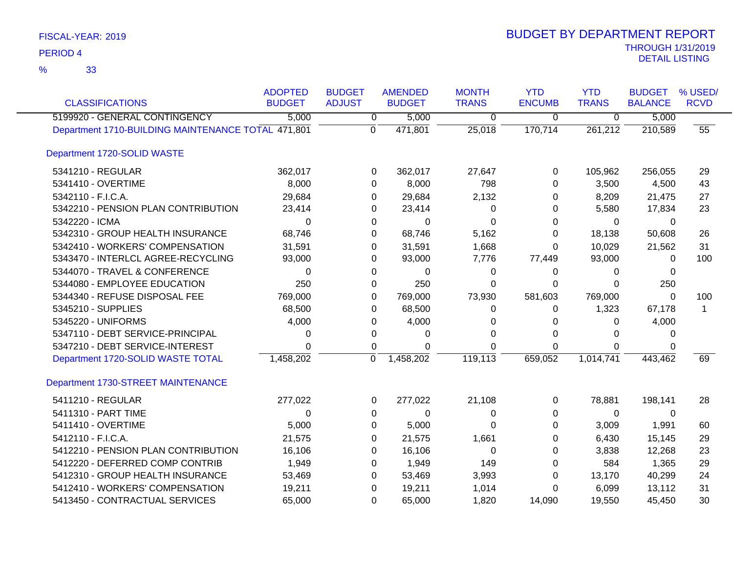FISCAL-YEAR: 2019

PERIOD 4

% 33

# BUDGET BY DEPARTMENT REPORT

THROUGH 1/31/2019
DETAIL LISTING

| CLASSIFICATIONS | ADOPTED BUDGET | BUDGET ADJUST | AMENDED BUDGET | MONTH TRANS | YTD ENCUMB | YTD TRANS | BUDGET BALANCE | % USED/ RCVD |
|---|---|---|---|---|---|---|---|---|
| 5199920 - GENERAL CONTINGENCY | 5,000 | 0 | 5,000 | 0 | 0 | 0 | 5,000 | |
| Department 1710-BUILDING MAINTENANCE TOTAL | 471,801 | 0 | 471,801 | 25,018 | 170,714 | 261,212 | 210,589 | 55 |
| **Department 1720-SOLID WASTE** | | | | | | | | |
| 5341210 - REGULAR | 362,017 | 0 | 362,017 | 27,647 | 0 | 105,962 | 256,055 | 29 |
| 5341410 - OVERTIME | 8,000 | 0 | 8,000 | 798 | 0 | 3,500 | 4,500 | 43 |
| 5342110 - F.I.C.A. | 29,684 | 0 | 29,684 | 2,132 | 0 | 8,209 | 21,475 | 27 |
| 5342210 - PENSION PLAN CONTRIBUTION | 23,414 | 0 | 23,414 | 0 | 0 | 5,580 | 17,834 | 23 |
| 5342220 - ICMA | 0 | 0 | 0 | 0 | 0 | 0 | 0 | |
| 5342310 - GROUP HEALTH INSURANCE | 68,746 | 0 | 68,746 | 5,162 | 0 | 18,138 | 50,608 | 26 |
| 5342410 - WORKERS' COMPENSATION | 31,591 | 0 | 31,591 | 1,668 | 0 | 10,029 | 21,562 | 31 |
| 5343470 - INTERLCL AGREE-RECYCLING | 93,000 | 0 | 93,000 | 7,776 | 77,449 | 93,000 | 0 | 100 |
| 5344070 - TRAVEL & CONFERENCE | 0 | 0 | 0 | 0 | 0 | 0 | 0 | |
| 5344080 - EMPLOYEE EDUCATION | 250 | 0 | 250 | 0 | 0 | 0 | 250 | |
| 5344340 - REFUSE DISPOSAL FEE | 769,000 | 0 | 769,000 | 73,930 | 581,603 | 769,000 | 0 | 100 |
| 5345210 - SUPPLIES | 68,500 | 0 | 68,500 | 0 | 0 | 1,323 | 67,178 | 1 |
| 5345220 - UNIFORMS | 4,000 | 0 | 4,000 | 0 | 0 | 0 | 4,000 | |
| 5347110 - DEBT SERVICE-PRINCIPAL | 0 | 0 | 0 | 0 | 0 | 0 | 0 | |
| 5347210 - DEBT SERVICE-INTEREST | 0 | 0 | 0 | 0 | 0 | 0 | 0 | |
| Department 1720-SOLID WASTE TOTAL | 1,458,202 | 0 | 1,458,202 | 119,113 | 659,052 | 1,014,741 | 443,462 | 69 |
| **Department 1730-STREET MAINTENANCE** | | | | | | | | |
| 5411210 - REGULAR | 277,022 | 0 | 277,022 | 21,108 | 0 | 78,881 | 198,141 | 28 |
| 5411310 - PART TIME | 0 | 0 | 0 | 0 | 0 | 0 | 0 | |
| 5411410 - OVERTIME | 5,000 | 0 | 5,000 | 0 | 0 | 3,009 | 1,991 | 60 |
| 5412110 - F.I.C.A. | 21,575 | 0 | 21,575 | 1,661 | 0 | 6,430 | 15,145 | 29 |
| 5412210 - PENSION PLAN CONTRIBUTION | 16,106 | 0 | 16,106 | 0 | 0 | 3,838 | 12,268 | 23 |
| 5412220 - DEFERRED COMP CONTRIB | 1,949 | 0 | 1,949 | 149 | 0 | 584 | 1,365 | 29 |
| 5412310 - GROUP HEALTH INSURANCE | 53,469 | 0 | 53,469 | 3,993 | 0 | 13,170 | 40,299 | 24 |
| 5412410 - WORKERS' COMPENSATION | 19,211 | 0 | 19,211 | 1,014 | 0 | 6,099 | 13,112 | 31 |
| 5413450 - CONTRACTUAL SERVICES | 65,000 | 0 | 65,000 | 1,820 | 14,090 | 19,550 | 45,450 | 30 |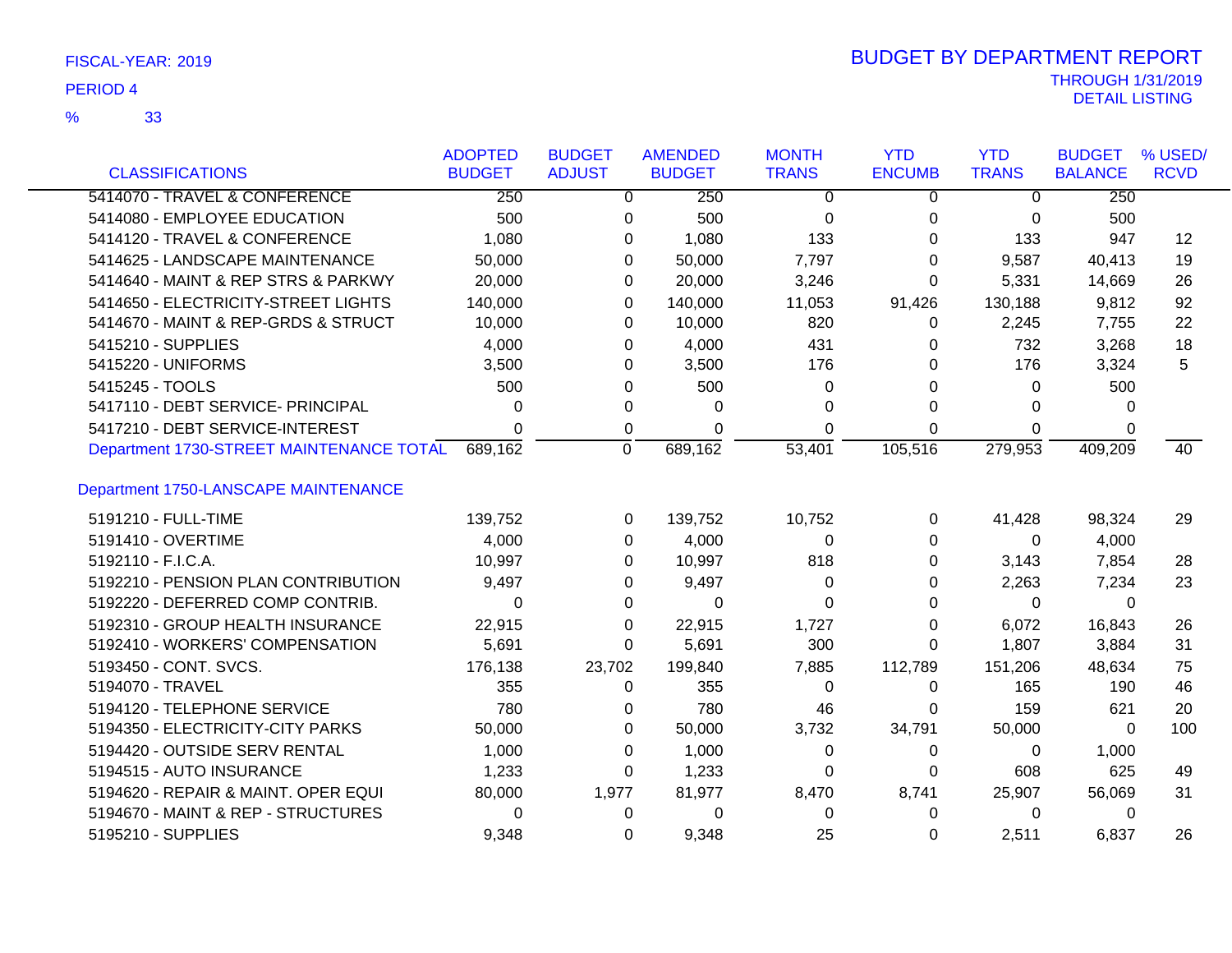FISCAL-YEAR: 2019

PERIOD 4

% 33

# BUDGET BY DEPARTMENT REPORT

THROUGH 1/31/2019
DETAIL LISTING

| CLASSIFICATIONS | ADOPTED BUDGET | BUDGET ADJUST | AMENDED BUDGET | MONTH TRANS | YTD ENCUMB | YTD TRANS | BUDGET BALANCE | % USED/ RCVD |
|---|---|---|---|---|---|---|---|---|
| 5414070 - TRAVEL & CONFERENCE | 250 | 0 | 250 | 0 | 0 | 0 | 250 | |
| 5414080 - EMPLOYEE EDUCATION | 500 | 0 | 500 | 0 | 0 | 0 | 500 | |
| 5414120 - TRAVEL & CONFERENCE | 1,080 | 0 | 1,080 | 133 | 0 | 133 | 947 | 12 |
| 5414625 - LANDSCAPE MAINTENANCE | 50,000 | 0 | 50,000 | 7,797 | 0 | 9,587 | 40,413 | 19 |
| 5414640 - MAINT & REP STRS & PARKWY | 20,000 | 0 | 20,000 | 3,246 | 0 | 5,331 | 14,669 | 26 |
| 5414650 - ELECTRICITY-STREET LIGHTS | 140,000 | 0 | 140,000 | 11,053 | 91,426 | 130,188 | 9,812 | 92 |
| 5414670 - MAINT & REP-GRDS & STRUCT | 10,000 | 0 | 10,000 | 820 | 0 | 2,245 | 7,755 | 22 |
| 5415210 - SUPPLIES | 4,000 | 0 | 4,000 | 431 | 0 | 732 | 3,268 | 18 |
| 5415220 - UNIFORMS | 3,500 | 0 | 3,500 | 176 | 0 | 176 | 3,324 | 5 |
| 5415245 - TOOLS | 500 | 0 | 500 | 0 | 0 | 0 | 500 | |
| 5417110 - DEBT SERVICE- PRINCIPAL | 0 | 0 | 0 | 0 | 0 | 0 | 0 | |
| 5417210 - DEBT SERVICE-INTEREST | 0 | 0 | 0 | 0 | 0 | 0 | 0 | |
| Department 1730-STREET MAINTENANCE TOTAL | 689,162 | 0 | 689,162 | 53,401 | 105,516 | 279,953 | 409,209 | 40 |
| **Department 1750-LANSCAPE MAINTENANCE** | | | | | | | | |
| 5191210 - FULL-TIME | 139,752 | 0 | 139,752 | 10,752 | 0 | 41,428 | 98,324 | 29 |
| 5191410 - OVERTIME | 4,000 | 0 | 4,000 | 0 | 0 | 0 | 4,000 | |
| 5192110 - F.I.C.A. | 10,997 | 0 | 10,997 | 818 | 0 | 3,143 | 7,854 | 28 |
| 5192210 - PENSION PLAN CONTRIBUTION | 9,497 | 0 | 9,497 | 0 | 0 | 2,263 | 7,234 | 23 |
| 5192220 - DEFERRED COMP CONTRIB. | 0 | 0 | 0 | 0 | 0 | 0 | 0 | |
| 5192310 - GROUP HEALTH INSURANCE | 22,915 | 0 | 22,915 | 1,727 | 0 | 6,072 | 16,843 | 26 |
| 5192410 - WORKERS' COMPENSATION | 5,691 | 0 | 5,691 | 300 | 0 | 1,807 | 3,884 | 31 |
| 5193450 - CONT. SVCS. | 176,138 | 23,702 | 199,840 | 7,885 | 112,789 | 151,206 | 48,634 | 75 |
| 5194070 - TRAVEL | 355 | 0 | 355 | 0 | 0 | 165 | 190 | 46 |
| 5194120 - TELEPHONE SERVICE | 780 | 0 | 780 | 46 | 0 | 159 | 621 | 20 |
| 5194350 - ELECTRICITY-CITY PARKS | 50,000 | 0 | 50,000 | 3,732 | 34,791 | 50,000 | 0 | 100 |
| 5194420 - OUTSIDE SERV RENTAL | 1,000 | 0 | 1,000 | 0 | 0 | 0 | 1,000 | |
| 5194515 - AUTO INSURANCE | 1,233 | 0 | 1,233 | 0 | 0 | 608 | 625 | 49 |
| 5194620 - REPAIR & MAINT. OPER EQUI | 80,000 | 1,977 | 81,977 | 8,470 | 8,741 | 25,907 | 56,069 | 31 |
| 5194670 - MAINT & REP - STRUCTURES | 0 | 0 | 0 | 0 | 0 | 0 | 0 | |
| 5195210 - SUPPLIES | 9,348 | 0 | 9,348 | 25 | 0 | 2,511 | 6,837 | 26 |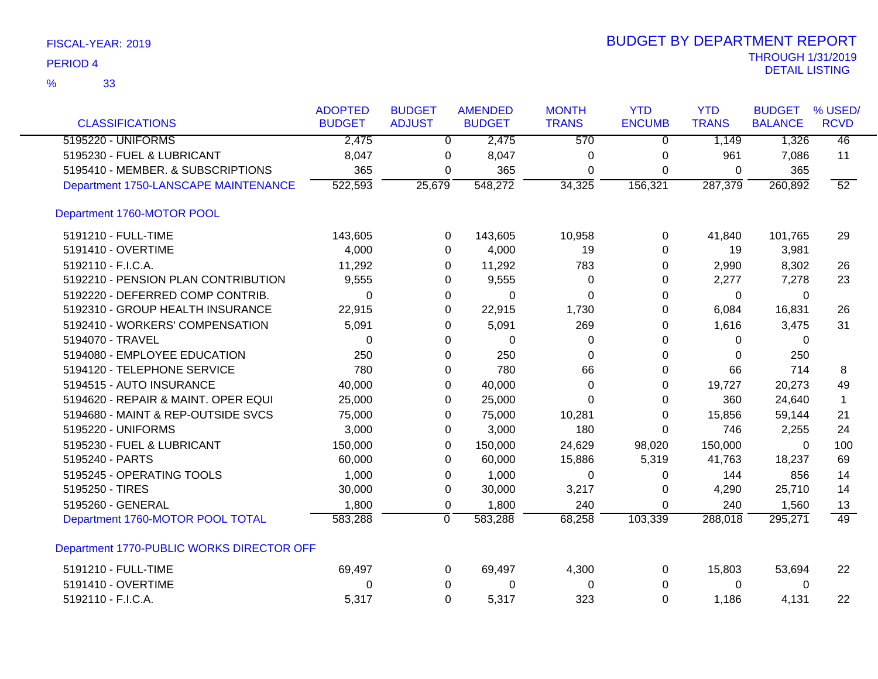FISCAL-YEAR: 2019

PERIOD 4

% 33

# BUDGET BY DEPARTMENT REPORT

THROUGH 1/31/2019
DETAIL LISTING

| CLASSIFICATIONS | ADOPTED BUDGET | BUDGET ADJUST | AMENDED BUDGET | MONTH TRANS | YTD ENCUMB | YTD TRANS | BUDGET BALANCE | % USED/ RCVD |
|---|---|---|---|---|---|---|---|---|
| 5195220 - UNIFORMS | 2,475 | 0 | 2,475 | 570 | 0 | 1,149 | 1,326 | 46 |
| 5195230 - FUEL & LUBRICANT | 8,047 | 0 | 8,047 | 0 | 0 | 961 | 7,086 | 11 |
| 5195410 - MEMBER. & SUBSCRIPTIONS | 365 | 0 | 365 | 0 | 0 | 0 | 365 | |
| Department 1750-LANSCAPE MAINTENANCE | 522,593 | 25,679 | 548,272 | 34,325 | 156,321 | 287,379 | 260,892 | 52 |
| **Department 1760-MOTOR POOL** | | | | | | | | |
| 5191210 - FULL-TIME | 143,605 | 0 | 143,605 | 10,958 | 0 | 41,840 | 101,765 | 29 |
| 5191410 - OVERTIME | 4,000 | 0 | 4,000 | 19 | 0 | 19 | 3,981 | |
| 5192110 - F.I.C.A. | 11,292 | 0 | 11,292 | 783 | 0 | 2,990 | 8,302 | 26 |
| 5192210 - PENSION PLAN CONTRIBUTION | 9,555 | 0 | 9,555 | 0 | 0 | 2,277 | 7,278 | 23 |
| 5192220 - DEFERRED COMP CONTRIB. | 0 | 0 | 0 | 0 | 0 | 0 | 0 | |
| 5192310 - GROUP HEALTH INSURANCE | 22,915 | 0 | 22,915 | 1,730 | 0 | 6,084 | 16,831 | 26 |
| 5192410 - WORKERS' COMPENSATION | 5,091 | 0 | 5,091 | 269 | 0 | 1,616 | 3,475 | 31 |
| 5194070 - TRAVEL | 0 | 0 | 0 | 0 | 0 | 0 | 0 | |
| 5194080 - EMPLOYEE EDUCATION | 250 | 0 | 250 | 0 | 0 | 0 | 250 | |
| 5194120 - TELEPHONE SERVICE | 780 | 0 | 780 | 66 | 0 | 66 | 714 | 8 |
| 5194515 - AUTO INSURANCE | 40,000 | 0 | 40,000 | 0 | 0 | 19,727 | 20,273 | 49 |
| 5194620 - REPAIR & MAINT. OPER EQUI | 25,000 | 0 | 25,000 | 0 | 0 | 360 | 24,640 | 1 |
| 5194680 - MAINT & REP-OUTSIDE SVCS | 75,000 | 0 | 75,000 | 10,281 | 0 | 15,856 | 59,144 | 21 |
| 5195220 - UNIFORMS | 3,000 | 0 | 3,000 | 180 | 0 | 746 | 2,255 | 24 |
| 5195230 - FUEL & LUBRICANT | 150,000 | 0 | 150,000 | 24,629 | 98,020 | 150,000 | 0 | 100 |
| 5195240 - PARTS | 60,000 | 0 | 60,000 | 15,886 | 5,319 | 41,763 | 18,237 | 69 |
| 5195245 - OPERATING TOOLS | 1,000 | 0 | 1,000 | 0 | 0 | 144 | 856 | 14 |
| 5195250 - TIRES | 30,000 | 0 | 30,000 | 3,217 | 0 | 4,290 | 25,710 | 14 |
| 5195260 - GENERAL | 1,800 | 0 | 1,800 | 240 | 0 | 240 | 1,560 | 13 |
| Department 1760-MOTOR POOL TOTAL | 583,288 | 0 | 583,288 | 68,258 | 103,339 | 288,018 | 295,271 | 49 |
| **Department 1770-PUBLIC WORKS DIRECTOR OFF** | | | | | | | | |
| 5191210 - FULL-TIME | 69,497 | 0 | 69,497 | 4,300 | 0 | 15,803 | 53,694 | 22 |
| 5191410 - OVERTIME | 0 | 0 | 0 | 0 | 0 | 0 | 0 | |
| 5192110 - F.I.C.A. | 5,317 | 0 | 5,317 | 323 | 0 | 1,186 | 4,131 | 22 |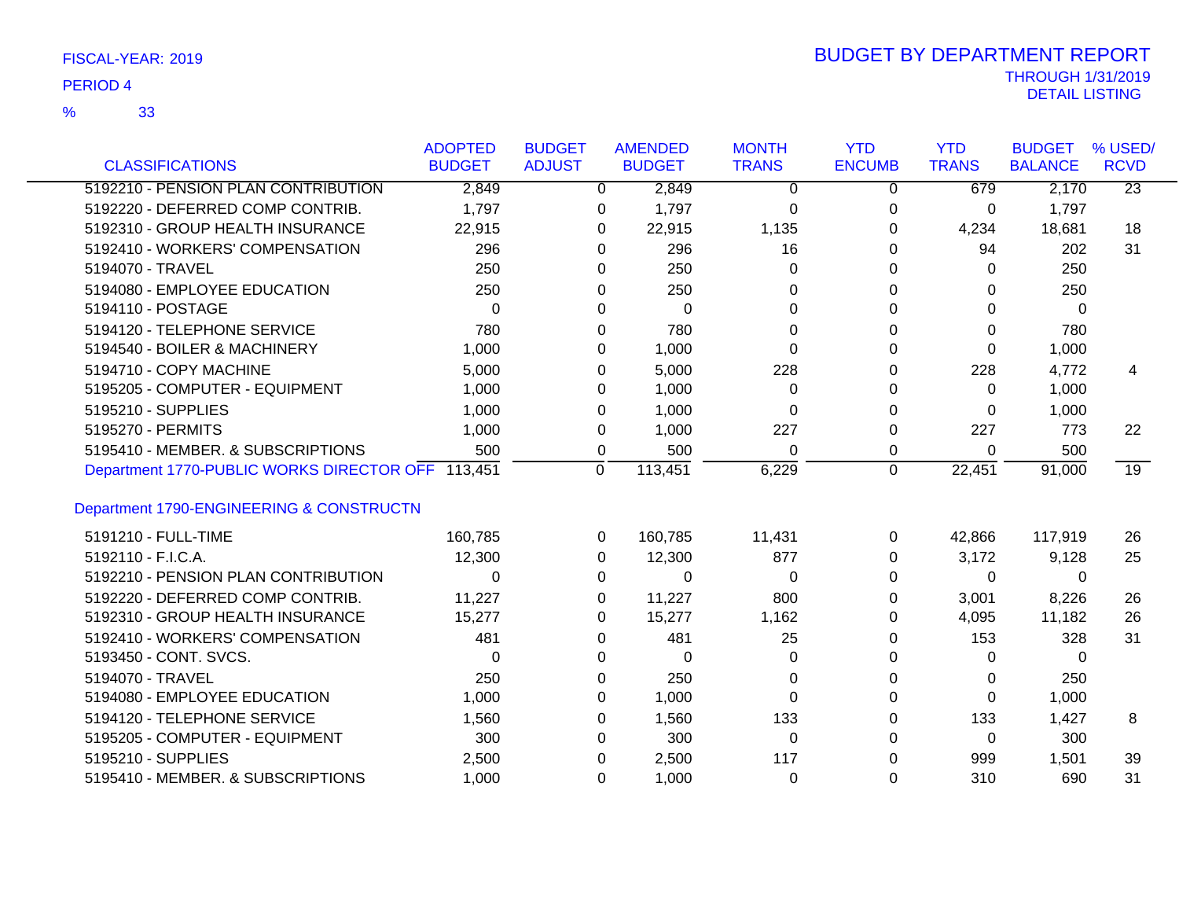FISCAL-YEAR: 2019

PERIOD 4

% 33

# BUDGET BY DEPARTMENT REPORT

THROUGH 1/31/2019
DETAIL LISTING

| CLASSIFICATIONS | ADOPTED BUDGET | BUDGET ADJUST | AMENDED BUDGET | MONTH TRANS | YTD ENCUMB | YTD TRANS | BUDGET BALANCE | % USED/ RCVD |
|---|---|---|---|---|---|---|---|---|
| 5192210 - PENSION PLAN CONTRIBUTION | 2,849 | 0 | 2,849 | 0 | 0 | 679 | 2,170 | 23 |
| 5192220 - DEFERRED COMP CONTRIB. | 1,797 | 0 | 1,797 | 0 | 0 | 0 | 1,797 | |
| 5192310 - GROUP HEALTH INSURANCE | 22,915 | 0 | 22,915 | 1,135 | 0 | 4,234 | 18,681 | 18 |
| 5192410 - WORKERS' COMPENSATION | 296 | 0 | 296 | 16 | 0 | 94 | 202 | 31 |
| 5194070 - TRAVEL | 250 | 0 | 250 | 0 | 0 | 0 | 250 | |
| 5194080 - EMPLOYEE EDUCATION | 250 | 0 | 250 | 0 | 0 | 0 | 250 | |
| 5194110 - POSTAGE | 0 | 0 | 0 | 0 | 0 | 0 | 0 | |
| 5194120 - TELEPHONE SERVICE | 780 | 0 | 780 | 0 | 0 | 0 | 780 | |
| 5194540 - BOILER & MACHINERY | 1,000 | 0 | 1,000 | 0 | 0 | 0 | 1,000 | |
| 5194710 - COPY MACHINE | 5,000 | 0 | 5,000 | 228 | 0 | 228 | 4,772 | 4 |
| 5195205 - COMPUTER - EQUIPMENT | 1,000 | 0 | 1,000 | 0 | 0 | 0 | 1,000 | |
| 5195210 - SUPPLIES | 1,000 | 0 | 1,000 | 0 | 0 | 0 | 1,000 | |
| 5195270 - PERMITS | 1,000 | 0 | 1,000 | 227 | 0 | 227 | 773 | 22 |
| 5195410 - MEMBER. & SUBSCRIPTIONS | 500 | 0 | 500 | 0 | 0 | 0 | 500 | |
| Department 1770-PUBLIC WORKS DIRECTOR OFF | 113,451 | 0 | 113,451 | 6,229 | 0 | 22,451 | 91,000 | 19 |
| **Department 1790-ENGINEERING & CONSTRUCTN** | | | | | | | | |
| 5191210 - FULL-TIME | 160,785 | 0 | 160,785 | 11,431 | 0 | 42,866 | 117,919 | 26 |
| 5192110 - F.I.C.A. | 12,300 | 0 | 12,300 | 877 | 0 | 3,172 | 9,128 | 25 |
| 5192210 - PENSION PLAN CONTRIBUTION | 0 | 0 | 0 | 0 | 0 | 0 | 0 | |
| 5192220 - DEFERRED COMP CONTRIB. | 11,227 | 0 | 11,227 | 800 | 0 | 3,001 | 8,226 | 26 |
| 5192310 - GROUP HEALTH INSURANCE | 15,277 | 0 | 15,277 | 1,162 | 0 | 4,095 | 11,182 | 26 |
| 5192410 - WORKERS' COMPENSATION | 481 | 0 | 481 | 25 | 0 | 153 | 328 | 31 |
| 5193450 - CONT. SVCS. | 0 | 0 | 0 | 0 | 0 | 0 | 0 | |
| 5194070 - TRAVEL | 250 | 0 | 250 | 0 | 0 | 0 | 250 | |
| 5194080 - EMPLOYEE EDUCATION | 1,000 | 0 | 1,000 | 0 | 0 | 0 | 1,000 | |
| 5194120 - TELEPHONE SERVICE | 1,560 | 0 | 1,560 | 133 | 0 | 133 | 1,427 | 8 |
| 5195205 - COMPUTER - EQUIPMENT | 300 | 0 | 300 | 0 | 0 | 0 | 300 | |
| 5195210 - SUPPLIES | 2,500 | 0 | 2,500 | 117 | 0 | 999 | 1,501 | 39 |
| 5195410 - MEMBER. & SUBSCRIPTIONS | 1,000 | 0 | 1,000 | 0 | 0 | 310 | 690 | 31 |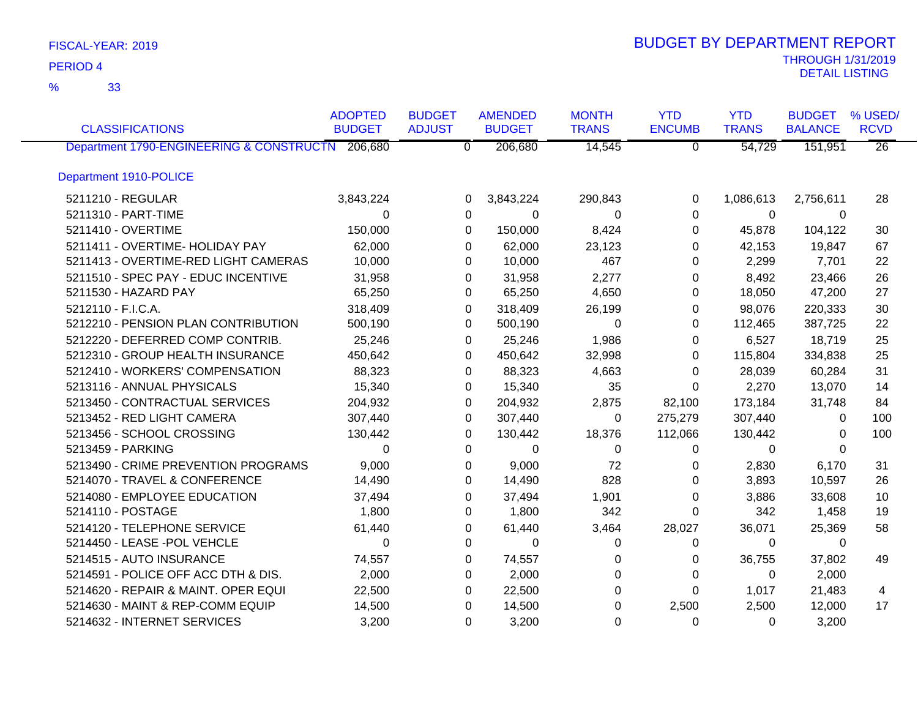FISCAL-YEAR: 2019

PERIOD 4

% 33

# BUDGET BY DEPARTMENT REPORT

THROUGH 1/31/2019
DETAIL LISTING

| CLASSIFICATIONS | ADOPTED BUDGET | BUDGET ADJUST | AMENDED BUDGET | MONTH TRANS | YTD ENCUMB | YTD TRANS | BUDGET BALANCE | % USED/ RCVD |
|---|---|---|---|---|---|---|---|---|
| Department 1790-ENGINEERING & CONSTRUCTN | 206,680 | 0 | 206,680 | 14,545 | 0 | 54,729 | 151,951 | 26 |
| **Department 1910-POLICE** | | | | | | | | |
| 5211210 - REGULAR | 3,843,224 | 0 | 3,843,224 | 290,843 | 0 | 1,086,613 | 2,756,611 | 28 |
| 5211310 - PART-TIME | 0 | 0 | 0 | 0 | 0 | 0 | 0 | |
| 5211410 - OVERTIME | 150,000 | 0 | 150,000 | 8,424 | 0 | 45,878 | 104,122 | 30 |
| 5211411 - OVERTIME- HOLIDAY PAY | 62,000 | 0 | 62,000 | 23,123 | 0 | 42,153 | 19,847 | 67 |
| 5211413 - OVERTIME-RED LIGHT CAMERAS | 10,000 | 0 | 10,000 | 467 | 0 | 2,299 | 7,701 | 22 |
| 5211510 - SPEC PAY - EDUC INCENTIVE | 31,958 | 0 | 31,958 | 2,277 | 0 | 8,492 | 23,466 | 26 |
| 5211530 - HAZARD PAY | 65,250 | 0 | 65,250 | 4,650 | 0 | 18,050 | 47,200 | 27 |
| 5212110 - F.I.C.A. | 318,409 | 0 | 318,409 | 26,199 | 0 | 98,076 | 220,333 | 30 |
| 5212210 - PENSION PLAN CONTRIBUTION | 500,190 | 0 | 500,190 | 0 | 0 | 112,465 | 387,725 | 22 |
| 5212220 - DEFERRED COMP CONTRIB. | 25,246 | 0 | 25,246 | 1,986 | 0 | 6,527 | 18,719 | 25 |
| 5212310 - GROUP HEALTH INSURANCE | 450,642 | 0 | 450,642 | 32,998 | 0 | 115,804 | 334,838 | 25 |
| 5212410 - WORKERS' COMPENSATION | 88,323 | 0 | 88,323 | 4,663 | 0 | 28,039 | 60,284 | 31 |
| 5213116 - ANNUAL PHYSICALS | 15,340 | 0 | 15,340 | 35 | 0 | 2,270 | 13,070 | 14 |
| 5213450 - CONTRACTUAL SERVICES | 204,932 | 0 | 204,932 | 2,875 | 82,100 | 173,184 | 31,748 | 84 |
| 5213452 - RED LIGHT CAMERA | 307,440 | 0 | 307,440 | 0 | 275,279 | 307,440 | 0 | 100 |
| 5213456 - SCHOOL CROSSING | 130,442 | 0 | 130,442 | 18,376 | 112,066 | 130,442 | 0 | 100 |
| 5213459 - PARKING | 0 | 0 | 0 | 0 | 0 | 0 | 0 | |
| 5213490 - CRIME PREVENTION PROGRAMS | 9,000 | 0 | 9,000 | 72 | 0 | 2,830 | 6,170 | 31 |
| 5214070 - TRAVEL & CONFERENCE | 14,490 | 0 | 14,490 | 828 | 0 | 3,893 | 10,597 | 26 |
| 5214080 - EMPLOYEE EDUCATION | 37,494 | 0 | 37,494 | 1,901 | 0 | 3,886 | 33,608 | 10 |
| 5214110 - POSTAGE | 1,800 | 0 | 1,800 | 342 | 0 | 342 | 1,458 | 19 |
| 5214120 - TELEPHONE SERVICE | 61,440 | 0 | 61,440 | 3,464 | 28,027 | 36,071 | 25,369 | 58 |
| 5214450 - LEASE -POL VEHCLE | 0 | 0 | 0 | 0 | 0 | 0 | 0 | |
| 5214515 - AUTO INSURANCE | 74,557 | 0 | 74,557 | 0 | 0 | 36,755 | 37,802 | 49 |
| 5214591 - POLICE OFF ACC DTH & DIS. | 2,000 | 0 | 2,000 | 0 | 0 | 0 | 2,000 | |
| 5214620 - REPAIR & MAINT. OPER EQUI | 22,500 | 0 | 22,500 | 0 | 0 | 1,017 | 21,483 | 4 |
| 5214630 - MAINT & REP-COMM EQUIP | 14,500 | 0 | 14,500 | 0 | 2,500 | 2,500 | 12,000 | 17 |
| 5214632 - INTERNET SERVICES | 3,200 | 0 | 3,200 | 0 | 0 | 0 | 3,200 | |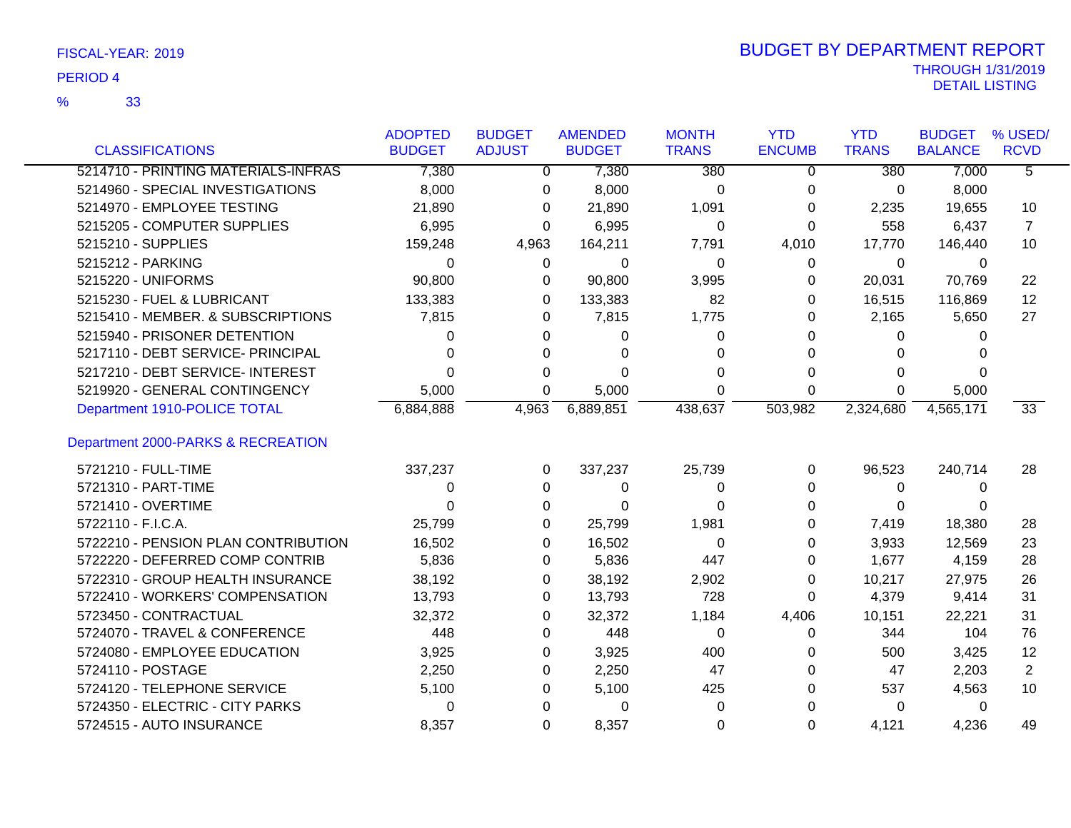FISCAL-YEAR: 2019

PERIOD 4

% 33

# BUDGET BY DEPARTMENT REPORT

THROUGH 1/31/2019

DETAIL LISTING

| CLASSIFICATIONS | ADOPTED BUDGET | BUDGET ADJUST | AMENDED BUDGET | MONTH TRANS | YTD ENCUMB | YTD TRANS | BUDGET BALANCE | % USED/ RCVD |
|---|---|---|---|---|---|---|---|---|
| 5214710 - PRINTING MATERIALS-INFRAS | 7,380 | 0 | 7,380 | 380 | 0 | 380 | 7,000 | 5 |
| 5214960 - SPECIAL INVESTIGATIONS | 8,000 | 0 | 8,000 | 0 | 0 | 0 | 8,000 | |
| 5214970 - EMPLOYEE TESTING | 21,890 | 0 | 21,890 | 1,091 | 0 | 2,235 | 19,655 | 10 |
| 5215205 - COMPUTER SUPPLIES | 6,995 | 0 | 6,995 | 0 | 0 | 558 | 6,437 | 7 |
| 5215210 - SUPPLIES | 159,248 | 4,963 | 164,211 | 7,791 | 4,010 | 17,770 | 146,440 | 10 |
| 5215212 - PARKING | 0 | 0 | 0 | 0 | 0 | 0 | 0 | |
| 5215220 - UNIFORMS | 90,800 | 0 | 90,800 | 3,995 | 0 | 20,031 | 70,769 | 22 |
| 5215230 - FUEL & LUBRICANT | 133,383 | 0 | 133,383 | 82 | 0 | 16,515 | 116,869 | 12 |
| 5215410 - MEMBER. & SUBSCRIPTIONS | 7,815 | 0 | 7,815 | 1,775 | 0 | 2,165 | 5,650 | 27 |
| 5215940 - PRISONER DETENTION | 0 | 0 | 0 | 0 | 0 | 0 | 0 | |
| 5217110 - DEBT SERVICE- PRINCIPAL | 0 | 0 | 0 | 0 | 0 | 0 | 0 | |
| 5217210 - DEBT SERVICE- INTEREST | 0 | 0 | 0 | 0 | 0 | 0 | 0 | |
| 5219920 - GENERAL CONTINGENCY | 5,000 | 0 | 5,000 | 0 | 0 | 0 | 5,000 | |
| Department 1910-POLICE TOTAL | 6,884,888 | 4,963 | 6,889,851 | 438,637 | 503,982 | 2,324,680 | 4,565,171 | 33 |
| **Department 2000-PARKS & RECREATION** | | | | | | | | |
| 5721210 - FULL-TIME | 337,237 | 0 | 337,237 | 25,739 | 0 | 96,523 | 240,714 | 28 |
| 5721310 - PART-TIME | 0 | 0 | 0 | 0 | 0 | 0 | 0 | |
| 5721410 - OVERTIME | 0 | 0 | 0 | 0 | 0 | 0 | 0 | |
| 5722110 - F.I.C.A. | 25,799 | 0 | 25,799 | 1,981 | 0 | 7,419 | 18,380 | 28 |
| 5722210 - PENSION PLAN CONTRIBUTION | 16,502 | 0 | 16,502 | 0 | 0 | 3,933 | 12,569 | 23 |
| 5722220 - DEFERRED COMP CONTRIB | 5,836 | 0 | 5,836 | 447 | 0 | 1,677 | 4,159 | 28 |
| 5722310 - GROUP HEALTH INSURANCE | 38,192 | 0 | 38,192 | 2,902 | 0 | 10,217 | 27,975 | 26 |
| 5722410 - WORKERS' COMPENSATION | 13,793 | 0 | 13,793 | 728 | 0 | 4,379 | 9,414 | 31 |
| 5723450 - CONTRACTUAL | 32,372 | 0 | 32,372 | 1,184 | 4,406 | 10,151 | 22,221 | 31 |
| 5724070 - TRAVEL & CONFERENCE | 448 | 0 | 448 | 0 | 0 | 344 | 104 | 76 |
| 5724080 - EMPLOYEE EDUCATION | 3,925 | 0 | 3,925 | 400 | 0 | 500 | 3,425 | 12 |
| 5724110 - POSTAGE | 2,250 | 0 | 2,250 | 47 | 0 | 47 | 2,203 | 2 |
| 5724120 - TELEPHONE SERVICE | 5,100 | 0 | 5,100 | 425 | 0 | 537 | 4,563 | 10 |
| 5724350 - ELECTRIC - CITY PARKS | 0 | 0 | 0 | 0 | 0 | 0 | 0 | |
| 5724515 - AUTO INSURANCE | 8,357 | 0 | 8,357 | 0 | 0 | 4,121 | 4,236 | 49 |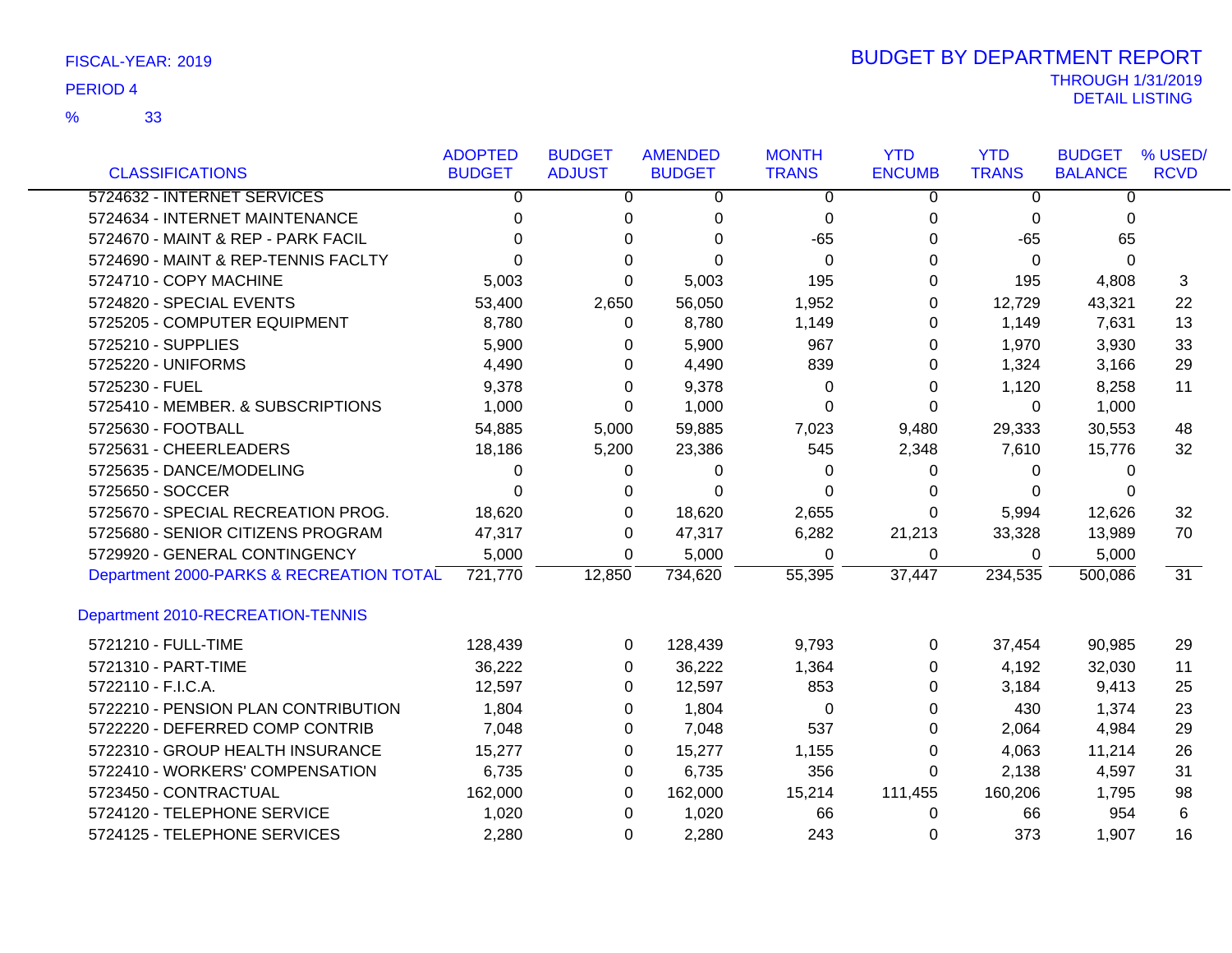FISCAL-YEAR: 2019
PERIOD 4
% 33

# BUDGET BY DEPARTMENT REPORT

THROUGH 1/31/2019
DETAIL LISTING

| CLASSIFICATIONS | ADOPTED BUDGET | BUDGET ADJUST | AMENDED BUDGET | MONTH TRANS | YTD ENCUMB | YTD TRANS | BUDGET BALANCE | % USED/ RCVD |
|---|---|---|---|---|---|---|---|---|
| 5724632 - INTERNET SERVICES | 0 | 0 | 0 | 0 | 0 | 0 | 0 | |
| 5724634 - INTERNET MAINTENANCE | 0 | 0 | 0 | 0 | 0 | 0 | 0 | |
| 5724670 - MAINT & REP - PARK FACIL | 0 | 0 | 0 | -65 | 0 | -65 | 65 | |
| 5724690 - MAINT & REP-TENNIS FACLTY | 0 | 0 | 0 | 0 | 0 | 0 | 0 | |
| 5724710 - COPY MACHINE | 5,003 | 0 | 5,003 | 195 | 0 | 195 | 4,808 | 3 |
| 5724820 - SPECIAL EVENTS | 53,400 | 2,650 | 56,050 | 1,952 | 0 | 12,729 | 43,321 | 22 |
| 5725205 - COMPUTER EQUIPMENT | 8,780 | 0 | 8,780 | 1,149 | 0 | 1,149 | 7,631 | 13 |
| 5725210 - SUPPLIES | 5,900 | 0 | 5,900 | 967 | 0 | 1,970 | 3,930 | 33 |
| 5725220 - UNIFORMS | 4,490 | 0 | 4,490 | 839 | 0 | 1,324 | 3,166 | 29 |
| 5725230 - FUEL | 9,378 | 0 | 9,378 | 0 | 0 | 1,120 | 8,258 | 11 |
| 5725410 - MEMBER. & SUBSCRIPTIONS | 1,000 | 0 | 1,000 | 0 | 0 | 0 | 1,000 | |
| 5725630 - FOOTBALL | 54,885 | 5,000 | 59,885 | 7,023 | 9,480 | 29,333 | 30,553 | 48 |
| 5725631 - CHEERLEADERS | 18,186 | 5,200 | 23,386 | 545 | 2,348 | 7,610 | 15,776 | 32 |
| 5725635 - DANCE/MODELING | 0 | 0 | 0 | 0 | 0 | 0 | 0 | |
| 5725650 - SOCCER | 0 | 0 | 0 | 0 | 0 | 0 | 0 | |
| 5725670 - SPECIAL RECREATION PROG. | 18,620 | 0 | 18,620 | 2,655 | 0 | 5,994 | 12,626 | 32 |
| 5725680 - SENIOR CITIZENS PROGRAM | 47,317 | 0 | 47,317 | 6,282 | 21,213 | 33,328 | 13,989 | 70 |
| 5729920 - GENERAL CONTINGENCY | 5,000 | 0 | 5,000 | 0 | 0 | 0 | 5,000 | |
| Department 2000-PARKS & RECREATION TOTAL | 721,770 | 12,850 | 734,620 | 55,395 | 37,447 | 234,535 | 500,086 | 31 |

## Department 2010-RECREATION-TENNIS

| CLASSIFICATIONS | ADOPTED BUDGET | BUDGET ADJUST | AMENDED BUDGET | MONTH TRANS | YTD ENCUMB | YTD TRANS | BUDGET BALANCE | % USED/ RCVD |
|---|---|---|---|---|---|---|---|---|
| 5721210 - FULL-TIME | 128,439 | 0 | 128,439 | 9,793 | 0 | 37,454 | 90,985 | 29 |
| 5721310 - PART-TIME | 36,222 | 0 | 36,222 | 1,364 | 0 | 4,192 | 32,030 | 11 |
| 5722110 - F.I.C.A. | 12,597 | 0 | 12,597 | 853 | 0 | 3,184 | 9,413 | 25 |
| 5722210 - PENSION PLAN CONTRIBUTION | 1,804 | 0 | 1,804 | 0 | 0 | 430 | 1,374 | 23 |
| 5722220 - DEFERRED COMP CONTRIB | 7,048 | 0 | 7,048 | 537 | 0 | 2,064 | 4,984 | 29 |
| 5722310 - GROUP HEALTH INSURANCE | 15,277 | 0 | 15,277 | 1,155 | 0 | 4,063 | 11,214 | 26 |
| 5722410 - WORKERS' COMPENSATION | 6,735 | 0 | 6,735 | 356 | 0 | 2,138 | 4,597 | 31 |
| 5723450 - CONTRACTUAL | 162,000 | 0 | 162,000 | 15,214 | 111,455 | 160,206 | 1,795 | 98 |
| 5724120 - TELEPHONE SERVICE | 1,020 | 0 | 1,020 | 66 | 0 | 66 | 954 | 6 |
| 5724125 - TELEPHONE SERVICES | 2,280 | 0 | 2,280 | 243 | 0 | 373 | 1,907 | 16 |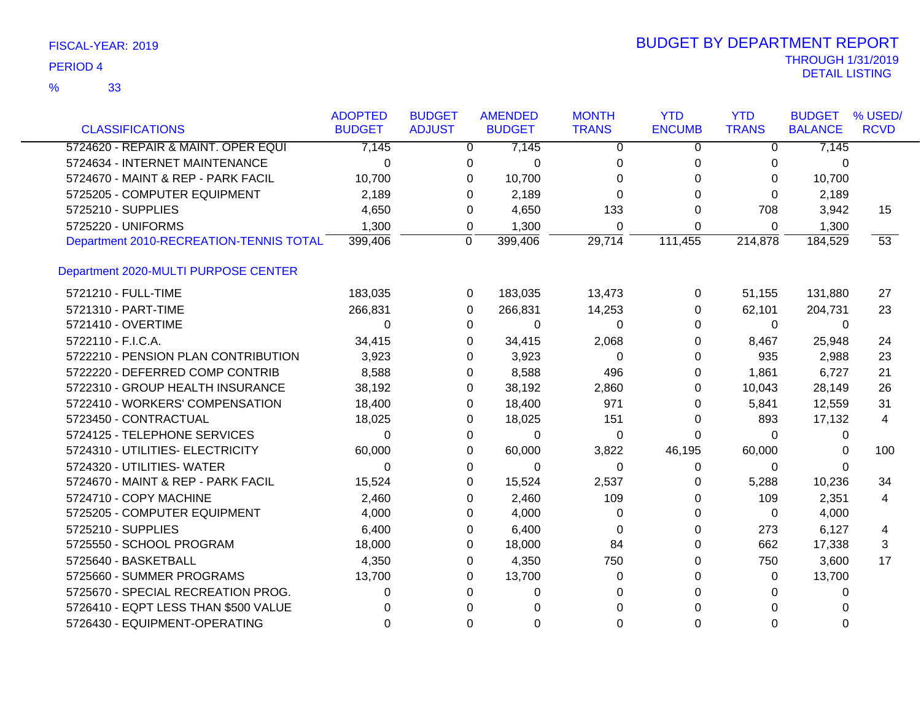FISCAL-YEAR: 2019

PERIOD 4

% 33

# BUDGET BY DEPARTMENT REPORT

THROUGH 1/31/2019
DETAIL LISTING

| CLASSIFICATIONS | ADOPTED BUDGET | BUDGET ADJUST | AMENDED BUDGET | MONTH TRANS | YTD ENCUMB | YTD TRANS | BUDGET BALANCE | % USED/ RCVD |
|---|---|---|---|---|---|---|---|---|
| 5724620 - REPAIR & MAINT. OPER EQUI | 7,145 | 0 | 7,145 | 0 | 0 | 0 | 7,145 | |
| 5724634 - INTERNET MAINTENANCE | 0 | 0 | 0 | 0 | 0 | 0 | 0 | |
| 5724670 - MAINT & REP - PARK FACIL | 10,700 | 0 | 10,700 | 0 | 0 | 0 | 10,700 | |
| 5725205 - COMPUTER EQUIPMENT | 2,189 | 0 | 2,189 | 0 | 0 | 0 | 2,189 | |
| 5725210 - SUPPLIES | 4,650 | 0 | 4,650 | 133 | 0 | 708 | 3,942 | 15 |
| 5725220 - UNIFORMS | 1,300 | 0 | 1,300 | 0 | 0 | 0 | 1,300 | |
| Department 2010-RECREATION-TENNIS TOTAL | 399,406 | 0 | 399,406 | 29,714 | 111,455 | 214,878 | 184,529 | 53 |
| **Department 2020-MULTI PURPOSE CENTER** | | | | | | | | |
| 5721210 - FULL-TIME | 183,035 | 0 | 183,035 | 13,473 | 0 | 51,155 | 131,880 | 27 |
| 5721310 - PART-TIME | 266,831 | 0 | 266,831 | 14,253 | 0 | 62,101 | 204,731 | 23 |
| 5721410 - OVERTIME | 0 | 0 | 0 | 0 | 0 | 0 | 0 | |
| 5722110 - F.I.C.A. | 34,415 | 0 | 34,415 | 2,068 | 0 | 8,467 | 25,948 | 24 |
| 5722210 - PENSION PLAN CONTRIBUTION | 3,923 | 0 | 3,923 | 0 | 0 | 935 | 2,988 | 23 |
| 5722220 - DEFERRED COMP CONTRIB | 8,588 | 0 | 8,588 | 496 | 0 | 1,861 | 6,727 | 21 |
| 5722310 - GROUP HEALTH INSURANCE | 38,192 | 0 | 38,192 | 2,860 | 0 | 10,043 | 28,149 | 26 |
| 5722410 - WORKERS' COMPENSATION | 18,400 | 0 | 18,400 | 971 | 0 | 5,841 | 12,559 | 31 |
| 5723450 - CONTRACTUAL | 18,025 | 0 | 18,025 | 151 | 0 | 893 | 17,132 | 4 |
| 5724125 - TELEPHONE SERVICES | 0 | 0 | 0 | 0 | 0 | 0 | 0 | |
| 5724310 - UTILITIES- ELECTRICITY | 60,000 | 0 | 60,000 | 3,822 | 46,195 | 60,000 | 0 | 100 |
| 5724320 - UTILITIES- WATER | 0 | 0 | 0 | 0 | 0 | 0 | 0 | |
| 5724670 - MAINT & REP - PARK FACIL | 15,524 | 0 | 15,524 | 2,537 | 0 | 5,288 | 10,236 | 34 |
| 5724710 - COPY MACHINE | 2,460 | 0 | 2,460 | 109 | 0 | 109 | 2,351 | 4 |
| 5725205 - COMPUTER EQUIPMENT | 4,000 | 0 | 4,000 | 0 | 0 | 0 | 4,000 | |
| 5725210 - SUPPLIES | 6,400 | 0 | 6,400 | 0 | 0 | 273 | 6,127 | 4 |
| 5725550 - SCHOOL PROGRAM | 18,000 | 0 | 18,000 | 84 | 0 | 662 | 17,338 | 3 |
| 5725640 - BASKETBALL | 4,350 | 0 | 4,350 | 750 | 0 | 750 | 3,600 | 17 |
| 5725660 - SUMMER PROGRAMS | 13,700 | 0 | 13,700 | 0 | 0 | 0 | 13,700 | |
| 5725670 - SPECIAL RECREATION PROG. | 0 | 0 | 0 | 0 | 0 | 0 | 0 | |
| 5726410 - EQPT LESS THAN $500 VALUE | 0 | 0 | 0 | 0 | 0 | 0 | 0 | |
| 5726430 - EQUIPMENT-OPERATING | 0 | 0 | 0 | 0 | 0 | 0 | 0 | |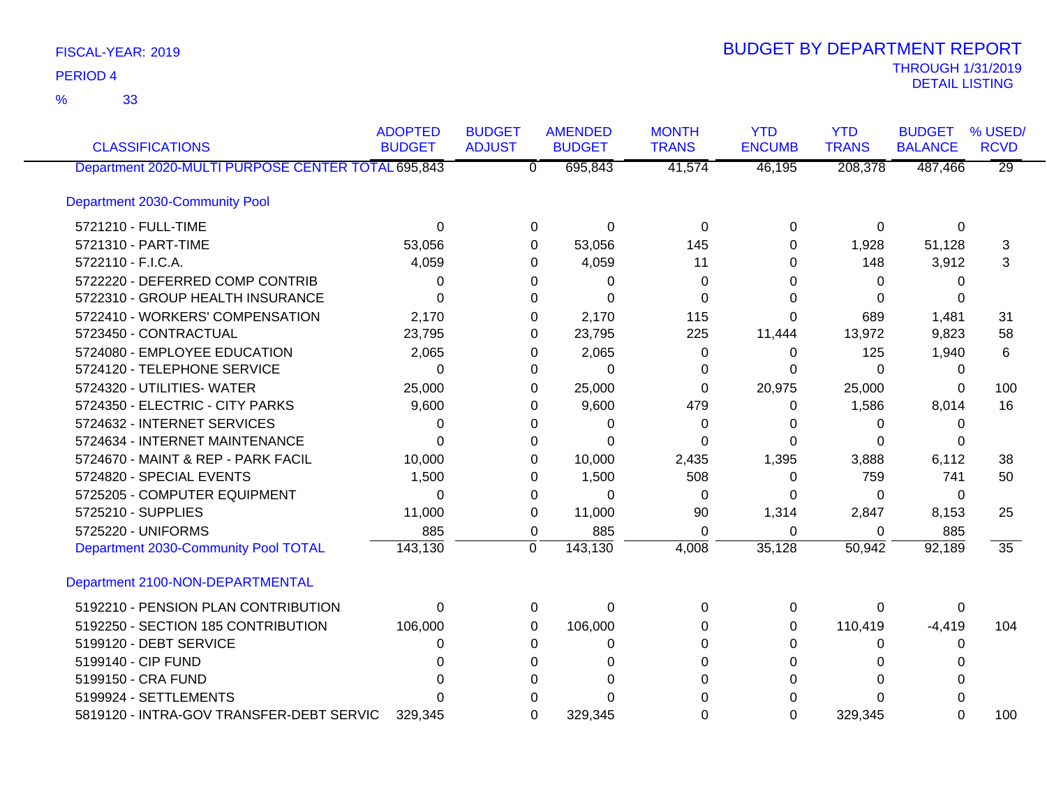FISCAL-YEAR: 2019

PERIOD 4

% 33

# BUDGET BY DEPARTMENT REPORT

THROUGH 1/31/2019
DETAIL LISTING

| CLASSIFICATIONS | ADOPTED BUDGET | BUDGET ADJUST | AMENDED BUDGET | MONTH TRANS | YTD ENCUMB | YTD TRANS | BUDGET BALANCE | % USED/ RCVD |
|---|---|---|---|---|---|---|---|---|
| Department 2020-MULTI PURPOSE CENTER TOTAL | 695,843 | 0 | 695,843 | 41,574 | 46,195 | 208,378 | 487,466 | 29 |
| Department 2030-Community Pool | | | | | | | | |
| 5721210 - FULL-TIME | 0 | 0 | 0 | 0 | 0 | 0 | 0 | |
| 5721310 - PART-TIME | 53,056 | 0 | 53,056 | 145 | 0 | 1,928 | 51,128 | 3 |
| 5722110 - F.I.C.A. | 4,059 | 0 | 4,059 | 11 | 0 | 148 | 3,912 | 3 |
| 5722220 - DEFERRED COMP CONTRIB | 0 | 0 | 0 | 0 | 0 | 0 | 0 | |
| 5722310 - GROUP HEALTH INSURANCE | 0 | 0 | 0 | 0 | 0 | 0 | 0 | |
| 5722410 - WORKERS' COMPENSATION | 2,170 | 0 | 2,170 | 115 | 0 | 689 | 1,481 | 31 |
| 5723450 - CONTRACTUAL | 23,795 | 0 | 23,795 | 225 | 11,444 | 13,972 | 9,823 | 58 |
| 5724080 - EMPLOYEE EDUCATION | 2,065 | 0 | 2,065 | 0 | 0 | 125 | 1,940 | 6 |
| 5724120 - TELEPHONE SERVICE | 0 | 0 | 0 | 0 | 0 | 0 | 0 | |
| 5724320 - UTILITIES- WATER | 25,000 | 0 | 25,000 | 0 | 20,975 | 25,000 | 0 | 100 |
| 5724350 - ELECTRIC - CITY PARKS | 9,600 | 0 | 9,600 | 479 | 0 | 1,586 | 8,014 | 16 |
| 5724632 - INTERNET SERVICES | 0 | 0 | 0 | 0 | 0 | 0 | 0 | |
| 5724634 - INTERNET MAINTENANCE | 0 | 0 | 0 | 0 | 0 | 0 | 0 | |
| 5724670 - MAINT & REP - PARK FACIL | 10,000 | 0 | 10,000 | 2,435 | 1,395 | 3,888 | 6,112 | 38 |
| 5724820 - SPECIAL EVENTS | 1,500 | 0 | 1,500 | 508 | 0 | 759 | 741 | 50 |
| 5725205 - COMPUTER EQUIPMENT | 0 | 0 | 0 | 0 | 0 | 0 | 0 | |
| 5725210 - SUPPLIES | 11,000 | 0 | 11,000 | 90 | 1,314 | 2,847 | 8,153 | 25 |
| 5725220 - UNIFORMS | 885 | 0 | 885 | 0 | 0 | 0 | 885 | |
| Department 2030-Community Pool TOTAL | 143,130 | 0 | 143,130 | 4,008 | 35,128 | 50,942 | 92,189 | 35 |
| Department 2100-NON-DEPARTMENTAL | | | | | | | | |
| 5192210 - PENSION PLAN CONTRIBUTION | 0 | 0 | 0 | 0 | 0 | 0 | 0 | |
| 5192250 - SECTION 185 CONTRIBUTION | 106,000 | 0 | 106,000 | 0 | 0 | 110,419 | -4,419 | 104 |
| 5199120 - DEBT SERVICE | 0 | 0 | 0 | 0 | 0 | 0 | 0 | |
| 5199140 - CIP FUND | 0 | 0 | 0 | 0 | 0 | 0 | 0 | |
| 5199150 - CRA FUND | 0 | 0 | 0 | 0 | 0 | 0 | 0 | |
| 5199924 - SETTLEMENTS | 0 | 0 | 0 | 0 | 0 | 0 | 0 | |
| 5819120 - INTRA-GOV TRANSFER-DEBT SERVIC | 329,345 | 0 | 329,345 | 0 | 0 | 329,345 | 0 | 100 |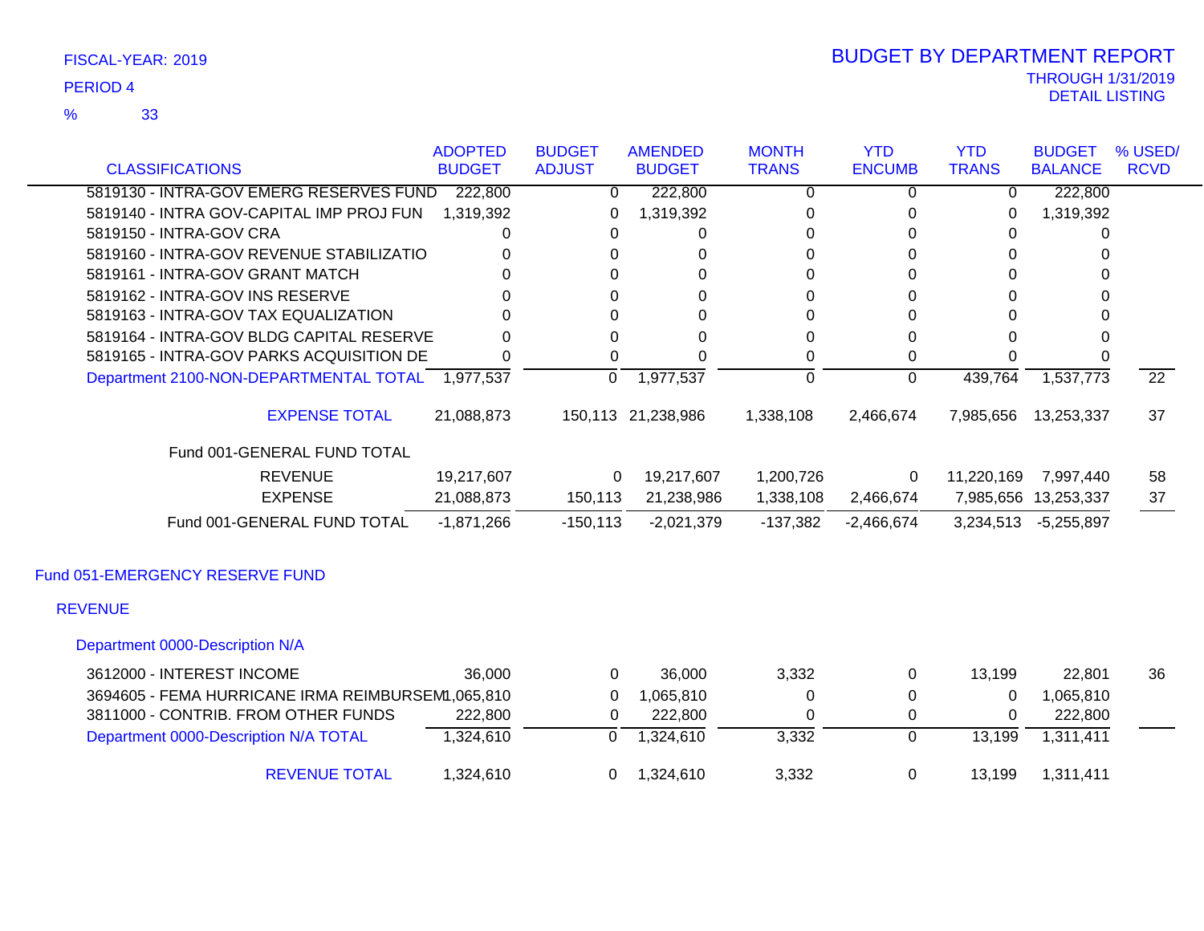FISCAL-YEAR: 2019

PERIOD 4

% 33

# BUDGET BY DEPARTMENT REPORT

THROUGH 1/31/2019

DETAIL LISTING

| CLASSIFICATIONS | ADOPTED BUDGET | BUDGET ADJUST | AMENDED BUDGET | MONTH TRANS | YTD ENCUMB | YTD TRANS | BUDGET BALANCE | % USED/ RCVD |
|---|---|---|---|---|---|---|---|---|
| 5819130 - INTRA-GOV EMERG RESERVES FUND | 222,800 | 0 | 222,800 | 0 | 0 | 0 | 222,800 | |
| 5819140 - INTRA GOV-CAPITAL IMP PROJ FUN | 1,319,392 | 0 | 1,319,392 | 0 | 0 | 0 | 1,319,392 | |
| 5819150 - INTRA-GOV CRA | 0 | 0 | 0 | 0 | 0 | 0 | 0 | |
| 5819160 - INTRA-GOV REVENUE STABILIZATIO | 0 | 0 | 0 | 0 | 0 | 0 | 0 | |
| 5819161 - INTRA-GOV GRANT MATCH | 0 | 0 | 0 | 0 | 0 | 0 | 0 | |
| 5819162 - INTRA-GOV INS RESERVE | 0 | 0 | 0 | 0 | 0 | 0 | 0 | |
| 5819163 - INTRA-GOV TAX EQUALIZATION | 0 | 0 | 0 | 0 | 0 | 0 | 0 | |
| 5819164 - INTRA-GOV BLDG CAPITAL RESERVE | 0 | 0 | 0 | 0 | 0 | 0 | 0 | |
| 5819165 - INTRA-GOV PARKS ACQUISITION DE | 0 | 0 | 0 | 0 | 0 | 0 | 0 | |
| Department 2100-NON-DEPARTMENTAL TOTAL | 1,977,537 | 0 | 1,977,537 | 0 | 0 | 439,764 | 1,537,773 | 22 |
| EXPENSE TOTAL | 21,088,873 | 150,113 | 21,238,986 | 1,338,108 | 2,466,674 | 7,985,656 | 13,253,337 | 37 |
| Fund 001-GENERAL FUND TOTAL | | | | | | | | |
| REVENUE | 19,217,607 | 0 | 19,217,607 | 1,200,726 | 0 | 11,220,169 | 7,997,440 | 58 |
| EXPENSE | 21,088,873 | 150,113 | 21,238,986 | 1,338,108 | 2,466,674 | 7,985,656 | 13,253,337 | 37 |
| Fund 001-GENERAL FUND TOTAL | -1,871,266 | -150,113 | -2,021,379 | -137,382 | -2,466,674 | 3,234,513 | -5,255,897 | |

## Fund 051-EMERGENCY RESERVE FUND

### REVENUE

#### Department 0000-Description N/A

| CLASSIFICATIONS | ADOPTED BUDGET | BUDGET ADJUST | AMENDED BUDGET | MONTH TRANS | YTD ENCUMB | YTD TRANS | BUDGET BALANCE | % USED/ RCVD |
|---|---|---|---|---|---|---|---|---|
| 3612000 - INTEREST INCOME | 36,000 | 0 | 36,000 | 3,332 | 0 | 13,199 | 22,801 | 36 |
| 3694605 - FEMA HURRICANE IRMA REIMBURSEM | 1,065,810 | 0 | 1,065,810 | 0 | 0 | 0 | 1,065,810 | |
| 3811000 - CONTRIB. FROM OTHER FUNDS | 222,800 | 0 | 222,800 | 0 | 0 | 0 | 222,800 | |
| Department 0000-Description N/A TOTAL | 1,324,610 | 0 | 1,324,610 | 3,332 | 0 | 13,199 | 1,311,411 | |
| REVENUE TOTAL | 1,324,610 | 0 | 1,324,610 | 3,332 | 0 | 13,199 | 1,311,411 | |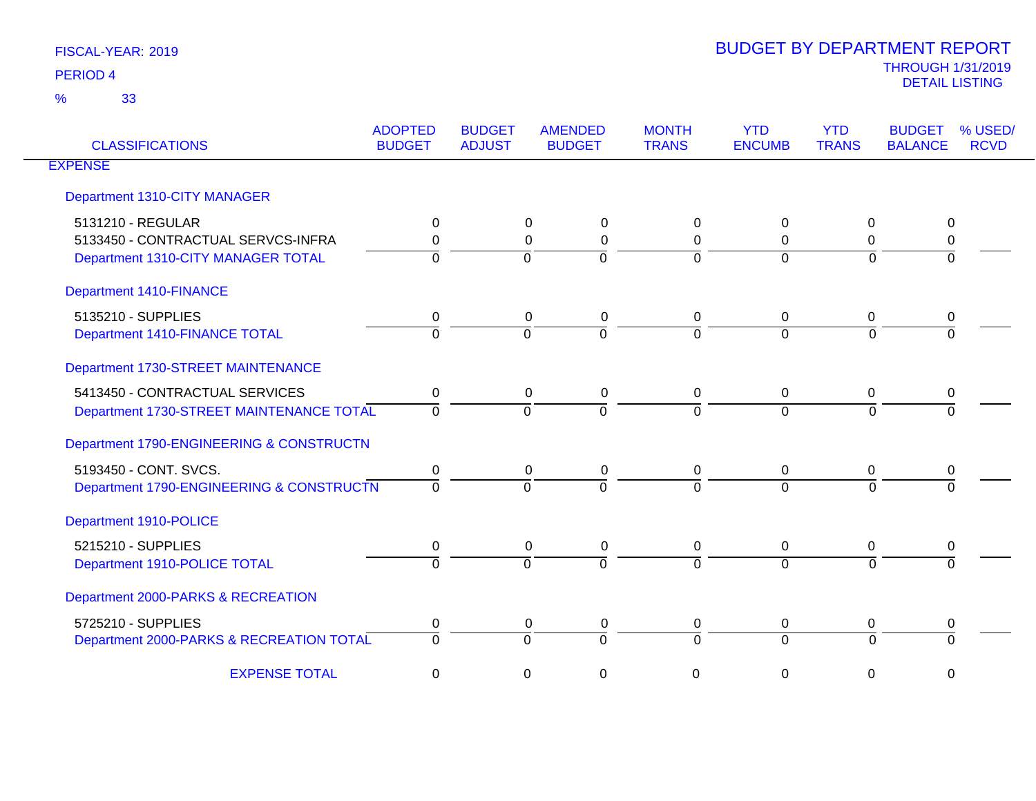FISCAL-YEAR: 2019

PERIOD 4

% 33

# BUDGET BY DEPARTMENT REPORT

THROUGH 1/31/2019

DETAIL LISTING

| CLASSIFICATIONS | ADOPTED BUDGET | BUDGET ADJUST | AMENDED BUDGET | MONTH TRANS | YTD ENCUMB | YTD TRANS | BUDGET BALANCE | % USED/ RCVD |
|---|---|---|---|---|---|---|---|---|
| EXPENSE | | | | | | | | |
| Department 1310-CITY MANAGER | | | | | | | | |
| 5131210 - REGULAR | 0 | 0 | 0 | 0 | 0 | 0 | 0 | |
| 5133450 - CONTRACTUAL SERVCS-INFRA | 0 | 0 | 0 | 0 | 0 | 0 | 0 | |
| Department 1310-CITY MANAGER TOTAL | 0 | 0 | 0 | 0 | 0 | 0 | 0 | |
| Department 1410-FINANCE | | | | | | | | |
| 5135210 - SUPPLIES | 0 | 0 | 0 | 0 | 0 | 0 | 0 | |
| Department 1410-FINANCE TOTAL | 0 | 0 | 0 | 0 | 0 | 0 | 0 | |
| Department 1730-STREET MAINTENANCE | | | | | | | | |
| 5413450 - CONTRACTUAL SERVICES | 0 | 0 | 0 | 0 | 0 | 0 | 0 | |
| Department 1730-STREET MAINTENANCE TOTAL | 0 | 0 | 0 | 0 | 0 | 0 | 0 | |
| Department 1790-ENGINEERING & CONSTRUCTN | | | | | | | | |
| 5193450 - CONT. SVCS. | 0 | 0 | 0 | 0 | 0 | 0 | 0 | |
| Department 1790-ENGINEERING & CONSTRUCTN | 0 | 0 | 0 | 0 | 0 | 0 | 0 | |
| Department 1910-POLICE | | | | | | | | |
| 5215210 - SUPPLIES | 0 | 0 | 0 | 0 | 0 | 0 | 0 | |
| Department 1910-POLICE TOTAL | 0 | 0 | 0 | 0 | 0 | 0 | 0 | |
| Department 2000-PARKS & RECREATION | | | | | | | | |
| 5725210 - SUPPLIES | 0 | 0 | 0 | 0 | 0 | 0 | 0 | |
| Department 2000-PARKS & RECREATION TOTAL | 0 | 0 | 0 | 0 | 0 | 0 | 0 | |
| EXPENSE TOTAL | 0 | 0 | 0 | 0 | 0 | 0 | 0 | |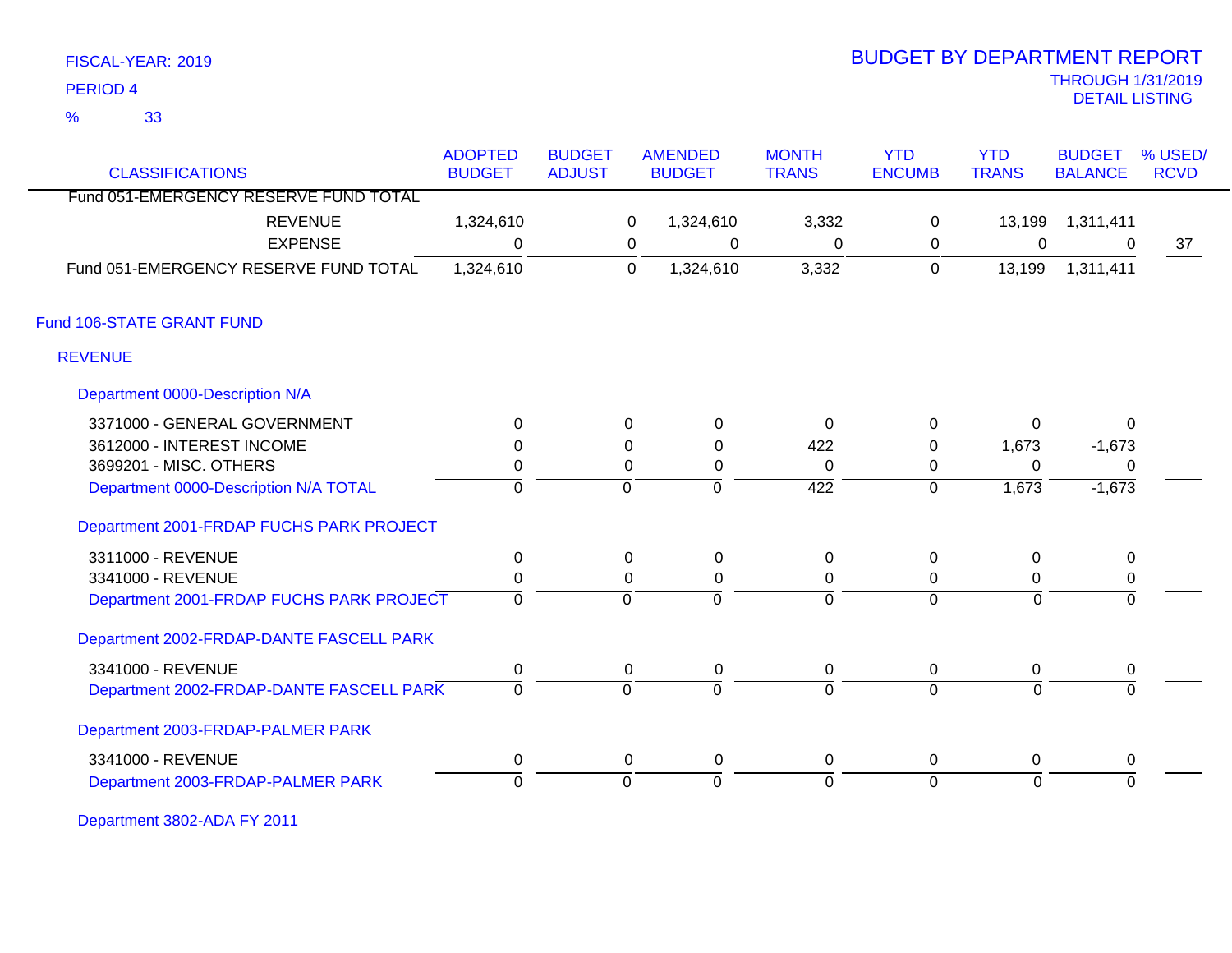FISCAL-YEAR: 2019

PERIOD 4

% 33

# BUDGET BY DEPARTMENT REPORT

THROUGH 1/31/2019

DETAIL LISTING

| CLASSIFICATIONS | ADOPTED BUDGET | BUDGET ADJUST | AMENDED BUDGET | MONTH TRANS | YTD ENCUMB | YTD TRANS | BUDGET BALANCE | % USED/ RCVD |
|---|---|---|---|---|---|---|---|---|
| Fund 051-EMERGENCY RESERVE FUND TOTAL | | | | | | | | |
| REVENUE | 1,324,610 | 0 | 1,324,610 | 3,332 | 0 | 13,199 | 1,311,411 | |
| EXPENSE | 0 | 0 | 0 | 0 | 0 | 0 | 0 | 37 |
| Fund 051-EMERGENCY RESERVE FUND TOTAL | 1,324,610 | 0 | 1,324,610 | 3,332 | 0 | 13,199 | 1,311,411 | |
| Fund 106-STATE GRANT FUND | | | | | | | | |
| REVENUE | | | | | | | | |
| Department 0000-Description N/A | | | | | | | | |
| 3371000 - GENERAL GOVERNMENT | 0 | 0 | 0 | 0 | 0 | 0 | 0 | |
| 3612000 - INTEREST INCOME | 0 | 0 | 0 | 422 | 0 | 1,673 | -1,673 | |
| 3699201 - MISC. OTHERS | 0 | 0 | 0 | 0 | 0 | 0 | 0 | |
| Department 0000-Description N/A TOTAL | 0 | 0 | 0 | 422 | 0 | 1,673 | -1,673 | |
| Department 2001-FRDAP FUCHS PARK PROJECT | | | | | | | | |
| 3311000 - REVENUE | 0 | 0 | 0 | 0 | 0 | 0 | 0 | |
| 3341000 - REVENUE | 0 | 0 | 0 | 0 | 0 | 0 | 0 | |
| Department 2001-FRDAP FUCHS PARK PROJECT | 0 | 0 | 0 | 0 | 0 | 0 | 0 | |
| Department 2002-FRDAP-DANTE FASCELL PARK | | | | | | | | |
| 3341000 - REVENUE | 0 | 0 | 0 | 0 | 0 | 0 | 0 | |
| Department 2002-FRDAP-DANTE FASCELL PARK | 0 | 0 | 0 | 0 | 0 | 0 | 0 | |
| Department 2003-FRDAP-PALMER PARK | | | | | | | | |
| 3341000 - REVENUE | 0 | 0 | 0 | 0 | 0 | 0 | 0 | |
| Department 2003-FRDAP-PALMER PARK | 0 | 0 | 0 | 0 | 0 | 0 | 0 | |
| Department 3802-ADA FY 2011 | | | | | | | | |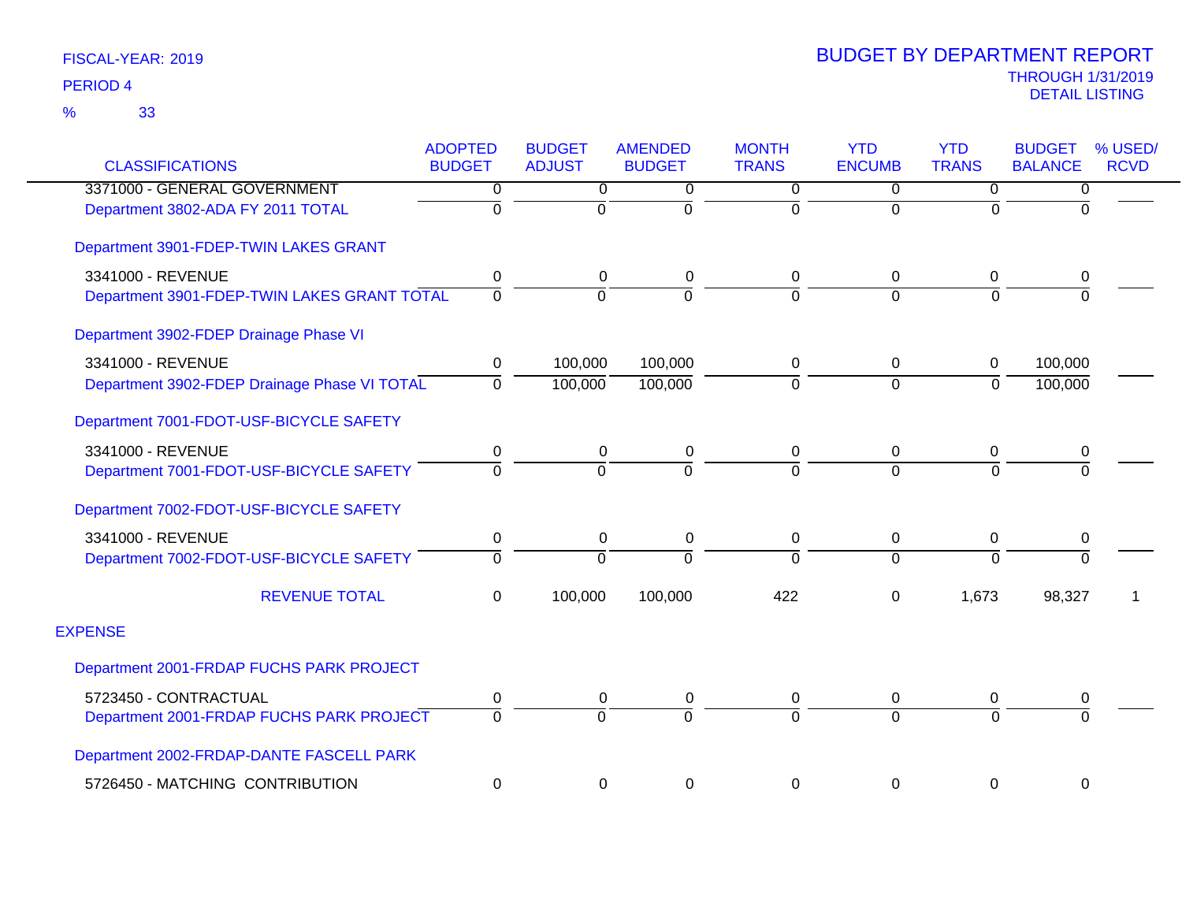FISCAL-YEAR: 2019

PERIOD 4

% 33

# BUDGET BY DEPARTMENT REPORT

THROUGH 1/31/2019

DETAIL LISTING

| CLASSIFICATIONS | ADOPTED BUDGET | BUDGET ADJUST | AMENDED BUDGET | MONTH TRANS | YTD ENCUMB | YTD TRANS | BUDGET BALANCE | % USED/ RCVD |
|---|---|---|---|---|---|---|---|---|
| 3371000 - GENERAL GOVERNMENT | 0 | 0 | 0 | 0 | 0 | 0 | 0 | |
| Department 3802-ADA FY 2011 TOTAL | 0 | 0 | 0 | 0 | 0 | 0 | 0 | |
| Department 3901-FDEP-TWIN LAKES GRANT | | | | | | | | |
| 3341000 - REVENUE | 0 | 0 | 0 | 0 | 0 | 0 | 0 | |
| Department 3901-FDEP-TWIN LAKES GRANT TOTAL | 0 | 0 | 0 | 0 | 0 | 0 | 0 | |
| Department 3902-FDEP Drainage Phase VI | | | | | | | | |
| 3341000 - REVENUE | 0 | 100,000 | 100,000 | 0 | 0 | 0 | 100,000 | |
| Department 3902-FDEP Drainage Phase VI TOTAL | 0 | 100,000 | 100,000 | 0 | 0 | 0 | 100,000 | |
| Department 7001-FDOT-USF-BICYCLE SAFETY | | | | | | | | |
| 3341000 - REVENUE | 0 | 0 | 0 | 0 | 0 | 0 | 0 | |
| Department 7001-FDOT-USF-BICYCLE SAFETY | 0 | 0 | 0 | 0 | 0 | 0 | 0 | |
| Department 7002-FDOT-USF-BICYCLE SAFETY | | | | | | | | |
| 3341000 - REVENUE | 0 | 0 | 0 | 0 | 0 | 0 | 0 | |
| Department 7002-FDOT-USF-BICYCLE SAFETY | 0 | 0 | 0 | 0 | 0 | 0 | 0 | |
| REVENUE TOTAL | 0 | 100,000 | 100,000 | 422 | 0 | 1,673 | 98,327 | 1 |
| EXPENSE | | | | | | | | |
| Department 2001-FRDAP FUCHS PARK PROJECT | | | | | | | | |
| 5723450 - CONTRACTUAL | 0 | 0 | 0 | 0 | 0 | 0 | 0 | |
| Department 2001-FRDAP FUCHS PARK PROJECT | 0 | 0 | 0 | 0 | 0 | 0 | 0 | |
| Department 2002-FRDAP-DANTE FASCELL PARK | | | | | | | | |
| 5726450 - MATCHING CONTRIBUTION | 0 | 0 | 0 | 0 | 0 | 0 | 0 | |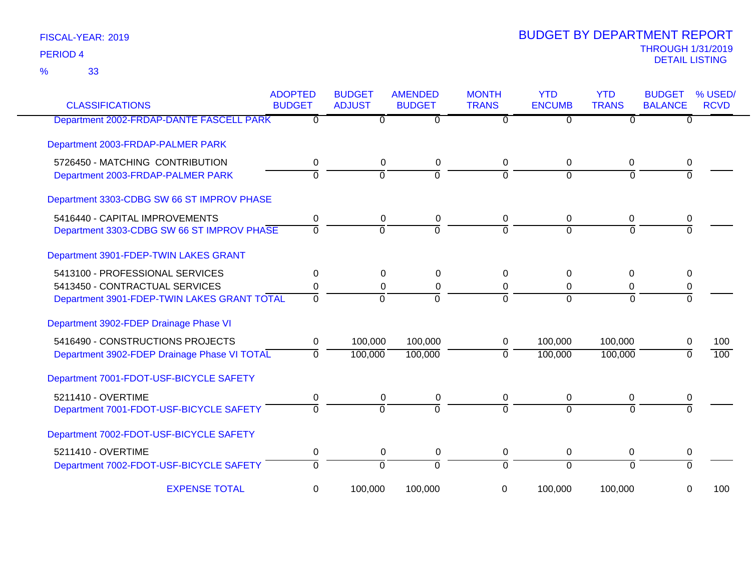FISCAL-YEAR: 2019
PERIOD 4
% 33

# BUDGET BY DEPARTMENT REPORT

THROUGH 1/31/2019
DETAIL LISTING

| CLASSIFICATIONS | ADOPTED BUDGET | BUDGET ADJUST | AMENDED BUDGET | MONTH TRANS | YTD ENCUMB | YTD TRANS | BUDGET BALANCE | % USED/ RCVD |
|---|---|---|---|---|---|---|---|---|
| Department 2002-FRDAP-DANTE FASCELL PARK | 0 | 0 | 0 | 0 | 0 | 0 | 0 | |
| **Department 2003-FRDAP-PALMER PARK** | | | | | | | | |
| 5726450 - MATCHING CONTRIBUTION | 0 | 0 | 0 | 0 | 0 | 0 | 0 | |
| Department 2003-FRDAP-PALMER PARK | 0 | 0 | 0 | 0 | 0 | 0 | 0 | |
| **Department 3303-CDBG SW 66 ST IMPROV PHASE** | | | | | | | | |
| 5416440 - CAPITAL IMPROVEMENTS | 0 | 0 | 0 | 0 | 0 | 0 | 0 | |
| Department 3303-CDBG SW 66 ST IMPROV PHASE | 0 | 0 | 0 | 0 | 0 | 0 | 0 | |
| **Department 3901-FDEP-TWIN LAKES GRANT** | | | | | | | | |
| 5413100 - PROFESSIONAL SERVICES | 0 | 0 | 0 | 0 | 0 | 0 | 0 | |
| 5413450 - CONTRACTUAL SERVICES | 0 | 0 | 0 | 0 | 0 | 0 | 0 | |
| Department 3901-FDEP-TWIN LAKES GRANT TOTAL | 0 | 0 | 0 | 0 | 0 | 0 | 0 | |
| **Department 3902-FDEP Drainage Phase VI** | | | | | | | | |
| 5416490 - CONSTRUCTIONS PROJECTS | 0 | 100,000 | 100,000 | 0 | 100,000 | 100,000 | 0 | 100 |
| Department 3902-FDEP Drainage Phase VI TOTAL | 0 | 100,000 | 100,000 | 0 | 100,000 | 100,000 | 0 | 100 |
| **Department 7001-FDOT-USF-BICYCLE SAFETY** | | | | | | | | |
| 5211410 - OVERTIME | 0 | 0 | 0 | 0 | 0 | 0 | 0 | |
| Department 7001-FDOT-USF-BICYCLE SAFETY | 0 | 0 | 0 | 0 | 0 | 0 | 0 | |
| **Department 7002-FDOT-USF-BICYCLE SAFETY** | | | | | | | | |
| 5211410 - OVERTIME | 0 | 0 | 0 | 0 | 0 | 0 | 0 | |
| Department 7002-FDOT-USF-BICYCLE SAFETY | 0 | 0 | 0 | 0 | 0 | 0 | 0 | |
| EXPENSE TOTAL | 0 | 100,000 | 100,000 | 0 | 100,000 | 100,000 | 0 | 100 |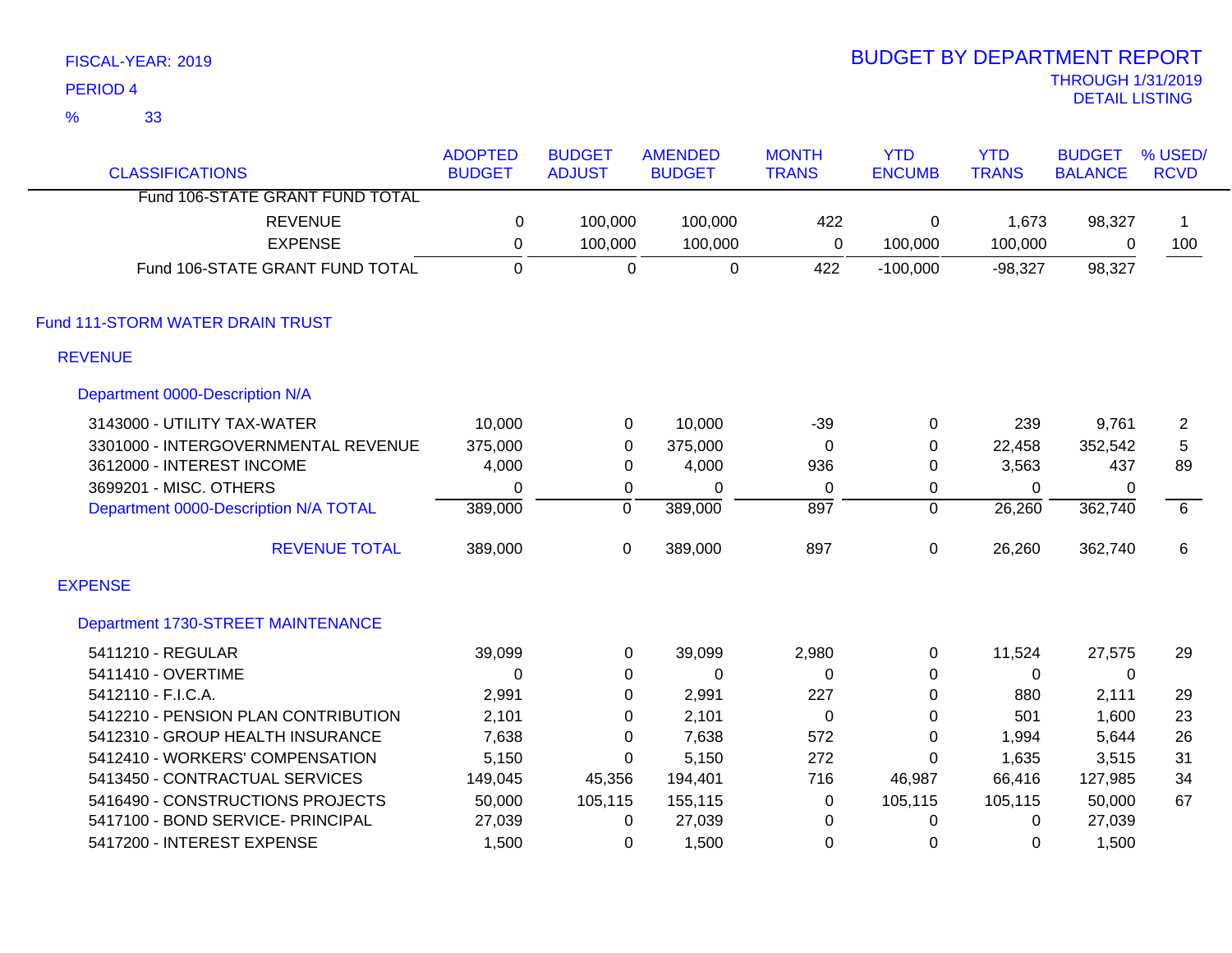FISCAL-YEAR: 2019
PERIOD 4
% 33

# BUDGET BY DEPARTMENT REPORT

THROUGH 1/31/2019
DETAIL LISTING

| CLASSIFICATIONS | ADOPTED BUDGET | BUDGET ADJUST | AMENDED BUDGET | MONTH TRANS | YTD ENCUMB | YTD TRANS | BUDGET BALANCE | % USED/ RCVD |
|---|---|---|---|---|---|---|---|---|
| Fund 106-STATE GRANT FUND TOTAL | | | | | | | | |
| REVENUE | 0 | 100,000 | 100,000 | 422 | 0 | 1,673 | 98,327 | 1 |
| EXPENSE | 0 | 100,000 | 100,000 | 0 | 100,000 | 100,000 | 0 | 100 |
| Fund 106-STATE GRANT FUND TOTAL | 0 | 0 | 0 | 422 | -100,000 | -98,327 | 98,327 | |
| **Fund 111-STORM WATER DRAIN TRUST** | | | | | | | | |
| **REVENUE** | | | | | | | | |
| **Department 0000-Description N/A** | | | | | | | | |
| 3143000 - UTILITY TAX-WATER | 10,000 | 0 | 10,000 | -39 | 0 | 239 | 9,761 | 2 |
| 3301000 - INTERGOVERNMENTAL REVENUE | 375,000 | 0 | 375,000 | 0 | 0 | 22,458 | 352,542 | 5 |
| 3612000 - INTEREST INCOME | 4,000 | 0 | 4,000 | 936 | 0 | 3,563 | 437 | 89 |
| 3699201 - MISC. OTHERS | 0 | 0 | 0 | 0 | 0 | 0 | 0 | |
| Department 0000-Description N/A TOTAL | 389,000 | 0 | 389,000 | 897 | 0 | 26,260 | 362,740 | 6 |
| REVENUE TOTAL | 389,000 | 0 | 389,000 | 897 | 0 | 26,260 | 362,740 | 6 |
| **EXPENSE** | | | | | | | | |
| **Department 1730-STREET MAINTENANCE** | | | | | | | | |
| 5411210 - REGULAR | 39,099 | 0 | 39,099 | 2,980 | 0 | 11,524 | 27,575 | 29 |
| 5411410 - OVERTIME | 0 | 0 | 0 | 0 | 0 | 0 | 0 | |
| 5412110 - F.I.C.A. | 2,991 | 0 | 2,991 | 227 | 0 | 880 | 2,111 | 29 |
| 5412210 - PENSION PLAN CONTRIBUTION | 2,101 | 0 | 2,101 | 0 | 0 | 501 | 1,600 | 23 |
| 5412310 - GROUP HEALTH INSURANCE | 7,638 | 0 | 7,638 | 572 | 0 | 1,994 | 5,644 | 26 |
| 5412410 - WORKERS' COMPENSATION | 5,150 | 0 | 5,150 | 272 | 0 | 1,635 | 3,515 | 31 |
| 5413450 - CONTRACTUAL SERVICES | 149,045 | 45,356 | 194,401 | 716 | 46,987 | 66,416 | 127,985 | 34 |
| 5416490 - CONSTRUCTIONS PROJECTS | 50,000 | 105,115 | 155,115 | 0 | 105,115 | 105,115 | 50,000 | 67 |
| 5417100 - BOND SERVICE- PRINCIPAL | 27,039 | 0 | 27,039 | 0 | 0 | 0 | 27,039 | |
| 5417200 - INTEREST EXPENSE | 1,500 | 0 | 1,500 | 0 | 0 | 0 | 1,500 | |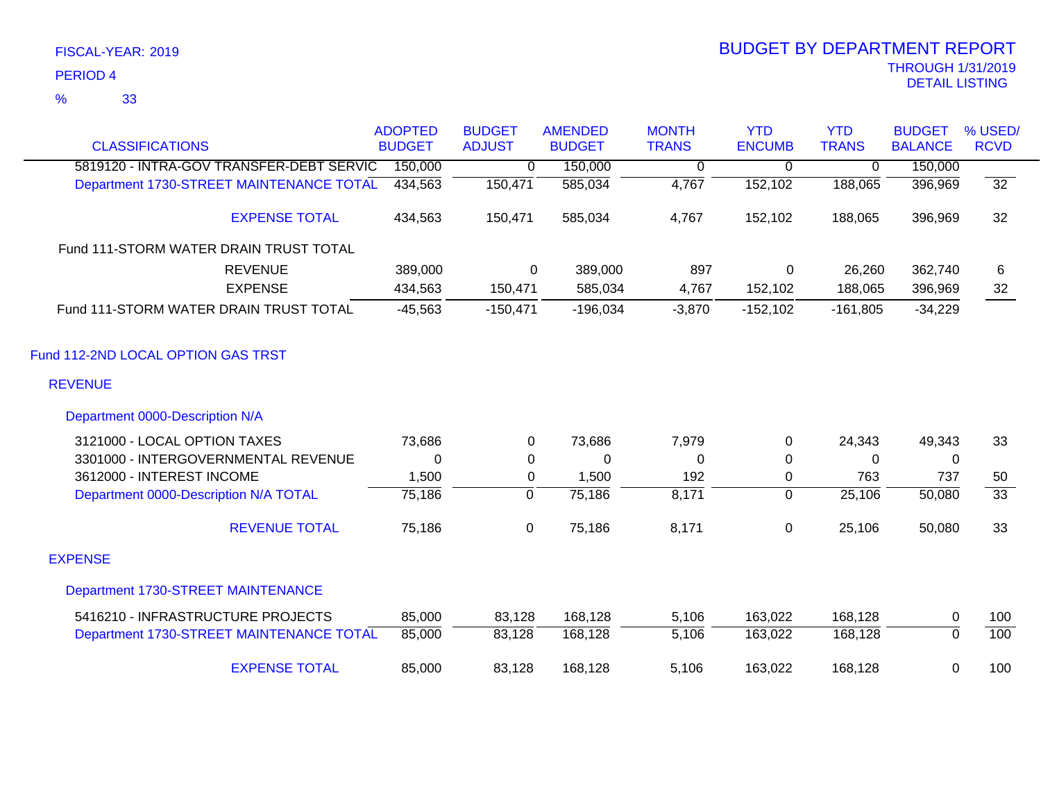FISCAL-YEAR: 2019

PERIOD 4

% 33

# BUDGET BY DEPARTMENT REPORT

THROUGH 1/31/2019

DETAIL LISTING

| CLASSIFICATIONS | ADOPTED BUDGET | BUDGET ADJUST | AMENDED BUDGET | MONTH TRANS | YTD ENCUMB | YTD TRANS | BUDGET BALANCE | % USED/ RCVD |
|---|---|---|---|---|---|---|---|---|
| 5819120 - INTRA-GOV TRANSFER-DEBT SERVIC | 150,000 | 0 | 150,000 | 0 | 0 | 0 | 150,000 | |
| Department 1730-STREET MAINTENANCE TOTAL | 434,563 | 150,471 | 585,034 | 4,767 | 152,102 | 188,065 | 396,969 | 32 |
| EXPENSE TOTAL | 434,563 | 150,471 | 585,034 | 4,767 | 152,102 | 188,065 | 396,969 | 32 |
| Fund 111-STORM WATER DRAIN TRUST TOTAL | | | | | | | | |
| REVENUE | 389,000 | 0 | 389,000 | 897 | 0 | 26,260 | 362,740 | 6 |
| EXPENSE | 434,563 | 150,471 | 585,034 | 4,767 | 152,102 | 188,065 | 396,969 | 32 |
| Fund 111-STORM WATER DRAIN TRUST TOTAL | -45,563 | -150,471 | -196,034 | -3,870 | -152,102 | -161,805 | -34,229 | |
| **Fund 112-2ND LOCAL OPTION GAS TRST** | | | | | | | | |
| **REVENUE** | | | | | | | | |
| **Department 0000-Description N/A** | | | | | | | | |
| 3121000 - LOCAL OPTION TAXES | 73,686 | 0 | 73,686 | 7,979 | 0 | 24,343 | 49,343 | 33 |
| 3301000 - INTERGOVERNMENTAL REVENUE | 0 | 0 | 0 | 0 | 0 | 0 | 0 | |
| 3612000 - INTEREST INCOME | 1,500 | 0 | 1,500 | 192 | 0 | 763 | 737 | 50 |
| Department 0000-Description N/A TOTAL | 75,186 | 0 | 75,186 | 8,171 | 0 | 25,106 | 50,080 | 33 |
| REVENUE TOTAL | 75,186 | 0 | 75,186 | 8,171 | 0 | 25,106 | 50,080 | 33 |
| **EXPENSE** | | | | | | | | |
| **Department 1730-STREET MAINTENANCE** | | | | | | | | |
| 5416210 - INFRASTRUCTURE PROJECTS | 85,000 | 83,128 | 168,128 | 5,106 | 163,022 | 168,128 | 0 | 100 |
| Department 1730-STREET MAINTENANCE TOTAL | 85,000 | 83,128 | 168,128 | 5,106 | 163,022 | 168,128 | 0 | 100 |
| EXPENSE TOTAL | 85,000 | 83,128 | 168,128 | 5,106 | 163,022 | 168,128 | 0 | 100 |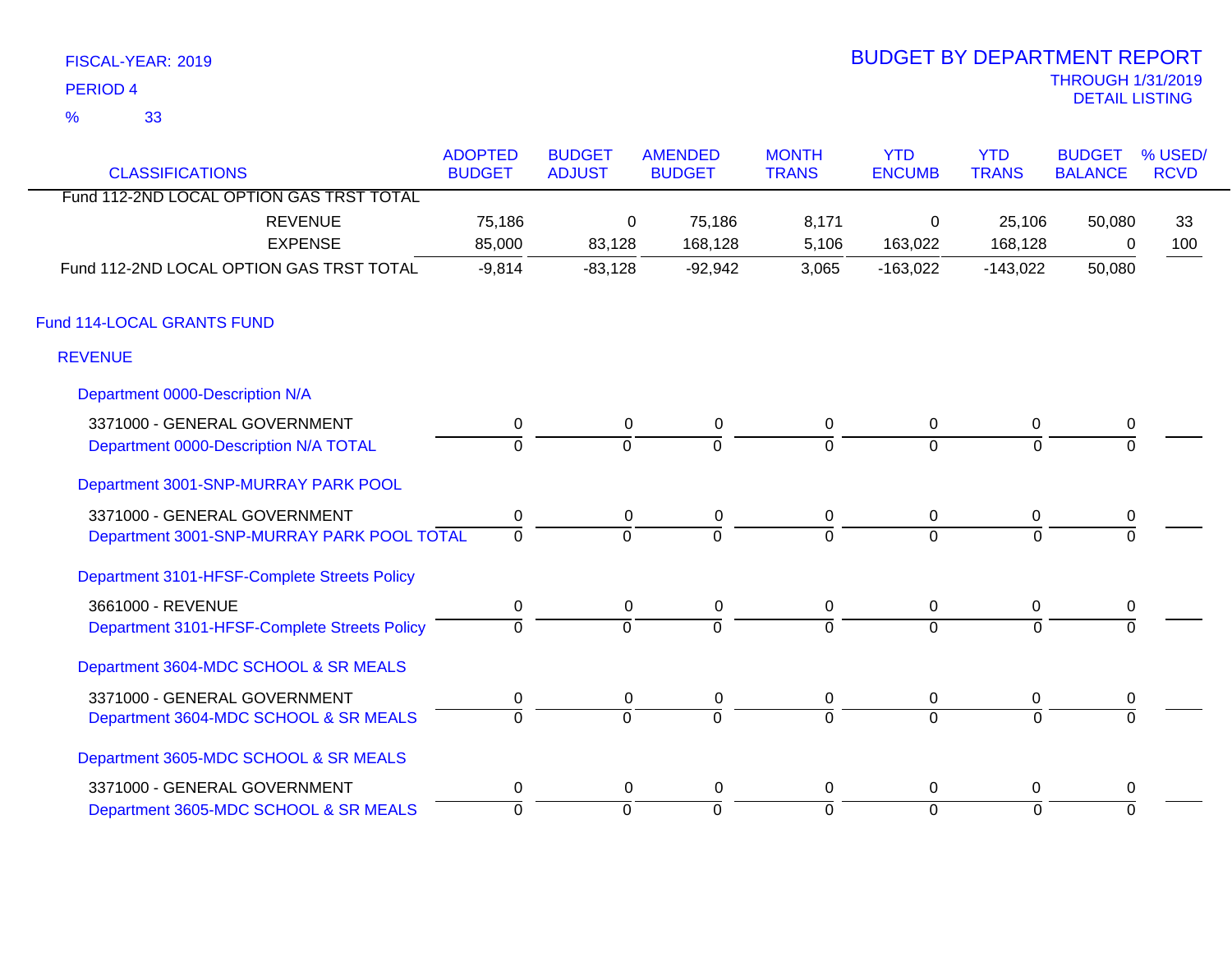FISCAL-YEAR: 2019

PERIOD 4

% 33

# BUDGET BY DEPARTMENT REPORT

THROUGH 1/31/2019

DETAIL LISTING

| CLASSIFICATIONS | ADOPTED BUDGET | BUDGET ADJUST | AMENDED BUDGET | MONTH TRANS | YTD ENCUMB | YTD TRANS | BUDGET BALANCE | % USED/ RCVD |
|---|---|---|---|---|---|---|---|---|
| Fund 112-2ND LOCAL OPTION GAS TRST TOTAL | | | | | | | | |
| REVENUE | 75,186 | 0 | 75,186 | 8,171 | 0 | 25,106 | 50,080 | 33 |
| EXPENSE | 85,000 | 83,128 | 168,128 | 5,106 | 163,022 | 168,128 | 0 | 100 |
| Fund 112-2ND LOCAL OPTION GAS TRST TOTAL | -9,814 | -83,128 | -92,942 | 3,065 | -163,022 | -143,022 | 50,080 | |
| **Fund 114-LOCAL GRANTS FUND** | | | | | | | | |
| **REVENUE** | | | | | | | | |
| **Department 0000-Description N/A** | | | | | | | | |
| 3371000 - GENERAL GOVERNMENT | 0 | 0 | 0 | 0 | 0 | 0 | 0 | |
| Department 0000-Description N/A TOTAL | 0 | 0 | 0 | 0 | 0 | 0 | 0 | |
| **Department 3001-SNP-MURRAY PARK POOL** | | | | | | | | |
| 3371000 - GENERAL GOVERNMENT | 0 | 0 | 0 | 0 | 0 | 0 | 0 | |
| Department 3001-SNP-MURRAY PARK POOL TOTAL | 0 | 0 | 0 | 0 | 0 | 0 | 0 | |
| **Department 3101-HFSF-Complete Streets Policy** | | | | | | | | |
| 3661000 - REVENUE | 0 | 0 | 0 | 0 | 0 | 0 | 0 | |
| Department 3101-HFSF-Complete Streets Policy | 0 | 0 | 0 | 0 | 0 | 0 | 0 | |
| **Department 3604-MDC SCHOOL & SR MEALS** | | | | | | | | |
| 3371000 - GENERAL GOVERNMENT | 0 | 0 | 0 | 0 | 0 | 0 | 0 | |
| Department 3604-MDC SCHOOL & SR MEALS | 0 | 0 | 0 | 0 | 0 | 0 | 0 | |
| **Department 3605-MDC SCHOOL & SR MEALS** | | | | | | | | |
| 3371000 - GENERAL GOVERNMENT | 0 | 0 | 0 | 0 | 0 | 0 | 0 | |
| Department 3605-MDC SCHOOL & SR MEALS | 0 | 0 | 0 | 0 | 0 | 0 | 0 | |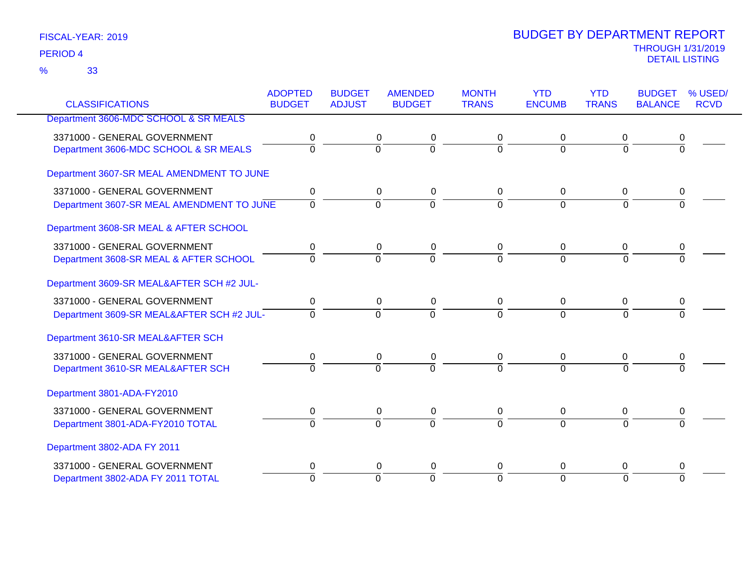FISCAL-YEAR: 2019

PERIOD 4

% 33

# BUDGET BY DEPARTMENT REPORT

THROUGH 1/31/2019

DETAIL LISTING

| CLASSIFICATIONS | ADOPTED BUDGET | BUDGET ADJUST | AMENDED BUDGET | MONTH TRANS | YTD ENCUMB | YTD TRANS | BUDGET BALANCE | % USED/ RCVD |
|---|---|---|---|---|---|---|---|---|
| **Department 3606-MDC SCHOOL & SR MEALS** | | | | | | | | |
| 3371000 - GENERAL GOVERNMENT | 0 | 0 | 0 | 0 | 0 | 0 | 0 | |
| Department 3606-MDC SCHOOL & SR MEALS | 0 | 0 | 0 | 0 | 0 | 0 | 0 | |
| **Department 3607-SR MEAL AMENDMENT TO JUNE** | | | | | | | | |
| 3371000 - GENERAL GOVERNMENT | 0 | 0 | 0 | 0 | 0 | 0 | 0 | |
| Department 3607-SR MEAL AMENDMENT TO JUNE | 0 | 0 | 0 | 0 | 0 | 0 | 0 | |
| **Department 3608-SR MEAL & AFTER SCHOOL** | | | | | | | | |
| 3371000 - GENERAL GOVERNMENT | 0 | 0 | 0 | 0 | 0 | 0 | 0 | |
| Department 3608-SR MEAL & AFTER SCHOOL | 0 | 0 | 0 | 0 | 0 | 0 | 0 | |
| **Department 3609-SR MEAL&AFTER SCH #2 JUL-** | | | | | | | | |
| 3371000 - GENERAL GOVERNMENT | 0 | 0 | 0 | 0 | 0 | 0 | 0 | |
| Department 3609-SR MEAL&AFTER SCH #2 JUL- | 0 | 0 | 0 | 0 | 0 | 0 | 0 | |
| **Department 3610-SR MEAL&AFTER SCH** | | | | | | | | |
| 3371000 - GENERAL GOVERNMENT | 0 | 0 | 0 | 0 | 0 | 0 | 0 | |
| Department 3610-SR MEAL&AFTER SCH | 0 | 0 | 0 | 0 | 0 | 0 | 0 | |
| **Department 3801-ADA-FY2010** | | | | | | | | |
| 3371000 - GENERAL GOVERNMENT | 0 | 0 | 0 | 0 | 0 | 0 | 0 | |
| Department 3801-ADA-FY2010 TOTAL | 0 | 0 | 0 | 0 | 0 | 0 | 0 | |
| **Department 3802-ADA FY 2011** | | | | | | | | |
| 3371000 - GENERAL GOVERNMENT | 0 | 0 | 0 | 0 | 0 | 0 | 0 | |
| Department 3802-ADA FY 2011 TOTAL | 0 | 0 | 0 | 0 | 0 | 0 | 0 | |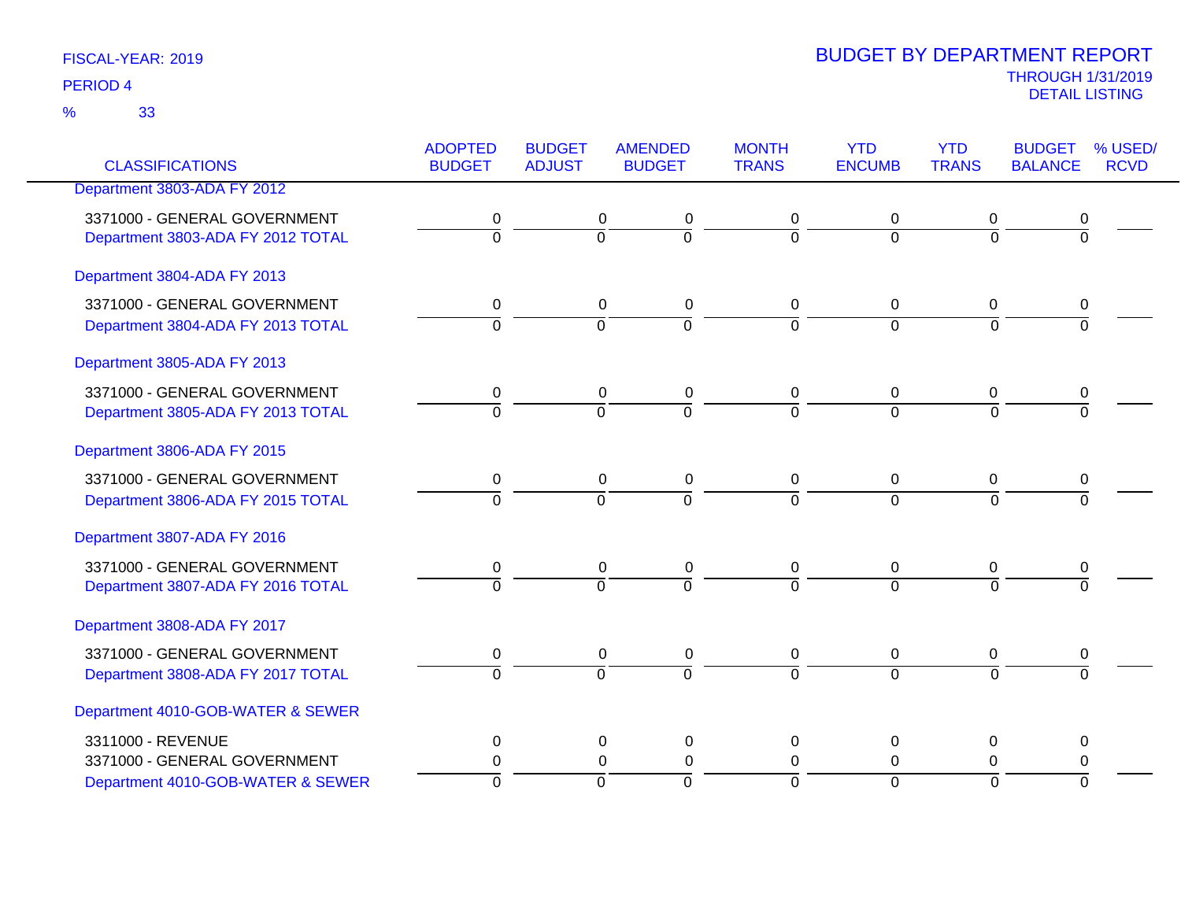FISCAL-YEAR: 2019

PERIOD 4

% 33

# BUDGET BY DEPARTMENT REPORT

THROUGH 1/31/2019

DETAIL LISTING

| CLASSIFICATIONS | ADOPTED BUDGET | BUDGET ADJUST | AMENDED BUDGET | MONTH TRANS | YTD ENCUMB | YTD TRANS | BUDGET BALANCE | % USED/ RCVD |
|---|---|---|---|---|---|---|---|---|
| Department 3803-ADA FY 2012 | | | | | | | | |
| 3371000 - GENERAL GOVERNMENT | 0 | 0 | 0 | 0 | 0 | 0 | 0 | |
| Department 3803-ADA FY 2012 TOTAL | 0 | 0 | 0 | 0 | 0 | 0 | 0 | |
| Department 3804-ADA FY 2013 | | | | | | | | |
| 3371000 - GENERAL GOVERNMENT | 0 | 0 | 0 | 0 | 0 | 0 | 0 | |
| Department 3804-ADA FY 2013 TOTAL | 0 | 0 | 0 | 0 | 0 | 0 | 0 | |
| Department 3805-ADA FY 2013 | | | | | | | | |
| 3371000 - GENERAL GOVERNMENT | 0 | 0 | 0 | 0 | 0 | 0 | 0 | |
| Department 3805-ADA FY 2013 TOTAL | 0 | 0 | 0 | 0 | 0 | 0 | 0 | |
| Department 3806-ADA FY 2015 | | | | | | | | |
| 3371000 - GENERAL GOVERNMENT | 0 | 0 | 0 | 0 | 0 | 0 | 0 | |
| Department 3806-ADA FY 2015 TOTAL | 0 | 0 | 0 | 0 | 0 | 0 | 0 | |
| Department 3807-ADA FY 2016 | | | | | | | | |
| 3371000 - GENERAL GOVERNMENT | 0 | 0 | 0 | 0 | 0 | 0 | 0 | |
| Department 3807-ADA FY 2016 TOTAL | 0 | 0 | 0 | 0 | 0 | 0 | 0 | |
| Department 3808-ADA FY 2017 | | | | | | | | |
| 3371000 - GENERAL GOVERNMENT | 0 | 0 | 0 | 0 | 0 | 0 | 0 | |
| Department 3808-ADA FY 2017 TOTAL | 0 | 0 | 0 | 0 | 0 | 0 | 0 | |
| Department 4010-GOB-WATER & SEWER | | | | | | | | |
| 3311000 - REVENUE | 0 | 0 | 0 | 0 | 0 | 0 | 0 | |
| 3371000 - GENERAL GOVERNMENT | 0 | 0 | 0 | 0 | 0 | 0 | 0 | |
| Department 4010-GOB-WATER & SEWER | 0 | 0 | 0 | 0 | 0 | 0 | 0 | |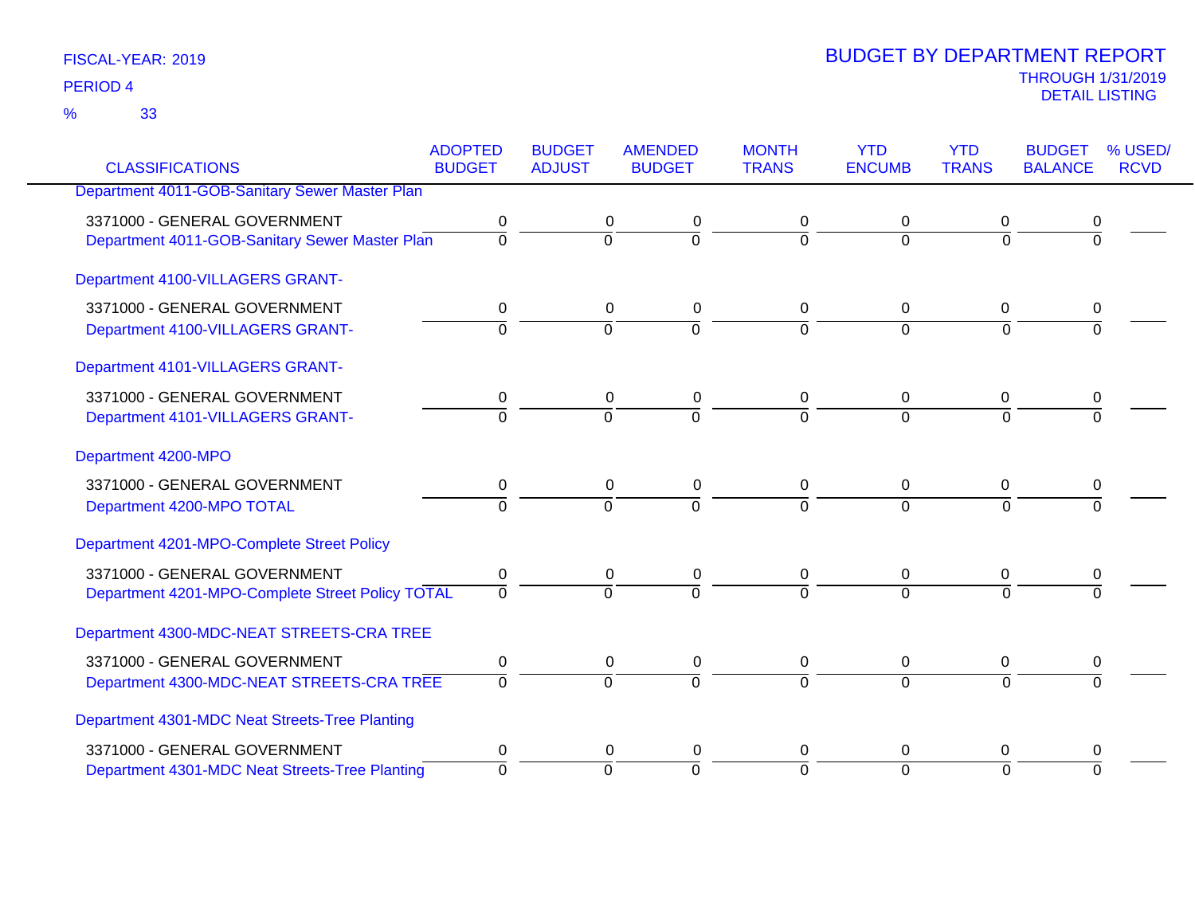FISCAL-YEAR: 2019

PERIOD 4

% 33

# BUDGET BY DEPARTMENT REPORT

THROUGH 1/31/2019

DETAIL LISTING

| CLASSIFICATIONS | ADOPTED BUDGET | BUDGET ADJUST | AMENDED BUDGET | MONTH TRANS | YTD ENCUMB | YTD TRANS | BUDGET BALANCE | % USED/ RCVD |
|---|---|---|---|---|---|---|---|---|
| Department 4011-GOB-Sanitary Sewer Master Plan | | | | | | | | |
| 3371000 - GENERAL GOVERNMENT | 0 | 0 | 0 | 0 | 0 | 0 | 0 | |
| Department 4011-GOB-Sanitary Sewer Master Plan | 0 | 0 | 0 | 0 | 0 | 0 | 0 | |
| Department 4100-VILLAGERS GRANT- | | | | | | | | |
| 3371000 - GENERAL GOVERNMENT | 0 | 0 | 0 | 0 | 0 | 0 | 0 | |
| Department 4100-VILLAGERS GRANT- | 0 | 0 | 0 | 0 | 0 | 0 | 0 | |
| Department 4101-VILLAGERS GRANT- | | | | | | | | |
| 3371000 - GENERAL GOVERNMENT | 0 | 0 | 0 | 0 | 0 | 0 | 0 | |
| Department 4101-VILLAGERS GRANT- | 0 | 0 | 0 | 0 | 0 | 0 | 0 | |
| Department 4200-MPO | | | | | | | | |
| 3371000 - GENERAL GOVERNMENT | 0 | 0 | 0 | 0 | 0 | 0 | 0 | |
| Department 4200-MPO TOTAL | 0 | 0 | 0 | 0 | 0 | 0 | 0 | |
| Department 4201-MPO-Complete Street Policy | | | | | | | | |
| 3371000 - GENERAL GOVERNMENT | 0 | 0 | 0 | 0 | 0 | 0 | 0 | |
| Department 4201-MPO-Complete Street Policy TOTAL | 0 | 0 | 0 | 0 | 0 | 0 | 0 | |
| Department 4300-MDC-NEAT STREETS-CRA TREE | | | | | | | | |
| 3371000 - GENERAL GOVERNMENT | 0 | 0 | 0 | 0 | 0 | 0 | 0 | |
| Department 4300-MDC-NEAT STREETS-CRA TREE | 0 | 0 | 0 | 0 | 0 | 0 | 0 | |
| Department 4301-MDC Neat Streets-Tree Planting | | | | | | | | |
| 3371000 - GENERAL GOVERNMENT | 0 | 0 | 0 | 0 | 0 | 0 | 0 | |
| Department 4301-MDC Neat Streets-Tree Planting | 0 | 0 | 0 | 0 | 0 | 0 | 0 | |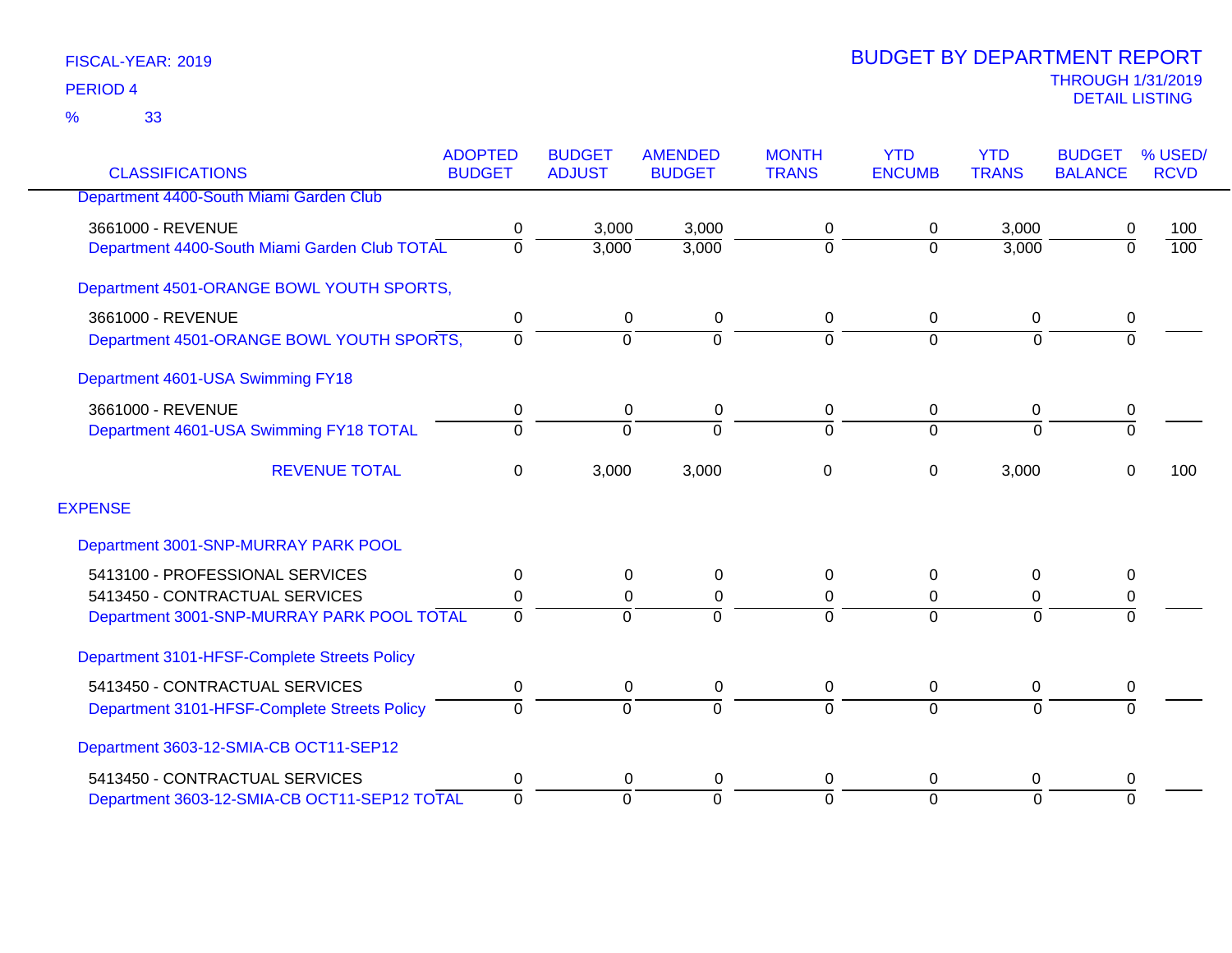FISCAL-YEAR: 2019

PERIOD 4

% 33

# BUDGET BY DEPARTMENT REPORT

THROUGH 1/31/2019
DETAIL LISTING

| CLASSIFICATIONS | ADOPTED BUDGET | BUDGET ADJUST | AMENDED BUDGET | MONTH TRANS | YTD ENCUMB | YTD TRANS | BUDGET BALANCE | % USED/ RCVD |
|---|---|---|---|---|---|---|---|---|
| Department 4400-South Miami Garden Club | | | | | | | | |
| 3661000 - REVENUE | 0 | 3,000 | 3,000 | 0 | 0 | 3,000 | 0 | 100 |
| Department 4400-South Miami Garden Club TOTAL | 0 | 3,000 | 3,000 | 0 | 0 | 3,000 | 0 | 100 |
| Department 4501-ORANGE BOWL YOUTH SPORTS, | | | | | | | | |
| 3661000 - REVENUE | 0 | 0 | 0 | 0 | 0 | 0 | 0 | |
| Department 4501-ORANGE BOWL YOUTH SPORTS, | 0 | 0 | 0 | 0 | 0 | 0 | 0 | |
| Department 4601-USA Swimming FY18 | | | | | | | | |
| 3661000 - REVENUE | 0 | 0 | 0 | 0 | 0 | 0 | 0 | |
| Department 4601-USA Swimming FY18 TOTAL | 0 | 0 | 0 | 0 | 0 | 0 | 0 | |
| REVENUE TOTAL | 0 | 3,000 | 3,000 | 0 | 0 | 3,000 | 0 | 100 |
| EXPENSE | | | | | | | | |
| Department 3001-SNP-MURRAY PARK POOL | | | | | | | | |
| 5413100 - PROFESSIONAL SERVICES | 0 | 0 | 0 | 0 | 0 | 0 | 0 | |
| 5413450 - CONTRACTUAL SERVICES | 0 | 0 | 0 | 0 | 0 | 0 | 0 | |
| Department 3001-SNP-MURRAY PARK POOL TOTAL | 0 | 0 | 0 | 0 | 0 | 0 | 0 | |
| Department 3101-HFSF-Complete Streets Policy | | | | | | | | |
| 5413450 - CONTRACTUAL SERVICES | 0 | 0 | 0 | 0 | 0 | 0 | 0 | |
| Department 3101-HFSF-Complete Streets Policy | 0 | 0 | 0 | 0 | 0 | 0 | 0 | |
| Department 3603-12-SMIA-CB OCT11-SEP12 | | | | | | | | |
| 5413450 - CONTRACTUAL SERVICES | 0 | 0 | 0 | 0 | 0 | 0 | 0 | |
| Department 3603-12-SMIA-CB OCT11-SEP12 TOTAL | 0 | 0 | 0 | 0 | 0 | 0 | 0 | |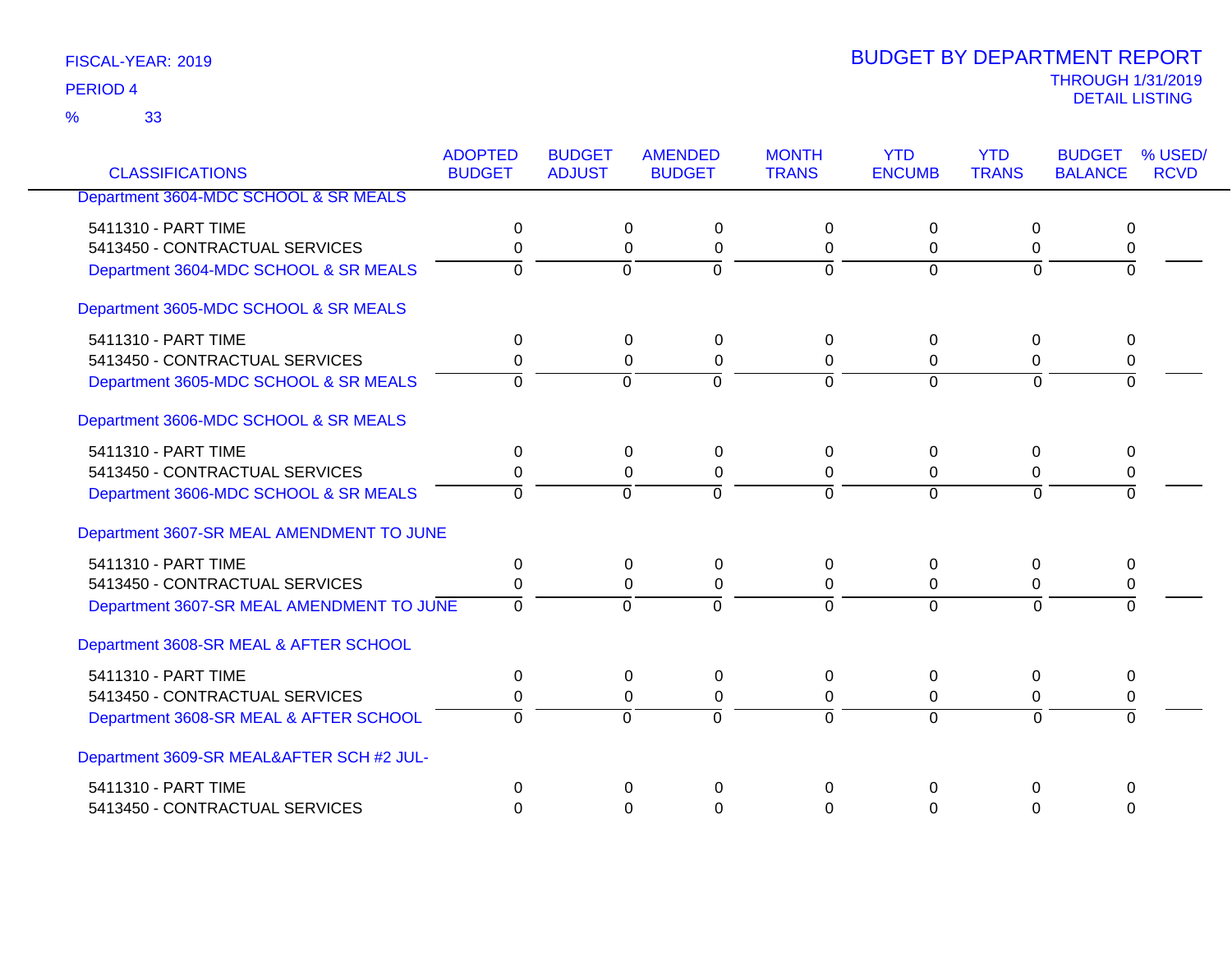FISCAL-YEAR: 2019

PERIOD 4

% 33

# BUDGET BY DEPARTMENT REPORT

THROUGH 1/31/2019

DETAIL LISTING

| CLASSIFICATIONS | ADOPTED BUDGET | BUDGET ADJUST | AMENDED BUDGET | MONTH TRANS | YTD ENCUMB | YTD TRANS | BUDGET BALANCE | % USED/ RCVD |
|---|---|---|---|---|---|---|---|---|
| **Department 3604-MDC SCHOOL & SR MEALS** | | | | | | | | |
| 5411310 - PART TIME | 0 | 0 | 0 | 0 | 0 | 0 | 0 | |
| 5413450 - CONTRACTUAL SERVICES | 0 | 0 | 0 | 0 | 0 | 0 | 0 | |
| Department 3604-MDC SCHOOL & SR MEALS | 0 | 0 | 0 | 0 | 0 | 0 | 0 | |
| **Department 3605-MDC SCHOOL & SR MEALS** | | | | | | | | |
| 5411310 - PART TIME | 0 | 0 | 0 | 0 | 0 | 0 | 0 | |
| 5413450 - CONTRACTUAL SERVICES | 0 | 0 | 0 | 0 | 0 | 0 | 0 | |
| Department 3605-MDC SCHOOL & SR MEALS | 0 | 0 | 0 | 0 | 0 | 0 | 0 | |
| **Department 3606-MDC SCHOOL & SR MEALS** | | | | | | | | |
| 5411310 - PART TIME | 0 | 0 | 0 | 0 | 0 | 0 | 0 | |
| 5413450 - CONTRACTUAL SERVICES | 0 | 0 | 0 | 0 | 0 | 0 | 0 | |
| Department 3606-MDC SCHOOL & SR MEALS | 0 | 0 | 0 | 0 | 0 | 0 | 0 | |
| **Department 3607-SR MEAL AMENDMENT TO JUNE** | | | | | | | | |
| 5411310 - PART TIME | 0 | 0 | 0 | 0 | 0 | 0 | 0 | |
| 5413450 - CONTRACTUAL SERVICES | 0 | 0 | 0 | 0 | 0 | 0 | 0 | |
| Department 3607-SR MEAL AMENDMENT TO JUNE | 0 | 0 | 0 | 0 | 0 | 0 | 0 | |
| **Department 3608-SR MEAL & AFTER SCHOOL** | | | | | | | | |
| 5411310 - PART TIME | 0 | 0 | 0 | 0 | 0 | 0 | 0 | |
| 5413450 - CONTRACTUAL SERVICES | 0 | 0 | 0 | 0 | 0 | 0 | 0 | |
| Department 3608-SR MEAL & AFTER SCHOOL | 0 | 0 | 0 | 0 | 0 | 0 | 0 | |
| **Department 3609-SR MEAL&AFTER SCH #2 JUL-** | | | | | | | | |
| 5411310 - PART TIME | 0 | 0 | 0 | 0 | 0 | 0 | 0 | |
| 5413450 - CONTRACTUAL SERVICES | 0 | 0 | 0 | 0 | 0 | 0 | 0 | |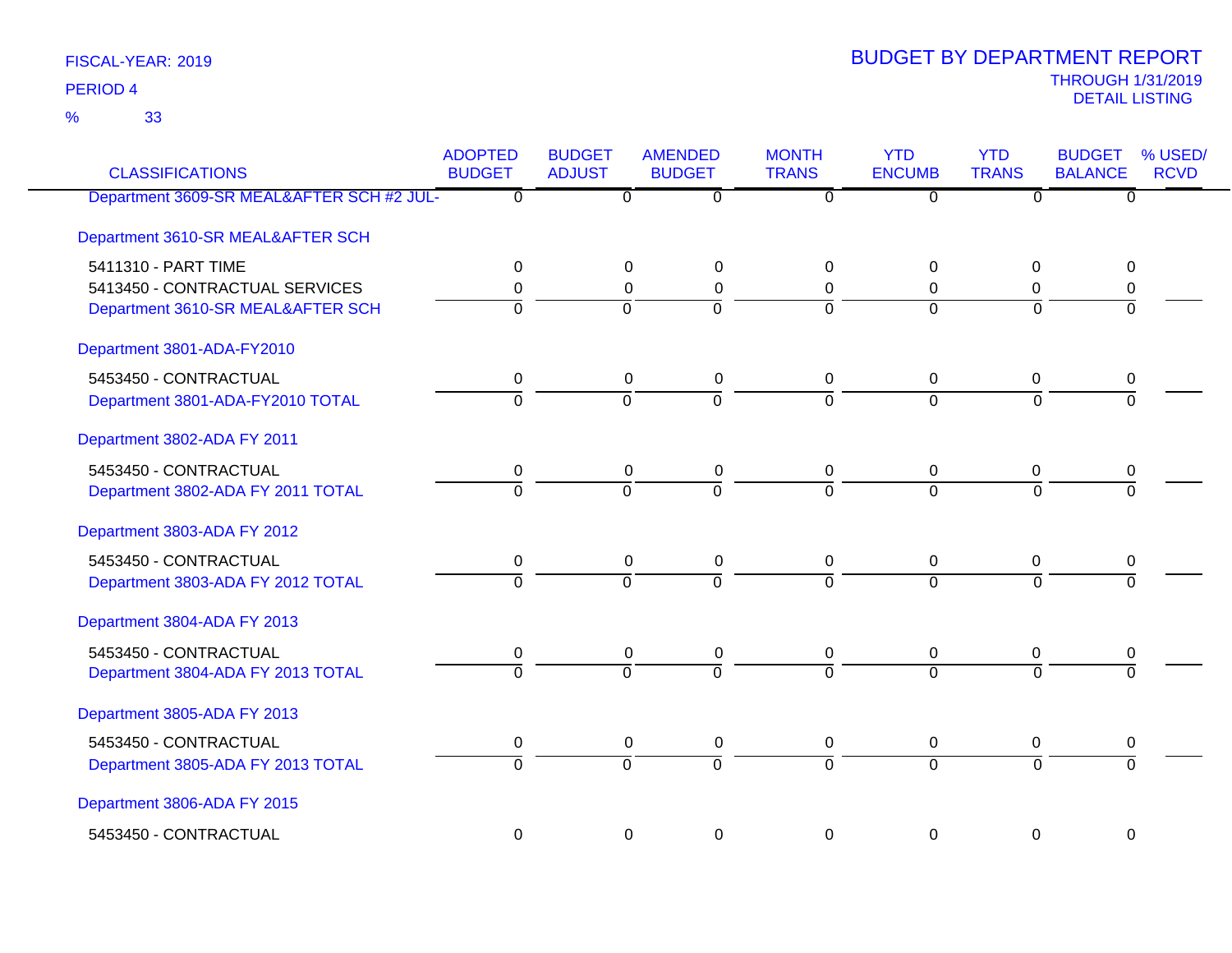FISCAL-YEAR: 2019
PERIOD 4
% 33

# BUDGET BY DEPARTMENT REPORT

THROUGH 1/31/2019
DETAIL LISTING

| CLASSIFICATIONS | ADOPTED BUDGET | BUDGET ADJUST | AMENDED BUDGET | MONTH TRANS | YTD ENCUMB | YTD TRANS | BUDGET BALANCE | % USED/ RCVD |
|---|---|---|---|---|---|---|---|---|
| Department 3609-SR MEAL&AFTER SCH #2 JUL- | 0 | 0 | 0 | 0 | 0 | 0 | 0 | |
| **Department 3610-SR MEAL&AFTER SCH** | | | | | | | | |
| 5411310 - PART TIME | 0 | 0 | 0 | 0 | 0 | 0 | 0 | |
| 5413450 - CONTRACTUAL SERVICES | 0 | 0 | 0 | 0 | 0 | 0 | 0 | |
| Department 3610-SR MEAL&AFTER SCH | 0 | 0 | 0 | 0 | 0 | 0 | 0 | |
| **Department 3801-ADA-FY2010** | | | | | | | | |
| 5453450 - CONTRACTUAL | 0 | 0 | 0 | 0 | 0 | 0 | 0 | |
| Department 3801-ADA-FY2010 TOTAL | 0 | 0 | 0 | 0 | 0 | 0 | 0 | |
| **Department 3802-ADA FY 2011** | | | | | | | | |
| 5453450 - CONTRACTUAL | 0 | 0 | 0 | 0 | 0 | 0 | 0 | |
| Department 3802-ADA FY 2011 TOTAL | 0 | 0 | 0 | 0 | 0 | 0 | 0 | |
| **Department 3803-ADA FY 2012** | | | | | | | | |
| 5453450 - CONTRACTUAL | 0 | 0 | 0 | 0 | 0 | 0 | 0 | |
| Department 3803-ADA FY 2012 TOTAL | 0 | 0 | 0 | 0 | 0 | 0 | 0 | |
| **Department 3804-ADA FY 2013** | | | | | | | | |
| 5453450 - CONTRACTUAL | 0 | 0 | 0 | 0 | 0 | 0 | 0 | |
| Department 3804-ADA FY 2013 TOTAL | 0 | 0 | 0 | 0 | 0 | 0 | 0 | |
| **Department 3805-ADA FY 2013** | | | | | | | | |
| 5453450 - CONTRACTUAL | 0 | 0 | 0 | 0 | 0 | 0 | 0 | |
| Department 3805-ADA FY 2013 TOTAL | 0 | 0 | 0 | 0 | 0 | 0 | 0 | |
| **Department 3806-ADA FY 2015** | | | | | | | | |
| 5453450 - CONTRACTUAL | 0 | 0 | 0 | 0 | 0 | 0 | 0 | |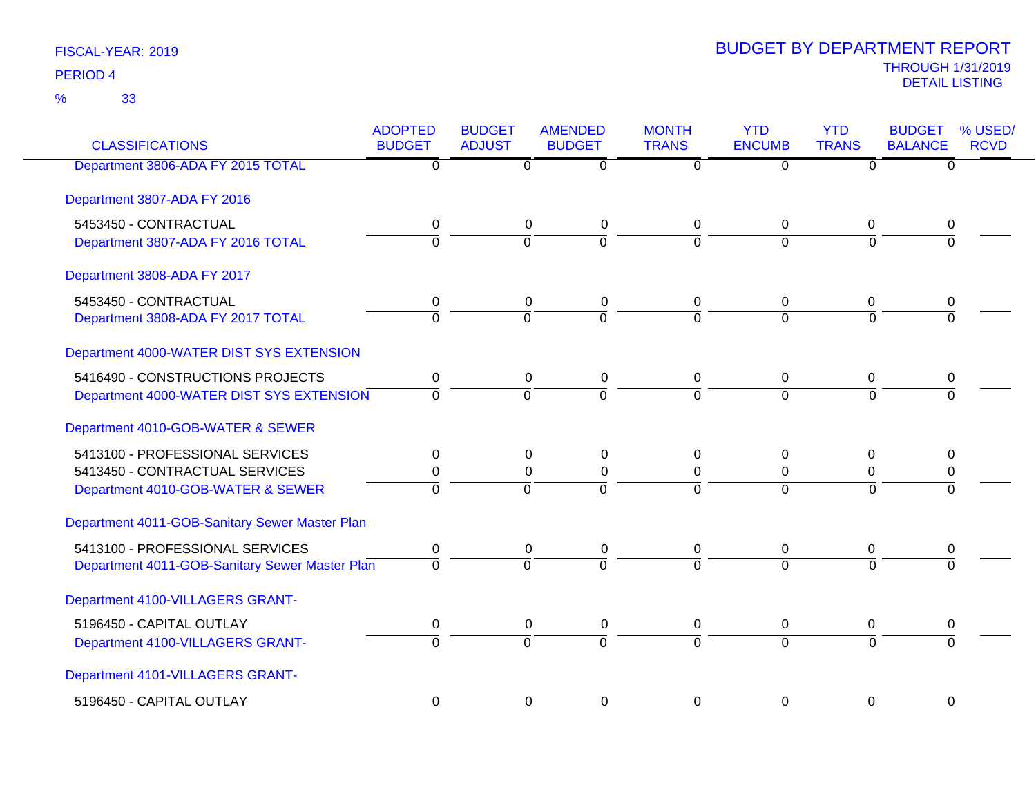FISCAL-YEAR: 2019

PERIOD 4

% 33

# BUDGET BY DEPARTMENT REPORT

THROUGH 1/31/2019

DETAIL LISTING

| CLASSIFICATIONS | ADOPTED BUDGET | BUDGET ADJUST | AMENDED BUDGET | MONTH TRANS | YTD ENCUMB | YTD TRANS | BUDGET BALANCE | % USED/ RCVD |
|---|---|---|---|---|---|---|---|---|
| Department 3806-ADA FY 2015 TOTAL | 0 | 0 | 0 | 0 | 0 | 0 | 0 | |
| Department 3807-ADA FY 2016 | | | | | | | | |
| 5453450 - CONTRACTUAL | 0 | 0 | 0 | 0 | 0 | 0 | 0 | |
| Department 3807-ADA FY 2016 TOTAL | 0 | 0 | 0 | 0 | 0 | 0 | 0 | |
| Department 3808-ADA FY 2017 | | | | | | | | |
| 5453450 - CONTRACTUAL | 0 | 0 | 0 | 0 | 0 | 0 | 0 | |
| Department 3808-ADA FY 2017 TOTAL | 0 | 0 | 0 | 0 | 0 | 0 | 0 | |
| Department 4000-WATER DIST SYS EXTENSION | | | | | | | | |
| 5416490 - CONSTRUCTIONS PROJECTS | 0 | 0 | 0 | 0 | 0 | 0 | 0 | |
| Department 4000-WATER DIST SYS EXTENSION | 0 | 0 | 0 | 0 | 0 | 0 | 0 | |
| Department 4010-GOB-WATER & SEWER | | | | | | | | |
| 5413100 - PROFESSIONAL SERVICES | 0 | 0 | 0 | 0 | 0 | 0 | 0 | |
| 5413450 - CONTRACTUAL SERVICES | 0 | 0 | 0 | 0 | 0 | 0 | 0 | |
| Department 4010-GOB-WATER & SEWER | 0 | 0 | 0 | 0 | 0 | 0 | 0 | |
| Department 4011-GOB-Sanitary Sewer Master Plan | | | | | | | | |
| 5413100 - PROFESSIONAL SERVICES | 0 | 0 | 0 | 0 | 0 | 0 | 0 | |
| Department 4011-GOB-Sanitary Sewer Master Plan | 0 | 0 | 0 | 0 | 0 | 0 | 0 | |
| Department 4100-VILLAGERS GRANT- | | | | | | | | |
| 5196450 - CAPITAL OUTLAY | 0 | 0 | 0 | 0 | 0 | 0 | 0 | |
| Department 4100-VILLAGERS GRANT- | 0 | 0 | 0 | 0 | 0 | 0 | 0 | |
| Department 4101-VILLAGERS GRANT- | | | | | | | | |
| 5196450 - CAPITAL OUTLAY | 0 | 0 | 0 | 0 | 0 | 0 | 0 | |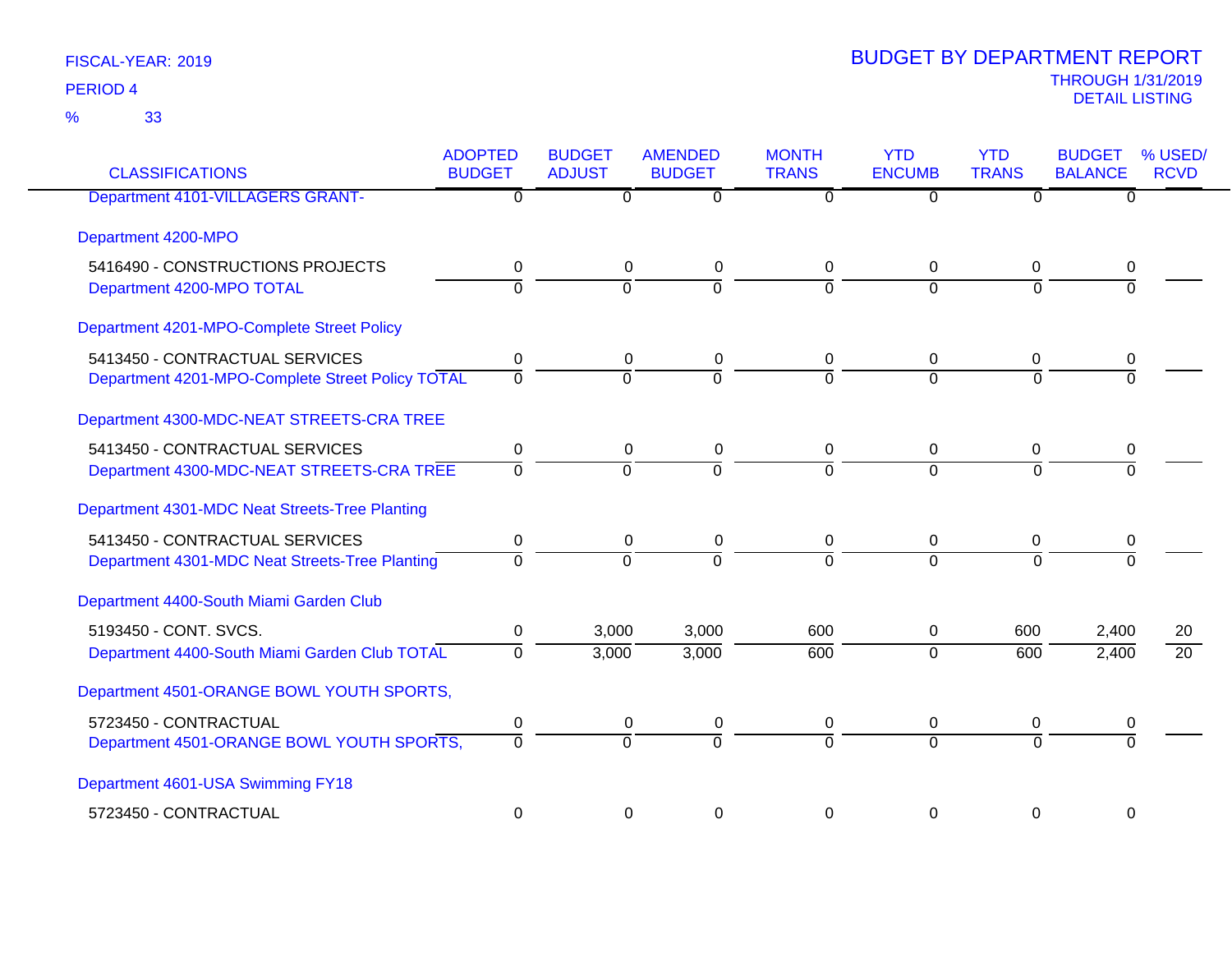FISCAL-YEAR: 2019

PERIOD 4

% 33

# BUDGET BY DEPARTMENT REPORT

THROUGH 1/31/2019

DETAIL LISTING

| CLASSIFICATIONS | ADOPTED BUDGET | BUDGET ADJUST | AMENDED BUDGET | MONTH TRANS | YTD ENCUMB | YTD TRANS | BUDGET BALANCE | % USED/ RCVD |
|---|---|---|---|---|---|---|---|---|
| Department 4101-VILLAGERS GRANT- | 0 | 0 | 0 | 0 | 0 | 0 | 0 | |
| Department 4200-MPO | | | | | | | | |
| 5416490 - CONSTRUCTIONS PROJECTS | 0 | 0 | 0 | 0 | 0 | 0 | 0 | |
| Department 4200-MPO TOTAL | 0 | 0 | 0 | 0 | 0 | 0 | 0 | |
| Department 4201-MPO-Complete Street Policy | | | | | | | | |
| 5413450 - CONTRACTUAL SERVICES | 0 | 0 | 0 | 0 | 0 | 0 | 0 | |
| Department 4201-MPO-Complete Street Policy TOTAL | 0 | 0 | 0 | 0 | 0 | 0 | 0 | |
| Department 4300-MDC-NEAT STREETS-CRA TREE | | | | | | | | |
| 5413450 - CONTRACTUAL SERVICES | 0 | 0 | 0 | 0 | 0 | 0 | 0 | |
| Department 4300-MDC-NEAT STREETS-CRA TREE | 0 | 0 | 0 | 0 | 0 | 0 | 0 | |
| Department 4301-MDC Neat Streets-Tree Planting | | | | | | | | |
| 5413450 - CONTRACTUAL SERVICES | 0 | 0 | 0 | 0 | 0 | 0 | 0 | |
| Department 4301-MDC Neat Streets-Tree Planting | 0 | 0 | 0 | 0 | 0 | 0 | 0 | |
| Department 4400-South Miami Garden Club | | | | | | | | |
| 5193450 - CONT. SVCS. | 0 | 3,000 | 3,000 | 600 | 0 | 600 | 2,400 | 20 |
| Department 4400-South Miami Garden Club TOTAL | 0 | 3,000 | 3,000 | 600 | 0 | 600 | 2,400 | 20 |
| Department 4501-ORANGE BOWL YOUTH SPORTS, | | | | | | | | |
| 5723450 - CONTRACTUAL | 0 | 0 | 0 | 0 | 0 | 0 | 0 | |
| Department 4501-ORANGE BOWL YOUTH SPORTS, | 0 | 0 | 0 | 0 | 0 | 0 | 0 | |
| Department 4601-USA Swimming FY18 | | | | | | | | |
| 5723450 - CONTRACTUAL | 0 | 0 | 0 | 0 | 0 | 0 | 0 | |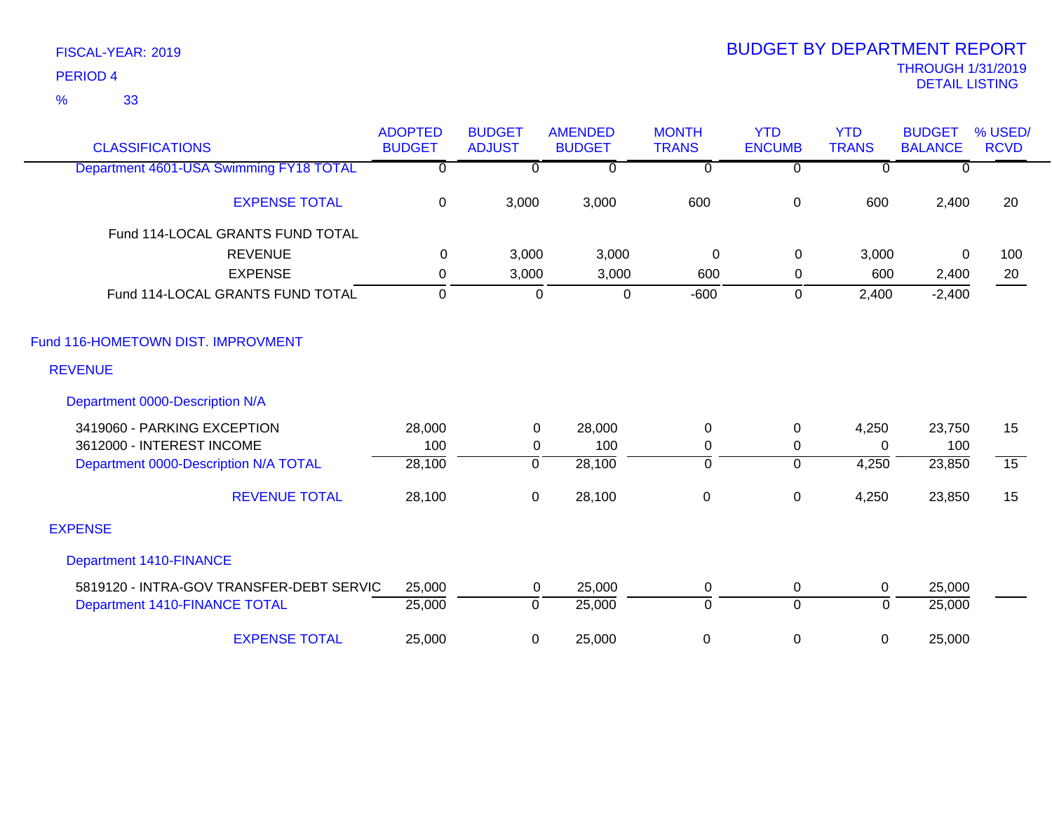FISCAL-YEAR: 2019

PERIOD 4

% 33

# BUDGET BY DEPARTMENT REPORT

THROUGH 1/31/2019

DETAIL LISTING

| CLASSIFICATIONS | ADOPTED BUDGET | BUDGET ADJUST | AMENDED BUDGET | MONTH TRANS | YTD ENCUMB | YTD TRANS | BUDGET BALANCE | % USED/ RCVD |
|---|---|---|---|---|---|---|---|---|
| Department 4601-USA Swimming FY18 TOTAL | 0 | 0 | 0 | 0 | 0 | 0 | 0 | |
| EXPENSE TOTAL | 0 | 3,000 | 3,000 | 600 | 0 | 600 | 2,400 | 20 |
| Fund 114-LOCAL GRANTS FUND TOTAL | | | | | | | | |
| REVENUE | 0 | 3,000 | 3,000 | 0 | 0 | 3,000 | 0 | 100 |
| EXPENSE | 0 | 3,000 | 3,000 | 600 | 0 | 600 | 2,400 | 20 |
| Fund 114-LOCAL GRANTS FUND TOTAL | 0 | 0 | 0 | -600 | 0 | 2,400 | -2,400 | |
| **Fund 116-HOMETOWN DIST. IMPROVMENT** | | | | | | | | |
| **REVENUE** | | | | | | | | |
| **Department 0000-Description N/A** | | | | | | | | |
| 3419060 - PARKING EXCEPTION | 28,000 | 0 | 28,000 | 0 | 0 | 4,250 | 23,750 | 15 |
| 3612000 - INTEREST INCOME | 100 | 0 | 100 | 0 | 0 | 0 | 100 | |
| Department 0000-Description N/A TOTAL | 28,100 | 0 | 28,100 | 0 | 0 | 4,250 | 23,850 | 15 |
| REVENUE TOTAL | 28,100 | 0 | 28,100 | 0 | 0 | 4,250 | 23,850 | 15 |
| **EXPENSE** | | | | | | | | |
| **Department 1410-FINANCE** | | | | | | | | |
| 5819120 - INTRA-GOV TRANSFER-DEBT SERVIC | 25,000 | 0 | 25,000 | 0 | 0 | 0 | 25,000 | |
| Department 1410-FINANCE TOTAL | 25,000 | 0 | 25,000 | 0 | 0 | 0 | 25,000 | |
| EXPENSE TOTAL | 25,000 | 0 | 25,000 | 0 | 0 | 0 | 25,000 | |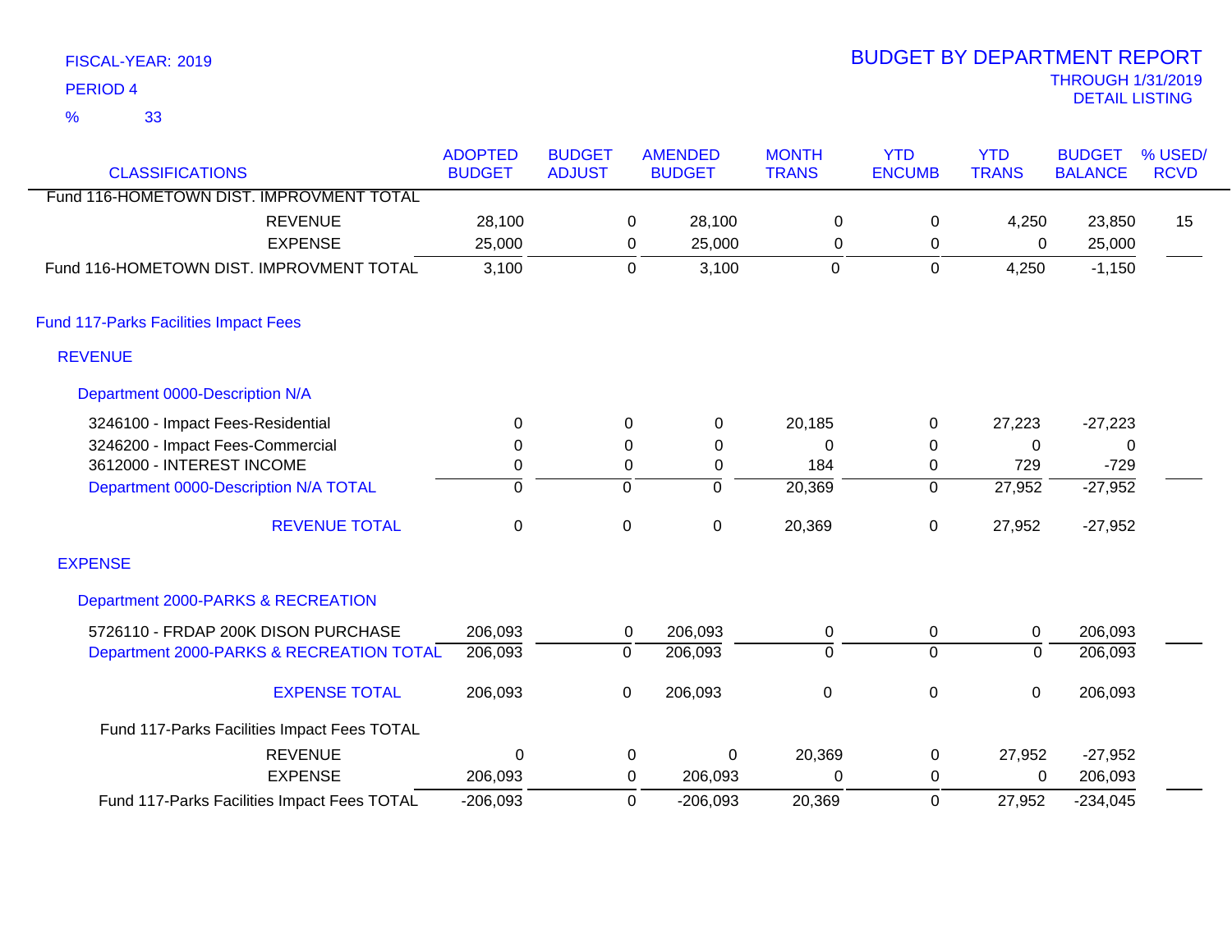FISCAL-YEAR: 2019

PERIOD 4

% 33

# BUDGET BY DEPARTMENT REPORT

THROUGH 1/31/2019

DETAIL LISTING

| CLASSIFICATIONS | ADOPTED BUDGET | BUDGET ADJUST | AMENDED BUDGET | MONTH TRANS | YTD ENCUMB | YTD TRANS | BUDGET BALANCE | % USED/ RCVD |
|---|---|---|---|---|---|---|---|---|
| Fund 116-HOMETOWN DIST. IMPROVMENT TOTAL | | | | | | | | |
| REVENUE | 28,100 | 0 | 28,100 | 0 | 0 | 4,250 | 23,850 | 15 |
| EXPENSE | 25,000 | 0 | 25,000 | 0 | 0 | 0 | 25,000 | |
| Fund 116-HOMETOWN DIST. IMPROVMENT TOTAL | 3,100 | 0 | 3,100 | 0 | 0 | 4,250 | -1,150 | |
| **Fund 117-Parks Facilities Impact Fees** | | | | | | | | |
| **REVENUE** | | | | | | | | |
| **Department 0000-Description N/A** | | | | | | | | |
| 3246100 - Impact Fees-Residential | 0 | 0 | 0 | 20,185 | 0 | 27,223 | -27,223 | |
| 3246200 - Impact Fees-Commercial | 0 | 0 | 0 | 0 | 0 | 0 | 0 | |
| 3612000 - INTEREST INCOME | 0 | 0 | 0 | 184 | 0 | 729 | -729 | |
| Department 0000-Description N/A TOTAL | 0 | 0 | 0 | 20,369 | 0 | 27,952 | -27,952 | |
| REVENUE TOTAL | 0 | 0 | 0 | 20,369 | 0 | 27,952 | -27,952 | |
| **EXPENSE** | | | | | | | | |
| **Department 2000-PARKS & RECREATION** | | | | | | | | |
| 5726110 - FRDAP 200K DISON PURCHASE | 206,093 | 0 | 206,093 | 0 | 0 | 0 | 206,093 | |
| Department 2000-PARKS & RECREATION TOTAL | 206,093 | 0 | 206,093 | 0 | 0 | 0 | 206,093 | |
| EXPENSE TOTAL | 206,093 | 0 | 206,093 | 0 | 0 | 0 | 206,093 | |
| Fund 117-Parks Facilities Impact Fees TOTAL | | | | | | | | |
| REVENUE | 0 | 0 | 0 | 20,369 | 0 | 27,952 | -27,952 | |
| EXPENSE | 206,093 | 0 | 206,093 | 0 | 0 | 0 | 206,093 | |
| Fund 117-Parks Facilities Impact Fees TOTAL | -206,093 | 0 | -206,093 | 20,369 | 0 | 27,952 | -234,045 | |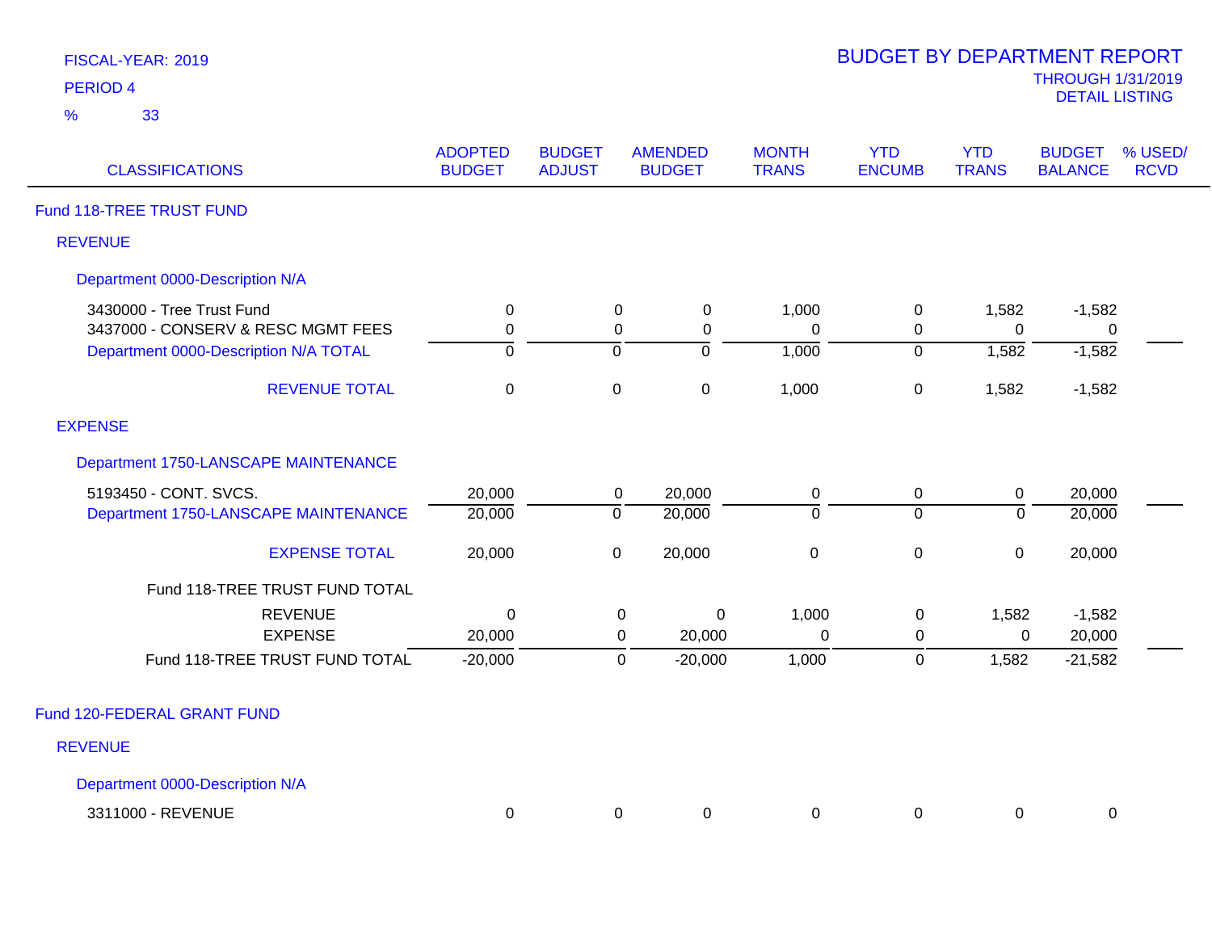FISCAL-YEAR: 2019

PERIOD 4

% 33

# BUDGET BY DEPARTMENT REPORT

THROUGH 1/31/2019

DETAIL LISTING

| CLASSIFICATIONS | ADOPTED BUDGET | BUDGET ADJUST | AMENDED BUDGET | MONTH TRANS | YTD ENCUMB | YTD TRANS | BUDGET BALANCE | % USED/ RCVD |
|---|---|---|---|---|---|---|---|---|
| **Fund 118-TREE TRUST FUND** | | | | | | | | |
| **REVENUE** | | | | | | | | |
| **Department 0000-Description N/A** | | | | | | | | |
| 3430000 - Tree Trust Fund | 0 | 0 | 0 | 1,000 | 0 | 1,582 | -1,582 | |
| 3437000 - CONSERV & RESC MGMT FEES | 0 | 0 | 0 | 0 | 0 | 0 | 0 | |
| Department 0000-Description N/A TOTAL | 0 | 0 | 0 | 1,000 | 0 | 1,582 | -1,582 | |
| REVENUE TOTAL | 0 | 0 | 0 | 1,000 | 0 | 1,582 | -1,582 | |
| **EXPENSE** | | | | | | | | |
| **Department 1750-LANSCAPE MAINTENANCE** | | | | | | | | |
| 5193450 - CONT. SVCS. | 20,000 | 0 | 20,000 | 0 | 0 | 0 | 20,000 | |
| Department 1750-LANSCAPE MAINTENANCE | 20,000 | 0 | 20,000 | 0 | 0 | 0 | 20,000 | |
| EXPENSE TOTAL | 20,000 | 0 | 20,000 | 0 | 0 | 0 | 20,000 | |
| Fund 118-TREE TRUST FUND TOTAL | | | | | | | | |
| REVENUE | 0 | 0 | 0 | 1,000 | 0 | 1,582 | -1,582 | |
| EXPENSE | 20,000 | 0 | 20,000 | 0 | 0 | 0 | 20,000 | |
| Fund 118-TREE TRUST FUND TOTAL | -20,000 | 0 | -20,000 | 1,000 | 0 | 1,582 | -21,582 | |
| **Fund 120-FEDERAL GRANT FUND** | | | | | | | | |
| **REVENUE** | | | | | | | | |
| **Department 0000-Description N/A** | | | | | | | | |
| 3311000 - REVENUE | 0 | 0 | 0 | 0 | 0 | 0 | 0 | |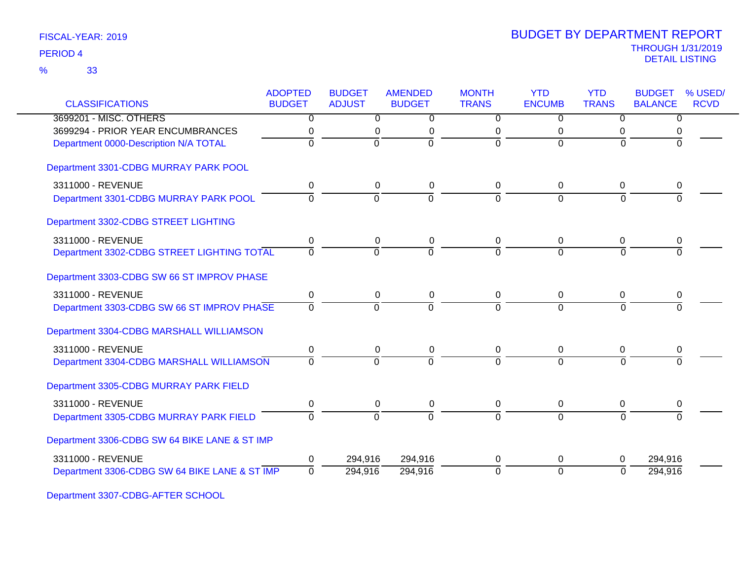FISCAL-YEAR: 2019

PERIOD 4

% 33

# BUDGET BY DEPARTMENT REPORT

THROUGH 1/31/2019

DETAIL LISTING

| CLASSIFICATIONS | ADOPTED BUDGET | BUDGET ADJUST | AMENDED BUDGET | MONTH TRANS | YTD ENCUMB | YTD TRANS | BUDGET BALANCE | % USED/ RCVD |
|---|---|---|---|---|---|---|---|---|
| 3699201 - MISC. OTHERS | 0 | 0 | 0 | 0 | 0 | 0 | 0 | |
| 3699294 - PRIOR YEAR ENCUMBRANCES | 0 | 0 | 0 | 0 | 0 | 0 | 0 | |
| Department 0000-Description N/A TOTAL | 0 | 0 | 0 | 0 | 0 | 0 | 0 | |
| **Department 3301-CDBG MURRAY PARK POOL** | | | | | | | | |
| 3311000 - REVENUE | 0 | 0 | 0 | 0 | 0 | 0 | 0 | |
| Department 3301-CDBG MURRAY PARK POOL | 0 | 0 | 0 | 0 | 0 | 0 | 0 | |
| **Department 3302-CDBG STREET LIGHTING** | | | | | | | | |
| 3311000 - REVENUE | 0 | 0 | 0 | 0 | 0 | 0 | 0 | |
| Department 3302-CDBG STREET LIGHTING TOTAL | 0 | 0 | 0 | 0 | 0 | 0 | 0 | |
| **Department 3303-CDBG SW 66 ST IMPROV PHASE** | | | | | | | | |
| 3311000 - REVENUE | 0 | 0 | 0 | 0 | 0 | 0 | 0 | |
| Department 3303-CDBG SW 66 ST IMPROV PHASE | 0 | 0 | 0 | 0 | 0 | 0 | 0 | |
| **Department 3304-CDBG MARSHALL WILLIAMSON** | | | | | | | | |
| 3311000 - REVENUE | 0 | 0 | 0 | 0 | 0 | 0 | 0 | |
| Department 3304-CDBG MARSHALL WILLIAMSON | 0 | 0 | 0 | 0 | 0 | 0 | 0 | |
| **Department 3305-CDBG MURRAY PARK FIELD** | | | | | | | | |
| 3311000 - REVENUE | 0 | 0 | 0 | 0 | 0 | 0 | 0 | |
| Department 3305-CDBG MURRAY PARK FIELD | 0 | 0 | 0 | 0 | 0 | 0 | 0 | |
| **Department 3306-CDBG SW 64 BIKE LANE & ST IMP** | | | | | | | | |
| 3311000 - REVENUE | 0 | 294,916 | 294,916 | 0 | 0 | 0 | 294,916 | |
| Department 3306-CDBG SW 64 BIKE LANE & ST IMP | 0 | 294,916 | 294,916 | 0 | 0 | 0 | 294,916 | |
| **Department 3307-CDBG-AFTER SCHOOL** | | | | | | | | |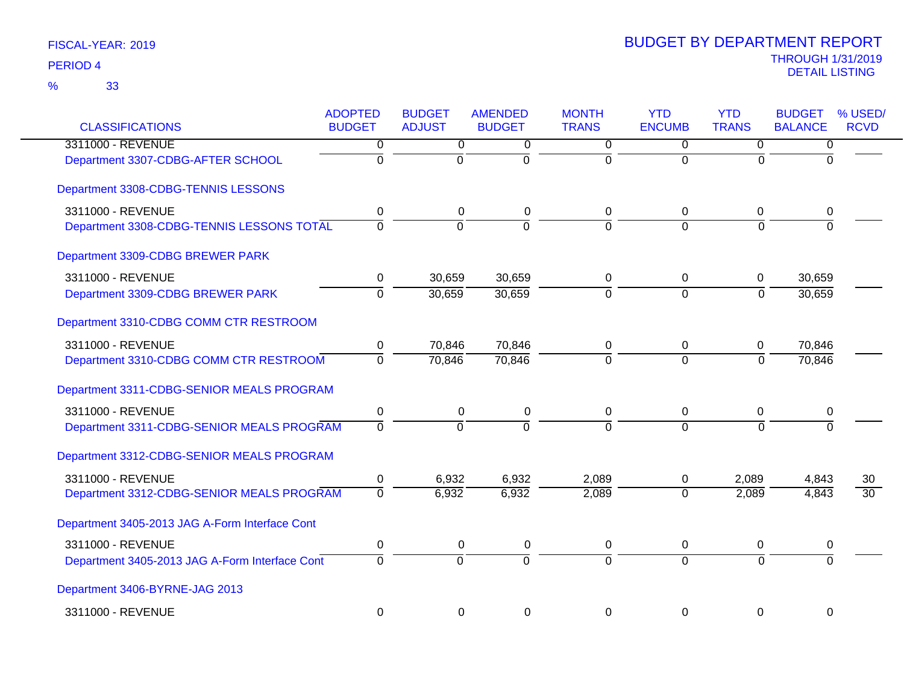FISCAL-YEAR: 2019

PERIOD 4

% 33

# BUDGET BY DEPARTMENT REPORT

THROUGH 1/31/2019

DETAIL LISTING

| CLASSIFICATIONS | ADOPTED BUDGET | BUDGET ADJUST | AMENDED BUDGET | MONTH TRANS | YTD ENCUMB | YTD TRANS | BUDGET BALANCE | % USED/ RCVD |
|---|---|---|---|---|---|---|---|---|
| 3311000 - REVENUE | 0 | 0 | 0 | 0 | 0 | 0 | 0 | |
| Department 3307-CDBG-AFTER SCHOOL | 0 | 0 | 0 | 0 | 0 | 0 | 0 | |
| Department 3308-CDBG-TENNIS LESSONS | | | | | | | | |
| 3311000 - REVENUE | 0 | 0 | 0 | 0 | 0 | 0 | 0 | |
| Department 3308-CDBG-TENNIS LESSONS TOTAL | 0 | 0 | 0 | 0 | 0 | 0 | 0 | |
| Department 3309-CDBG BREWER PARK | | | | | | | | |
| 3311000 - REVENUE | 0 | 30,659 | 30,659 | 0 | 0 | 0 | 30,659 | |
| Department 3309-CDBG BREWER PARK | 0 | 30,659 | 30,659 | 0 | 0 | 0 | 30,659 | |
| Department 3310-CDBG COMM CTR RESTROOM | | | | | | | | |
| 3311000 - REVENUE | 0 | 70,846 | 70,846 | 0 | 0 | 0 | 70,846 | |
| Department 3310-CDBG COMM CTR RESTROOM | 0 | 70,846 | 70,846 | 0 | 0 | 0 | 70,846 | |
| Department 3311-CDBG-SENIOR MEALS PROGRAM | | | | | | | | |
| 3311000 - REVENUE | 0 | 0 | 0 | 0 | 0 | 0 | 0 | |
| Department 3311-CDBG-SENIOR MEALS PROGRAM | 0 | 0 | 0 | 0 | 0 | 0 | 0 | |
| Department 3312-CDBG-SENIOR MEALS PROGRAM | | | | | | | | |
| 3311000 - REVENUE | 0 | 6,932 | 6,932 | 2,089 | 0 | 2,089 | 4,843 | 30 |
| Department 3312-CDBG-SENIOR MEALS PROGRAM | 0 | 6,932 | 6,932 | 2,089 | 0 | 2,089 | 4,843 | 30 |
| Department 3405-2013 JAG A-Form Interface Cont | | | | | | | | |
| 3311000 - REVENUE | 0 | 0 | 0 | 0 | 0 | 0 | 0 | |
| Department 3405-2013 JAG A-Form Interface Cont | 0 | 0 | 0 | 0 | 0 | 0 | 0 | |
| Department 3406-BYRNE-JAG 2013 | | | | | | | | |
| 3311000 - REVENUE | 0 | 0 | 0 | 0 | 0 | 0 | 0 | |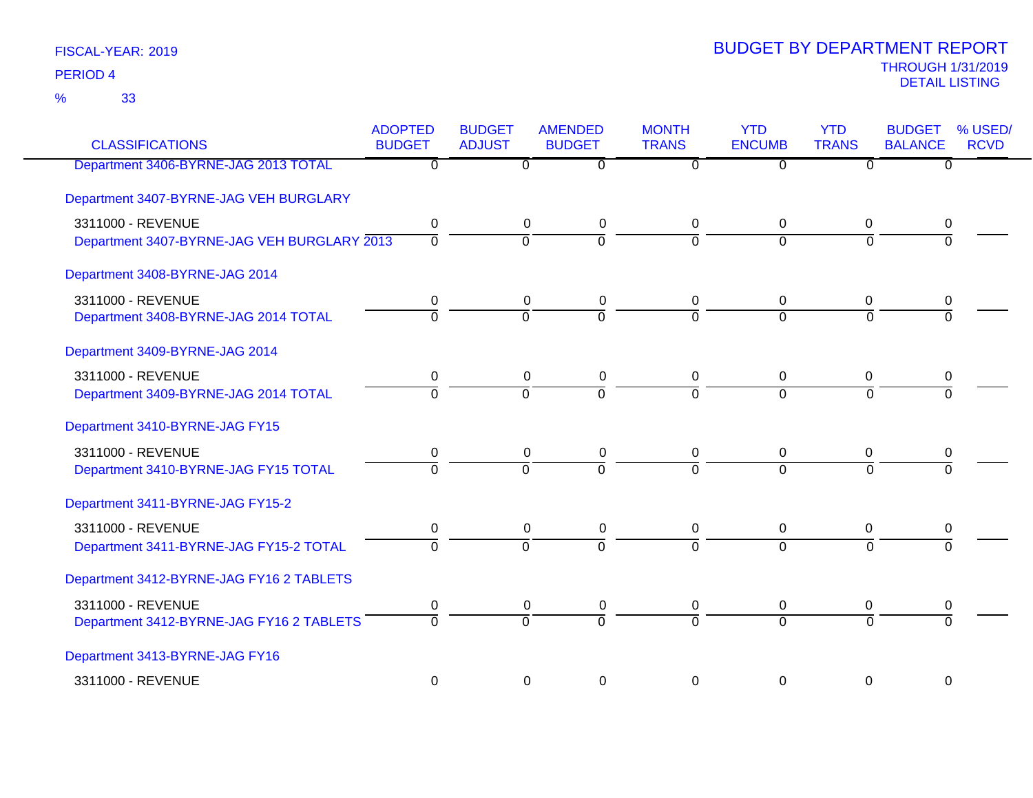FISCAL-YEAR: 2019

PERIOD 4

% 33

# BUDGET BY DEPARTMENT REPORT

THROUGH 1/31/2019

DETAIL LISTING

| CLASSIFICATIONS | ADOPTED BUDGET | BUDGET ADJUST | AMENDED BUDGET | MONTH TRANS | YTD ENCUMB | YTD TRANS | BUDGET BALANCE | % USED/ RCVD |
|---|---|---|---|---|---|---|---|---|
| Department 3406-BYRNE-JAG 2013 TOTAL | 0 | 0 | 0 | 0 | 0 | 0 | 0 | |
| Department 3407-BYRNE-JAG VEH BURGLARY | | | | | | | | |
| 3311000 - REVENUE | 0 | 0 | 0 | 0 | 0 | 0 | 0 | |
| Department 3407-BYRNE-JAG VEH BURGLARY 2013 | 0 | 0 | 0 | 0 | 0 | 0 | 0 | |
| Department 3408-BYRNE-JAG 2014 | | | | | | | | |
| 3311000 - REVENUE | 0 | 0 | 0 | 0 | 0 | 0 | 0 | |
| Department 3408-BYRNE-JAG 2014 TOTAL | 0 | 0 | 0 | 0 | 0 | 0 | 0 | |
| Department 3409-BYRNE-JAG 2014 | | | | | | | | |
| 3311000 - REVENUE | 0 | 0 | 0 | 0 | 0 | 0 | 0 | |
| Department 3409-BYRNE-JAG 2014 TOTAL | 0 | 0 | 0 | 0 | 0 | 0 | 0 | |
| Department 3410-BYRNE-JAG FY15 | | | | | | | | |
| 3311000 - REVENUE | 0 | 0 | 0 | 0 | 0 | 0 | 0 | |
| Department 3410-BYRNE-JAG FY15 TOTAL | 0 | 0 | 0 | 0 | 0 | 0 | 0 | |
| Department 3411-BYRNE-JAG FY15-2 | | | | | | | | |
| 3311000 - REVENUE | 0 | 0 | 0 | 0 | 0 | 0 | 0 | |
| Department 3411-BYRNE-JAG FY15-2 TOTAL | 0 | 0 | 0 | 0 | 0 | 0 | 0 | |
| Department 3412-BYRNE-JAG FY16 2 TABLETS | | | | | | | | |
| 3311000 - REVENUE | 0 | 0 | 0 | 0 | 0 | 0 | 0 | |
| Department 3412-BYRNE-JAG FY16 2 TABLETS | 0 | 0 | 0 | 0 | 0 | 0 | 0 | |
| Department 3413-BYRNE-JAG FY16 | | | | | | | | |
| 3311000 - REVENUE | 0 | 0 | 0 | 0 | 0 | 0 | 0 | |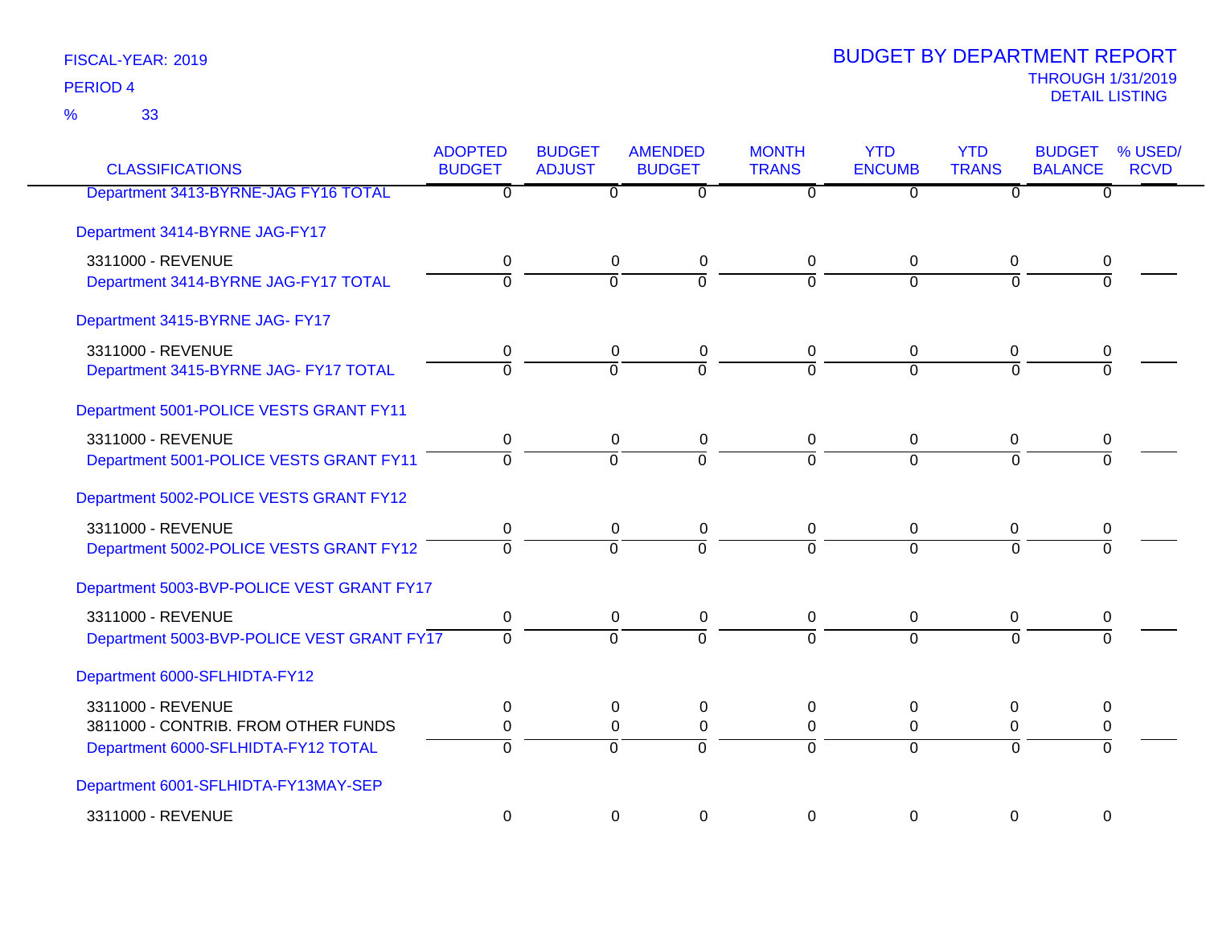FISCAL-YEAR: 2019

PERIOD 4

% 33

# BUDGET BY DEPARTMENT REPORT

THROUGH 1/31/2019

DETAIL LISTING

| CLASSIFICATIONS | ADOPTED BUDGET | BUDGET ADJUST | AMENDED BUDGET | MONTH TRANS | YTD ENCUMB | YTD TRANS | BUDGET BALANCE | % USED/ RCVD |
|---|---|---|---|---|---|---|---|---|
| Department 3413-BYRNE-JAG FY16 TOTAL | 0 | 0 | 0 | 0 | 0 | 0 | 0 | |
| **Department 3414-BYRNE JAG-FY17** | | | | | | | | |
| 3311000 - REVENUE | 0 | 0 | 0 | 0 | 0 | 0 | 0 | |
| Department 3414-BYRNE JAG-FY17 TOTAL | 0 | 0 | 0 | 0 | 0 | 0 | 0 | |
| **Department 3415-BYRNE JAG- FY17** | | | | | | | | |
| 3311000 - REVENUE | 0 | 0 | 0 | 0 | 0 | 0 | 0 | |
| Department 3415-BYRNE JAG- FY17 TOTAL | 0 | 0 | 0 | 0 | 0 | 0 | 0 | |
| **Department 5001-POLICE VESTS GRANT FY11** | | | | | | | | |
| 3311000 - REVENUE | 0 | 0 | 0 | 0 | 0 | 0 | 0 | |
| Department 5001-POLICE VESTS GRANT FY11 | 0 | 0 | 0 | 0 | 0 | 0 | 0 | |
| **Department 5002-POLICE VESTS GRANT FY12** | | | | | | | | |
| 3311000 - REVENUE | 0 | 0 | 0 | 0 | 0 | 0 | 0 | |
| Department 5002-POLICE VESTS GRANT FY12 | 0 | 0 | 0 | 0 | 0 | 0 | 0 | |
| **Department 5003-BVP-POLICE VEST GRANT FY17** | | | | | | | | |
| 3311000 - REVENUE | 0 | 0 | 0 | 0 | 0 | 0 | 0 | |
| Department 5003-BVP-POLICE VEST GRANT FY17 | 0 | 0 | 0 | 0 | 0 | 0 | 0 | |
| **Department 6000-SFLHIDTA-FY12** | | | | | | | | |
| 3311000 - REVENUE | 0 | 0 | 0 | 0 | 0 | 0 | 0 | |
| 3811000 - CONTRIB. FROM OTHER FUNDS | 0 | 0 | 0 | 0 | 0 | 0 | 0 | |
| Department 6000-SFLHIDTA-FY12 TOTAL | 0 | 0 | 0 | 0 | 0 | 0 | 0 | |
| **Department 6001-SFLHIDTA-FY13MAY-SEP** | | | | | | | | |
| 3311000 - REVENUE | 0 | 0 | 0 | 0 | 0 | 0 | 0 | |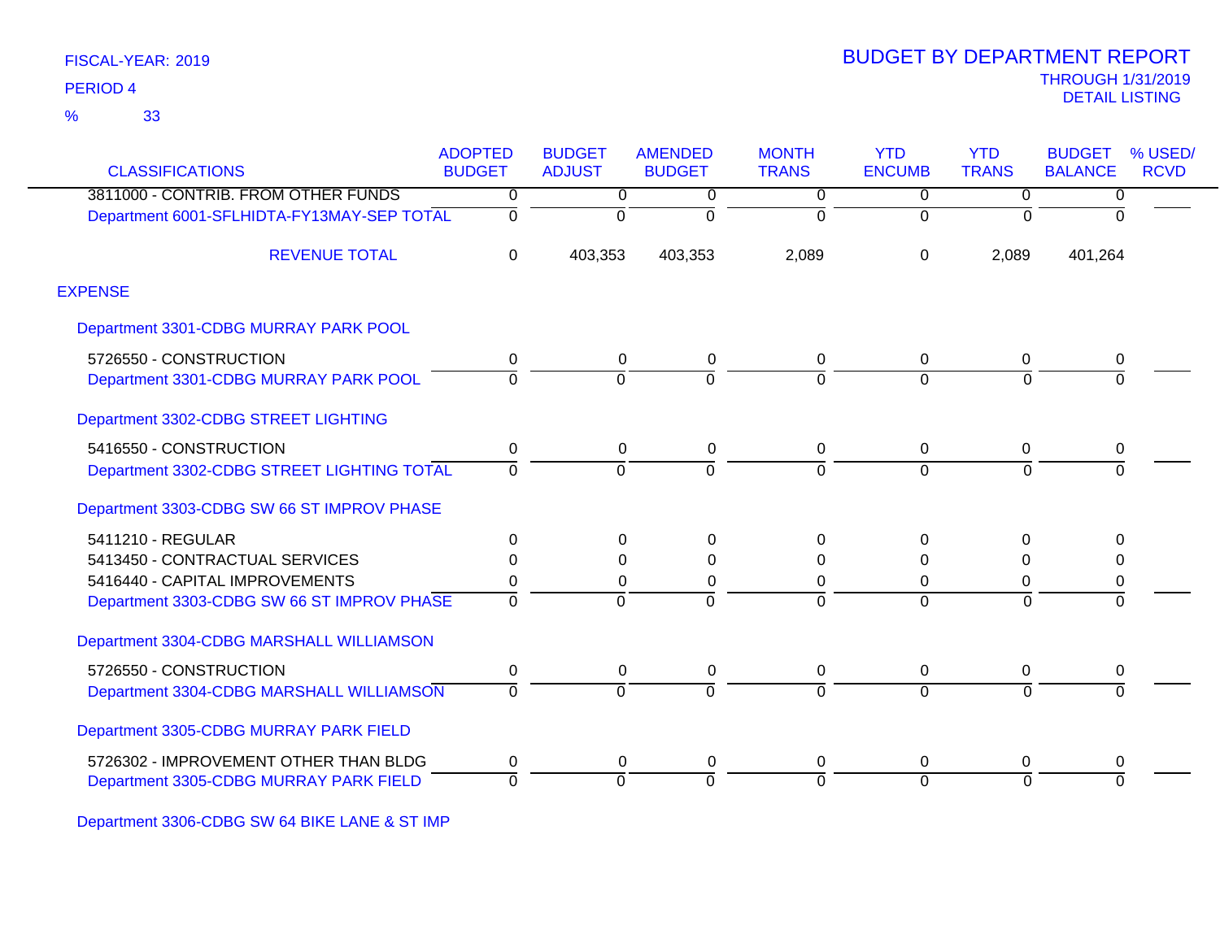FISCAL-YEAR: 2019

PERIOD 4

% 33

# BUDGET BY DEPARTMENT REPORT

THROUGH 1/31/2019

DETAIL LISTING

| CLASSIFICATIONS | ADOPTED BUDGET | BUDGET ADJUST | AMENDED BUDGET | MONTH TRANS | YTD ENCUMB | YTD TRANS | BUDGET BALANCE | % USED/ RCVD |
|---|---|---|---|---|---|---|---|---|
| 3811000 - CONTRIB. FROM OTHER FUNDS | 0 | 0 | 0 | 0 | 0 | 0 | 0 | |
| Department 6001-SFLHIDTA-FY13MAY-SEP TOTAL | 0 | 0 | 0 | 0 | 0 | 0 | 0 | |
| REVENUE TOTAL | 0 | 403,353 | 403,353 | 2,089 | 0 | 2,089 | 401,264 | |
| **EXPENSE** | | | | | | | | |
| Department 3301-CDBG MURRAY PARK POOL | | | | | | | | |
| 5726550 - CONSTRUCTION | 0 | 0 | 0 | 0 | 0 | 0 | 0 | |
| Department 3301-CDBG MURRAY PARK POOL | 0 | 0 | 0 | 0 | 0 | 0 | 0 | |
| Department 3302-CDBG STREET LIGHTING | | | | | | | | |
| 5416550 - CONSTRUCTION | 0 | 0 | 0 | 0 | 0 | 0 | 0 | |
| Department 3302-CDBG STREET LIGHTING TOTAL | 0 | 0 | 0 | 0 | 0 | 0 | 0 | |
| Department 3303-CDBG SW 66 ST IMPROV PHASE | | | | | | | | |
| 5411210 - REGULAR | 0 | 0 | 0 | 0 | 0 | 0 | 0 | |
| 5413450 - CONTRACTUAL SERVICES | 0 | 0 | 0 | 0 | 0 | 0 | 0 | |
| 5416440 - CAPITAL IMPROVEMENTS | 0 | 0 | 0 | 0 | 0 | 0 | 0 | |
| Department 3303-CDBG SW 66 ST IMPROV PHASE | 0 | 0 | 0 | 0 | 0 | 0 | 0 | |
| Department 3304-CDBG MARSHALL WILLIAMSON | | | | | | | | |
| 5726550 - CONSTRUCTION | 0 | 0 | 0 | 0 | 0 | 0 | 0 | |
| Department 3304-CDBG MARSHALL WILLIAMSON | 0 | 0 | 0 | 0 | 0 | 0 | 0 | |
| Department 3305-CDBG MURRAY PARK FIELD | | | | | | | | |
| 5726302 - IMPROVEMENT OTHER THAN BLDG | 0 | 0 | 0 | 0 | 0 | 0 | 0 | |
| Department 3305-CDBG MURRAY PARK FIELD | 0 | 0 | 0 | 0 | 0 | 0 | 0 | |
| Department 3306-CDBG SW 64 BIKE LANE & ST IMP | | | | | | | | |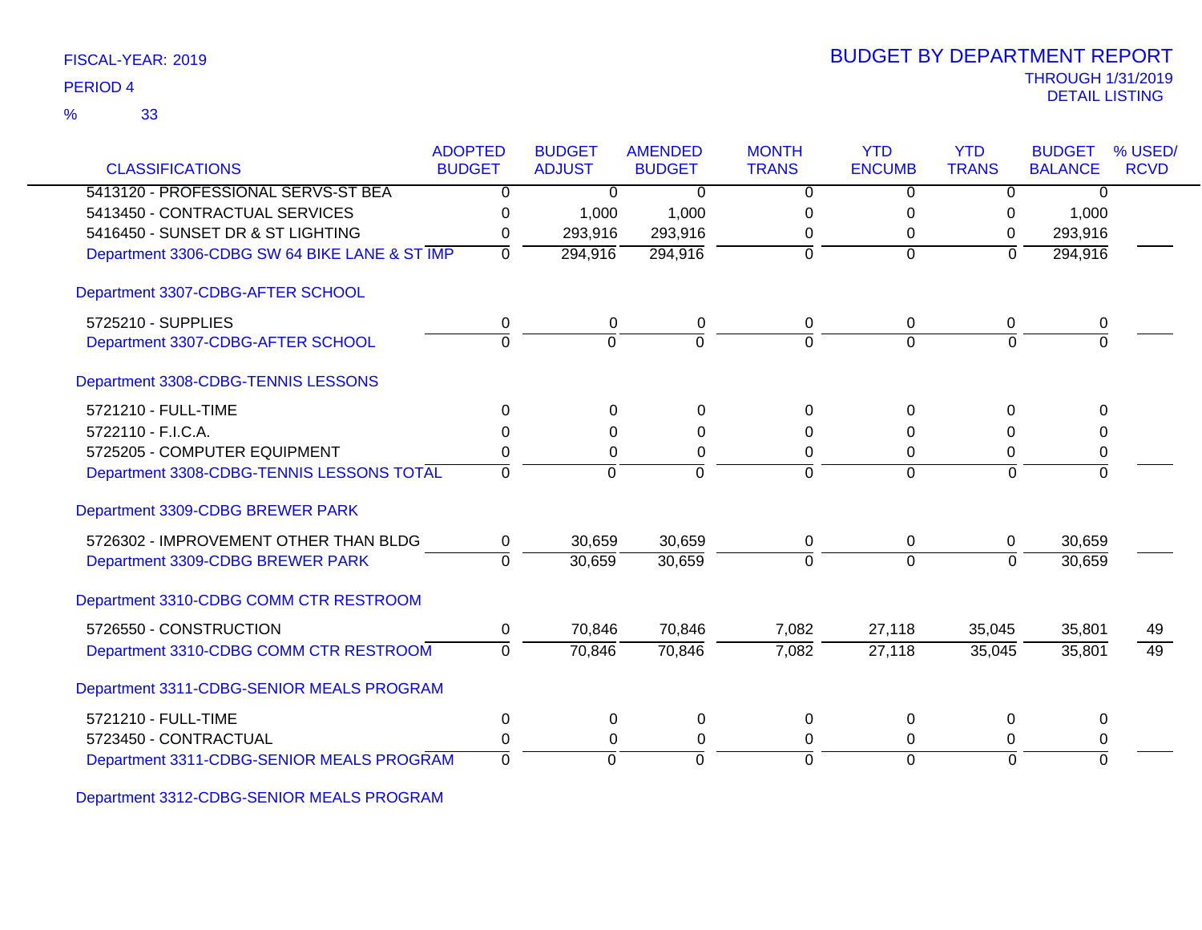FISCAL-YEAR: 2019

PERIOD 4

% 33

# BUDGET BY DEPARTMENT REPORT

THROUGH 1/31/2019
DETAIL LISTING

| CLASSIFICATIONS | ADOPTED BUDGET | BUDGET ADJUST | AMENDED BUDGET | MONTH TRANS | YTD ENCUMB | YTD TRANS | BUDGET BALANCE | % USED/ RCVD |
|---|---|---|---|---|---|---|---|---|
| 5413120 - PROFESSIONAL SERVS-ST BEA | 0 | 0 | 0 | 0 | 0 | 0 | 0 | |
| 5413450 - CONTRACTUAL SERVICES | 0 | 1,000 | 1,000 | 0 | 0 | 0 | 1,000 | |
| 5416450 - SUNSET DR & ST LIGHTING | 0 | 293,916 | 293,916 | 0 | 0 | 0 | 293,916 | |
| Department 3306-CDBG SW 64 BIKE LANE & ST IMP | 0 | 294,916 | 294,916 | 0 | 0 | 0 | 294,916 | |
| Department 3307-CDBG-AFTER SCHOOL | | | | | | | | |
| 5725210 - SUPPLIES | 0 | 0 | 0 | 0 | 0 | 0 | 0 | |
| Department 3307-CDBG-AFTER SCHOOL | 0 | 0 | 0 | 0 | 0 | 0 | 0 | |
| Department 3308-CDBG-TENNIS LESSONS | | | | | | | | |
| 5721210 - FULL-TIME | 0 | 0 | 0 | 0 | 0 | 0 | 0 | |
| 5722110 - F.I.C.A. | 0 | 0 | 0 | 0 | 0 | 0 | 0 | |
| 5725205 - COMPUTER EQUIPMENT | 0 | 0 | 0 | 0 | 0 | 0 | 0 | |
| Department 3308-CDBG-TENNIS LESSONS TOTAL | 0 | 0 | 0 | 0 | 0 | 0 | 0 | |
| Department 3309-CDBG BREWER PARK | | | | | | | | |
| 5726302 - IMPROVEMENT OTHER THAN BLDG | 0 | 30,659 | 30,659 | 0 | 0 | 0 | 30,659 | |
| Department 3309-CDBG BREWER PARK | 0 | 30,659 | 30,659 | 0 | 0 | 0 | 30,659 | |
| Department 3310-CDBG COMM CTR RESTROOM | | | | | | | | |
| 5726550 - CONSTRUCTION | 0 | 70,846 | 70,846 | 7,082 | 27,118 | 35,045 | 35,801 | 49 |
| Department 3310-CDBG COMM CTR RESTROOM | 0 | 70,846 | 70,846 | 7,082 | 27,118 | 35,045 | 35,801 | 49 |
| Department 3311-CDBG-SENIOR MEALS PROGRAM | | | | | | | | |
| 5721210 - FULL-TIME | 0 | 0 | 0 | 0 | 0 | 0 | 0 | |
| 5723450 - CONTRACTUAL | 0 | 0 | 0 | 0 | 0 | 0 | 0 | |
| Department 3311-CDBG-SENIOR MEALS PROGRAM | 0 | 0 | 0 | 0 | 0 | 0 | 0 | |
| Department 3312-CDBG-SENIOR MEALS PROGRAM | | | | | | | | |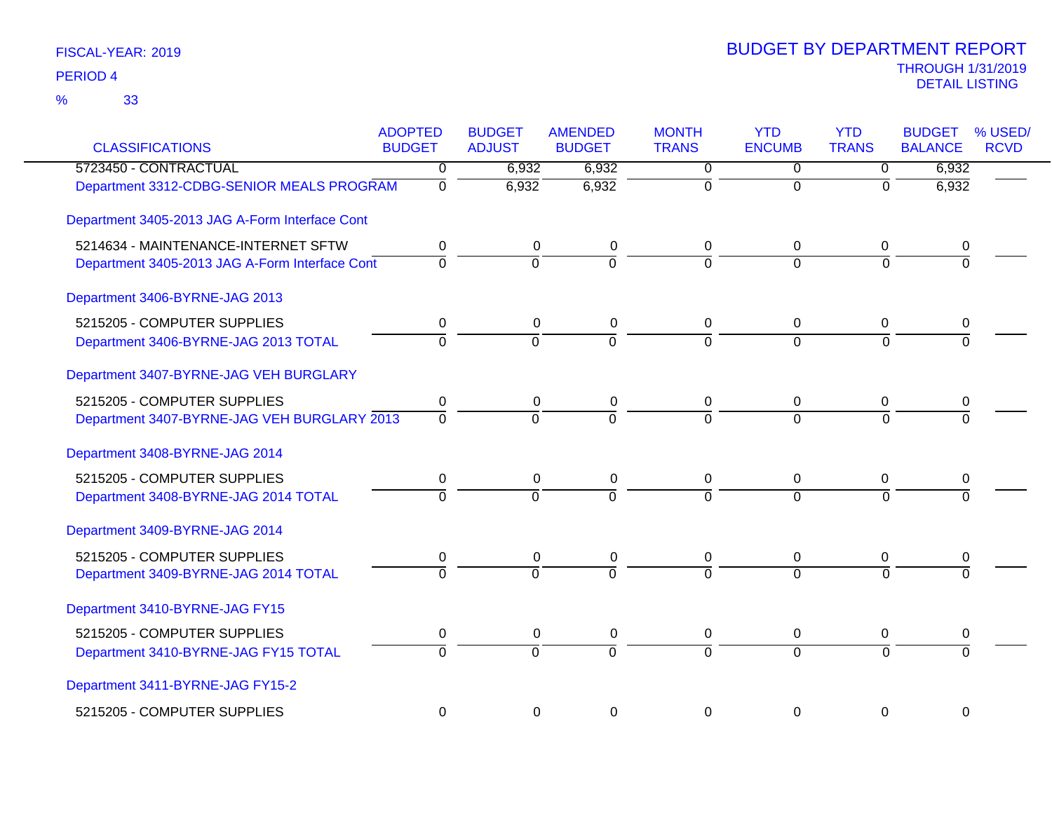FISCAL-YEAR: 2019

PERIOD 4

% 33

# BUDGET BY DEPARTMENT REPORT

THROUGH 1/31/2019

DETAIL LISTING

| CLASSIFICATIONS | ADOPTED BUDGET | BUDGET ADJUST | AMENDED BUDGET | MONTH TRANS | YTD ENCUMB | YTD TRANS | BUDGET BALANCE | % USED/ RCVD |
|---|---|---|---|---|---|---|---|---|
| 5723450 - CONTRACTUAL | 0 | 6,932 | 6,932 | 0 | 0 | 0 | 6,932 | |
| Department 3312-CDBG-SENIOR MEALS PROGRAM | 0 | 6,932 | 6,932 | 0 | 0 | 0 | 6,932 | |
| Department 3405-2013 JAG A-Form Interface Cont | | | | | | | | |
| 5214634 - MAINTENANCE-INTERNET SFTW | 0 | 0 | 0 | 0 | 0 | 0 | 0 | |
| Department 3405-2013 JAG A-Form Interface Cont | 0 | 0 | 0 | 0 | 0 | 0 | 0 | |
| Department 3406-BYRNE-JAG 2013 | | | | | | | | |
| 5215205 - COMPUTER SUPPLIES | 0 | 0 | 0 | 0 | 0 | 0 | 0 | |
| Department 3406-BYRNE-JAG 2013 TOTAL | 0 | 0 | 0 | 0 | 0 | 0 | 0 | |
| Department 3407-BYRNE-JAG VEH BURGLARY | | | | | | | | |
| 5215205 - COMPUTER SUPPLIES | 0 | 0 | 0 | 0 | 0 | 0 | 0 | |
| Department 3407-BYRNE-JAG VEH BURGLARY 2013 | 0 | 0 | 0 | 0 | 0 | 0 | 0 | |
| Department 3408-BYRNE-JAG 2014 | | | | | | | | |
| 5215205 - COMPUTER SUPPLIES | 0 | 0 | 0 | 0 | 0 | 0 | 0 | |
| Department 3408-BYRNE-JAG 2014 TOTAL | 0 | 0 | 0 | 0 | 0 | 0 | 0 | |
| Department 3409-BYRNE-JAG 2014 | | | | | | | | |
| 5215205 - COMPUTER SUPPLIES | 0 | 0 | 0 | 0 | 0 | 0 | 0 | |
| Department 3409-BYRNE-JAG 2014 TOTAL | 0 | 0 | 0 | 0 | 0 | 0 | 0 | |
| Department 3410-BYRNE-JAG FY15 | | | | | | | | |
| 5215205 - COMPUTER SUPPLIES | 0 | 0 | 0 | 0 | 0 | 0 | 0 | |
| Department 3410-BYRNE-JAG FY15 TOTAL | 0 | 0 | 0 | 0 | 0 | 0 | 0 | |
| Department 3411-BYRNE-JAG FY15-2 | | | | | | | | |
| 5215205 - COMPUTER SUPPLIES | 0 | 0 | 0 | 0 | 0 | 0 | 0 | |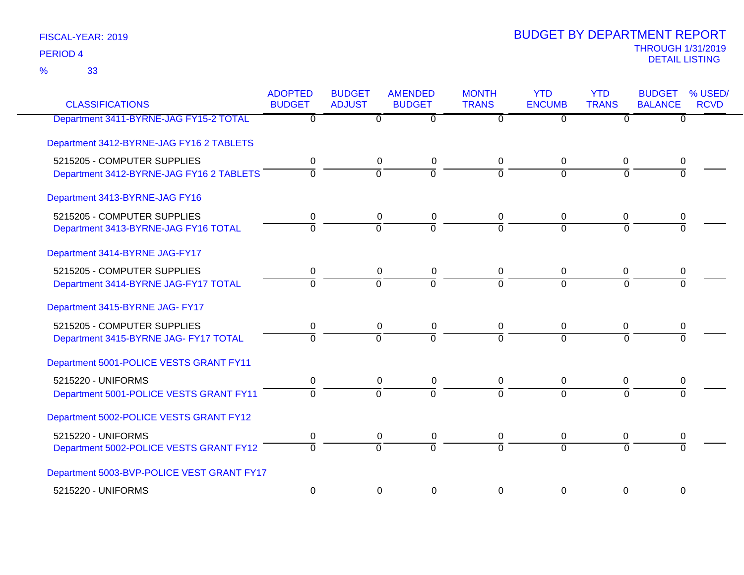FISCAL-YEAR: 2019

PERIOD 4

% 33

# BUDGET BY DEPARTMENT REPORT

THROUGH 1/31/2019

DETAIL LISTING

| CLASSIFICATIONS | ADOPTED BUDGET | BUDGET ADJUST | AMENDED BUDGET | MONTH TRANS | YTD ENCUMB | YTD TRANS | BUDGET BALANCE | % USED/ RCVD |
|---|---|---|---|---|---|---|---|---|
| Department 3411-BYRNE-JAG FY15-2 TOTAL | 0 | 0 | 0 | 0 | 0 | 0 | 0 | |
| Department 3412-BYRNE-JAG FY16 2 TABLETS | | | | | | | | |
| 5215205 - COMPUTER SUPPLIES | 0 | 0 | 0 | 0 | 0 | 0 | 0 | |
| Department 3412-BYRNE-JAG FY16 2 TABLETS | 0 | 0 | 0 | 0 | 0 | 0 | 0 | |
| Department 3413-BYRNE-JAG FY16 | | | | | | | | |
| 5215205 - COMPUTER SUPPLIES | 0 | 0 | 0 | 0 | 0 | 0 | 0 | |
| Department 3413-BYRNE-JAG FY16 TOTAL | 0 | 0 | 0 | 0 | 0 | 0 | 0 | |
| Department 3414-BYRNE JAG-FY17 | | | | | | | | |
| 5215205 - COMPUTER SUPPLIES | 0 | 0 | 0 | 0 | 0 | 0 | 0 | |
| Department 3414-BYRNE JAG-FY17 TOTAL | 0 | 0 | 0 | 0 | 0 | 0 | 0 | |
| Department 3415-BYRNE JAG- FY17 | | | | | | | | |
| 5215205 - COMPUTER SUPPLIES | 0 | 0 | 0 | 0 | 0 | 0 | 0 | |
| Department 3415-BYRNE JAG- FY17 TOTAL | 0 | 0 | 0 | 0 | 0 | 0 | 0 | |
| Department 5001-POLICE VESTS GRANT FY11 | | | | | | | | |
| 5215220 - UNIFORMS | 0 | 0 | 0 | 0 | 0 | 0 | 0 | |
| Department 5001-POLICE VESTS GRANT FY11 | 0 | 0 | 0 | 0 | 0 | 0 | 0 | |
| Department 5002-POLICE VESTS GRANT FY12 | | | | | | | | |
| 5215220 - UNIFORMS | 0 | 0 | 0 | 0 | 0 | 0 | 0 | |
| Department 5002-POLICE VESTS GRANT FY12 | 0 | 0 | 0 | 0 | 0 | 0 | 0 | |
| Department 5003-BVP-POLICE VEST GRANT FY17 | | | | | | | | |
| 5215220 - UNIFORMS | 0 | 0 | 0 | 0 | 0 | 0 | 0 | |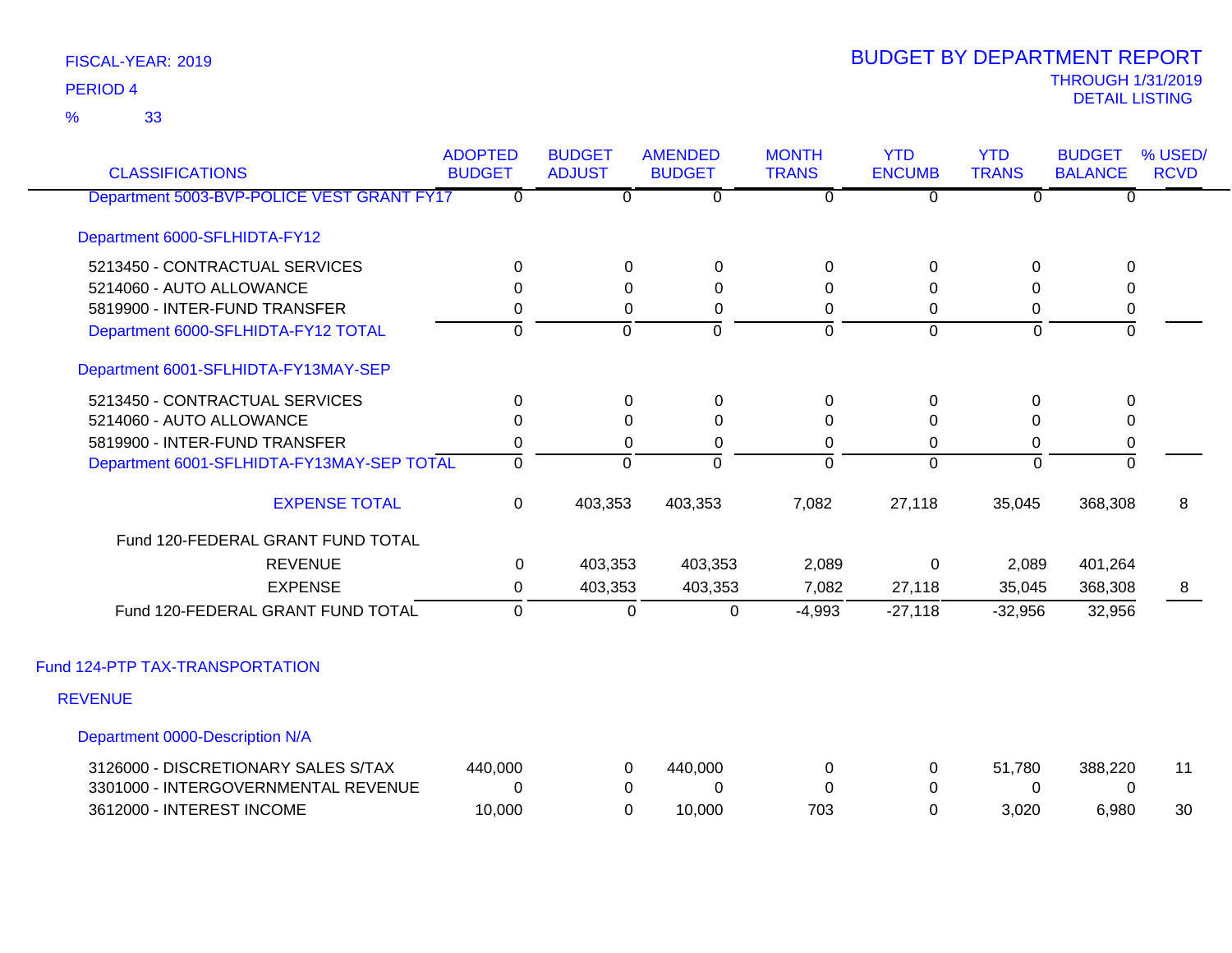FISCAL-YEAR: 2019
PERIOD 4
% 33

# BUDGET BY DEPARTMENT REPORT
THROUGH 1/31/2019
DETAIL LISTING

| CLASSIFICATIONS | ADOPTED BUDGET | BUDGET ADJUST | AMENDED BUDGET | MONTH TRANS | YTD ENCUMB | YTD TRANS | BUDGET BALANCE | % USED/ RCVD |
|---|---|---|---|---|---|---|---|---|
| Department 5003-BVP-POLICE VEST GRANT FY17 | 0 | 0 | 0 | 0 | 0 | 0 | 0 | |
| Department 6000-SFLHIDTA-FY12 | | | | | | | | |
| 5213450 - CONTRACTUAL SERVICES | 0 | 0 | 0 | 0 | 0 | 0 | 0 | |
| 5214060 - AUTO ALLOWANCE | 0 | 0 | 0 | 0 | 0 | 0 | 0 | |
| 5819900 - INTER-FUND TRANSFER | 0 | 0 | 0 | 0 | 0 | 0 | 0 | |
| Department 6000-SFLHIDTA-FY12 TOTAL | 0 | 0 | 0 | 0 | 0 | 0 | 0 | |
| Department 6001-SFLHIDTA-FY13MAY-SEP | | | | | | | | |
| 5213450 - CONTRACTUAL SERVICES | 0 | 0 | 0 | 0 | 0 | 0 | 0 | |
| 5214060 - AUTO ALLOWANCE | 0 | 0 | 0 | 0 | 0 | 0 | 0 | |
| 5819900 - INTER-FUND TRANSFER | 0 | 0 | 0 | 0 | 0 | 0 | 0 | |
| Department 6001-SFLHIDTA-FY13MAY-SEP TOTAL | 0 | 0 | 0 | 0 | 0 | 0 | 0 | |
| EXPENSE TOTAL | 0 | 403,353 | 403,353 | 7,082 | 27,118 | 35,045 | 368,308 | 8 |
| Fund 120-FEDERAL GRANT FUND TOTAL | | | | | | | | |
| REVENUE | 0 | 403,353 | 403,353 | 2,089 | 0 | 2,089 | 401,264 | |
| EXPENSE | 0 | 403,353 | 403,353 | 7,082 | 27,118 | 35,045 | 368,308 | 8 |
| Fund 120-FEDERAL GRANT FUND TOTAL | 0 | 0 | 0 | -4,993 | -27,118 | -32,956 | 32,956 | |

## Fund 124-PTP TAX-TRANSPORTATION

### REVENUE

| CLASSIFICATIONS | ADOPTED BUDGET | BUDGET ADJUST | AMENDED BUDGET | MONTH TRANS | YTD ENCUMB | YTD TRANS | BUDGET BALANCE | % USED/ RCVD |
|---|---|---|---|---|---|---|---|---|
| Department 0000-Description N/A | | | | | | | | |
| 3126000 - DISCRETIONARY SALES S/TAX | 440,000 | 0 | 440,000 | 0 | 0 | 51,780 | 388,220 | 11 |
| 3301000 - INTERGOVERNMENTAL REVENUE | 0 | 0 | 0 | 0 | 0 | 0 | 0 | |
| 3612000 - INTEREST INCOME | 10,000 | 0 | 10,000 | 703 | 0 | 3,020 | 6,980 | 30 |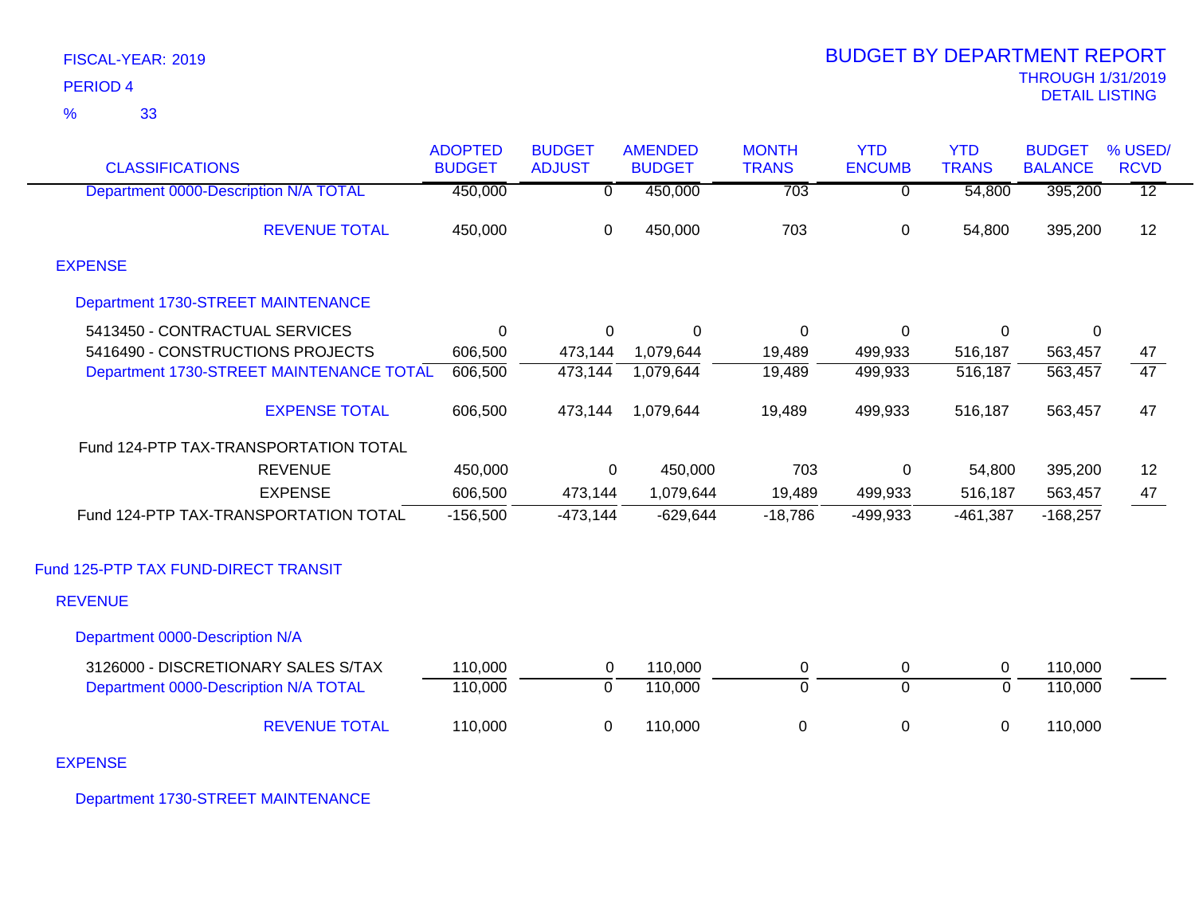FISCAL-YEAR: 2019

PERIOD 4

% 33

# BUDGET BY DEPARTMENT REPORT

THROUGH 1/31/2019

DETAIL LISTING

| CLASSIFICATIONS | ADOPTED BUDGET | BUDGET ADJUST | AMENDED BUDGET | MONTH TRANS | YTD ENCUMB | YTD TRANS | BUDGET BALANCE | % USED/ RCVD |
|---|---|---|---|---|---|---|---|---|
| Department 0000-Description N/A TOTAL | 450,000 | 0 | 450,000 | 703 | 0 | 54,800 | 395,200 | 12 |
| REVENUE TOTAL | 450,000 | 0 | 450,000 | 703 | 0 | 54,800 | 395,200 | 12 |
| EXPENSE | | | | | | | | |
| Department 1730-STREET MAINTENANCE | | | | | | | | |
| 5413450 - CONTRACTUAL SERVICES | 0 | 0 | 0 | 0 | 0 | 0 | 0 | |
| 5416490 - CONSTRUCTIONS PROJECTS | 606,500 | 473,144 | 1,079,644 | 19,489 | 499,933 | 516,187 | 563,457 | 47 |
| Department 1730-STREET MAINTENANCE TOTAL | 606,500 | 473,144 | 1,079,644 | 19,489 | 499,933 | 516,187 | 563,457 | 47 |
| EXPENSE TOTAL | 606,500 | 473,144 | 1,079,644 | 19,489 | 499,933 | 516,187 | 563,457 | 47 |
| Fund 124-PTP TAX-TRANSPORTATION TOTAL | | | | | | | | |
| REVENUE | 450,000 | 0 | 450,000 | 703 | 0 | 54,800 | 395,200 | 12 |
| EXPENSE | 606,500 | 473,144 | 1,079,644 | 19,489 | 499,933 | 516,187 | 563,457 | 47 |
| Fund 124-PTP TAX-TRANSPORTATION TOTAL | -156,500 | -473,144 | -629,644 | -18,786 | -499,933 | -461,387 | -168,257 | |
| Fund 125-PTP TAX FUND-DIRECT TRANSIT | | | | | | | | |
| REVENUE | | | | | | | | |
| Department 0000-Description N/A | | | | | | | | |
| 3126000 - DISCRETIONARY SALES S/TAX | 110,000 | 0 | 110,000 | 0 | 0 | 0 | 110,000 | |
| Department 0000-Description N/A TOTAL | 110,000 | 0 | 110,000 | 0 | 0 | 0 | 110,000 | |
| REVENUE TOTAL | 110,000 | 0 | 110,000 | 0 | 0 | 0 | 110,000 | |
| EXPENSE | | | | | | | | |
| Department 1730-STREET MAINTENANCE | | | | | | | | |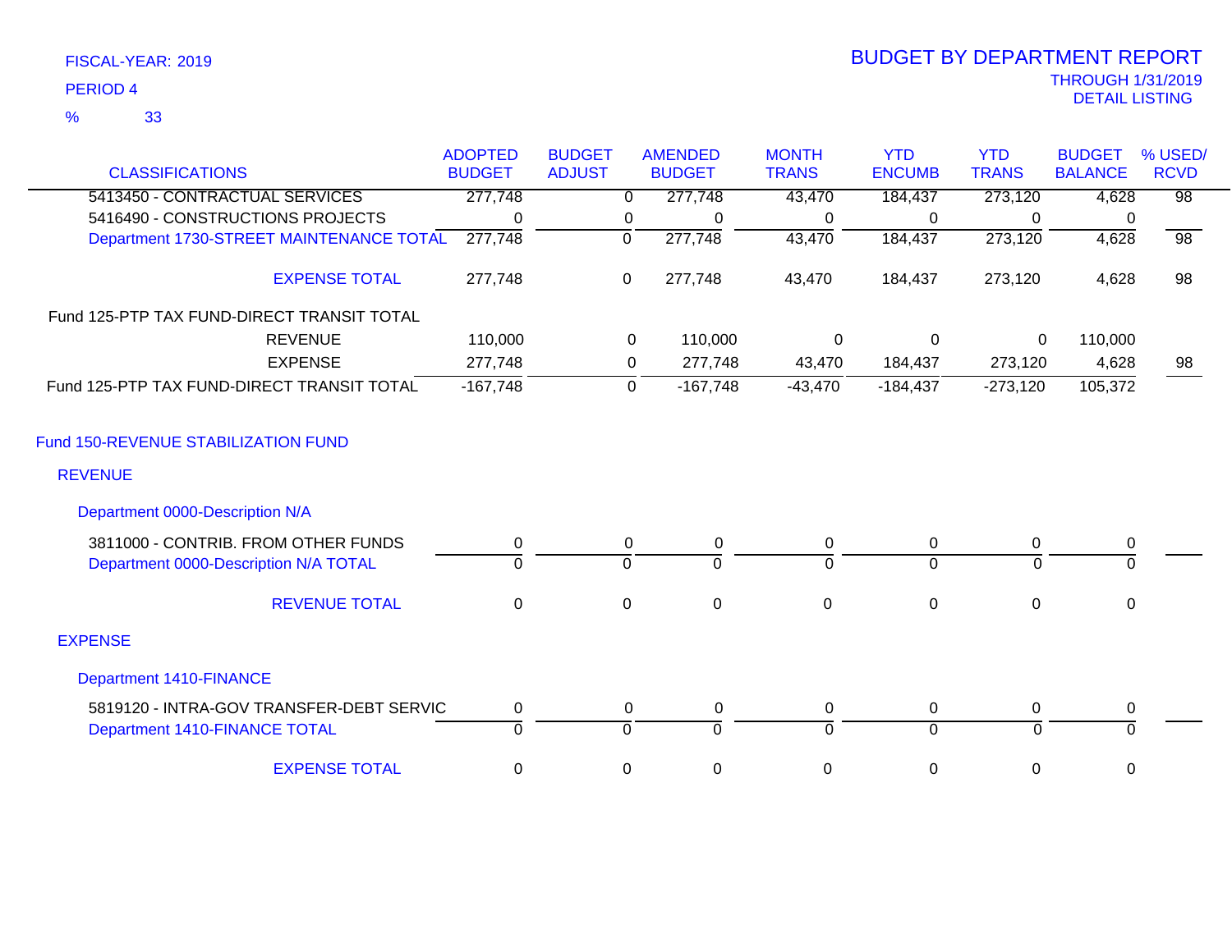FISCAL-YEAR: 2019

PERIOD 4

% 33

# BUDGET BY DEPARTMENT REPORT

THROUGH 1/31/2019

DETAIL LISTING

| CLASSIFICATIONS | ADOPTED BUDGET | BUDGET ADJUST | AMENDED BUDGET | MONTH TRANS | YTD ENCUMB | YTD TRANS | BUDGET BALANCE | % USED/ RCVD |
|---|---|---|---|---|---|---|---|---|
| 5413450 - CONTRACTUAL SERVICES | 277,748 | 0 | 277,748 | 43,470 | 184,437 | 273,120 | 4,628 | 98 |
| 5416490 - CONSTRUCTIONS PROJECTS | 0 | 0 | 0 | 0 | 0 | 0 | 0 | |
| Department 1730-STREET MAINTENANCE TOTAL | 277,748 | 0 | 277,748 | 43,470 | 184,437 | 273,120 | 4,628 | 98 |
| EXPENSE TOTAL | 277,748 | 0 | 277,748 | 43,470 | 184,437 | 273,120 | 4,628 | 98 |
| Fund 125-PTP TAX FUND-DIRECT TRANSIT TOTAL | | | | | | | | |
| REVENUE | 110,000 | 0 | 110,000 | 0 | 0 | 0 | 110,000 | |
| EXPENSE | 277,748 | 0 | 277,748 | 43,470 | 184,437 | 273,120 | 4,628 | 98 |
| Fund 125-PTP TAX FUND-DIRECT TRANSIT TOTAL | -167,748 | 0 | -167,748 | -43,470 | -184,437 | -273,120 | 105,372 | |
| Fund 150-REVENUE STABILIZATION FUND | | | | | | | | |
| REVENUE | | | | | | | | |
| Department 0000-Description N/A | | | | | | | | |
| 3811000 - CONTRIB. FROM OTHER FUNDS | 0 | 0 | 0 | 0 | 0 | 0 | 0 | |
| Department 0000-Description N/A TOTAL | 0 | 0 | 0 | 0 | 0 | 0 | 0 | |
| REVENUE TOTAL | 0 | 0 | 0 | 0 | 0 | 0 | 0 | |
| EXPENSE | | | | | | | | |
| Department 1410-FINANCE | | | | | | | | |
| 5819120 - INTRA-GOV TRANSFER-DEBT SERVIC | 0 | 0 | 0 | 0 | 0 | 0 | 0 | |
| Department 1410-FINANCE TOTAL | 0 | 0 | 0 | 0 | 0 | 0 | 0 | |
| EXPENSE TOTAL | 0 | 0 | 0 | 0 | 0 | 0 | 0 | |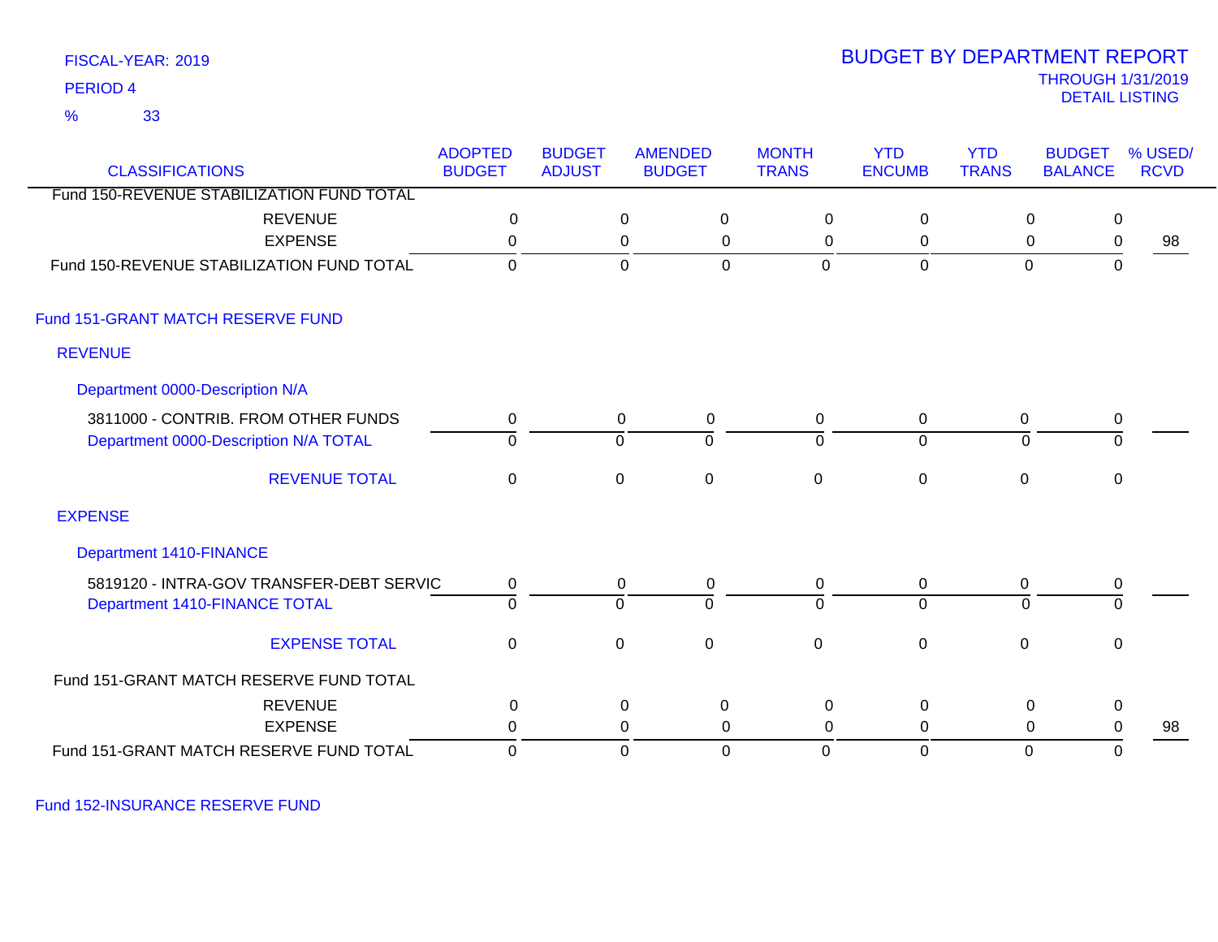FISCAL-YEAR: 2019

PERIOD 4

% 33

# BUDGET BY DEPARTMENT REPORT

THROUGH 1/31/2019

DETAIL LISTING

| CLASSIFICATIONS | ADOPTED BUDGET | BUDGET ADJUST | AMENDED BUDGET | MONTH TRANS | YTD ENCUMB | YTD TRANS | BUDGET BALANCE | % USED/ RCVD |
|---|---|---|---|---|---|---|---|---|
| Fund 150-REVENUE STABILIZATION FUND TOTAL | | | | | | | | |
| REVENUE | 0 | 0 | 0 | 0 | 0 | 0 | 0 | |
| EXPENSE | 0 | 0 | 0 | 0 | 0 | 0 | 0 | 98 |
| Fund 150-REVENUE STABILIZATION FUND TOTAL | 0 | 0 | 0 | 0 | 0 | 0 | 0 | |
| **Fund 151-GRANT MATCH RESERVE FUND** | | | | | | | | |
| **REVENUE** | | | | | | | | |
| **Department 0000-Description N/A** | | | | | | | | |
| 3811000 - CONTRIB. FROM OTHER FUNDS | 0 | 0 | 0 | 0 | 0 | 0 | 0 | |
| Department 0000-Description N/A TOTAL | 0 | 0 | 0 | 0 | 0 | 0 | 0 | |
| REVENUE TOTAL | 0 | 0 | 0 | 0 | 0 | 0 | 0 | |
| **EXPENSE** | | | | | | | | |
| **Department 1410-FINANCE** | | | | | | | | |
| 5819120 - INTRA-GOV TRANSFER-DEBT SERVIC | 0 | 0 | 0 | 0 | 0 | 0 | 0 | |
| Department 1410-FINANCE TOTAL | 0 | 0 | 0 | 0 | 0 | 0 | 0 | |
| EXPENSE TOTAL | 0 | 0 | 0 | 0 | 0 | 0 | 0 | |
| Fund 151-GRANT MATCH RESERVE FUND TOTAL | | | | | | | | |
| REVENUE | 0 | 0 | 0 | 0 | 0 | 0 | 0 | |
| EXPENSE | 0 | 0 | 0 | 0 | 0 | 0 | 0 | 98 |
| Fund 151-GRANT MATCH RESERVE FUND TOTAL | 0 | 0 | 0 | 0 | 0 | 0 | 0 | |

Fund 152-INSURANCE RESERVE FUND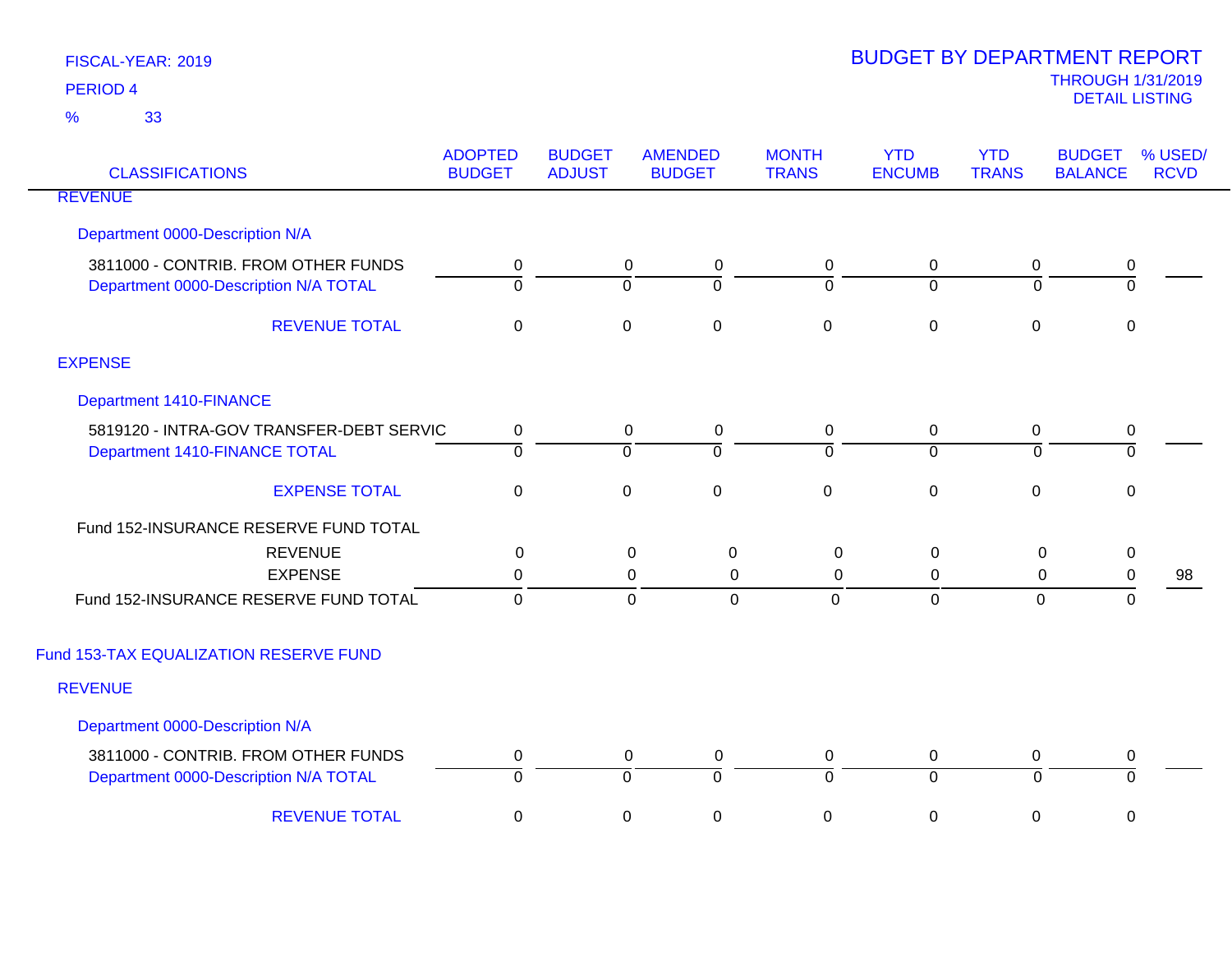FISCAL-YEAR: 2019

PERIOD 4

% 33

# BUDGET BY DEPARTMENT REPORT

THROUGH 1/31/2019

DETAIL LISTING

| CLASSIFICATIONS | ADOPTED BUDGET | BUDGET ADJUST | AMENDED BUDGET | MONTH TRANS | YTD ENCUMB | YTD TRANS | BUDGET BALANCE | % USED/ RCVD |
|---|---|---|---|---|---|---|---|---|
| REVENUE | | | | | | | | |
| Department 0000-Description N/A | | | | | | | | |
| 3811000 - CONTRIB. FROM OTHER FUNDS | 0 | 0 | 0 | 0 | 0 | 0 | 0 | |
| Department 0000-Description N/A TOTAL | 0 | 0 | 0 | 0 | 0 | 0 | 0 | |
| REVENUE TOTAL | 0 | 0 | 0 | 0 | 0 | 0 | 0 | |
| EXPENSE | | | | | | | | |
| Department 1410-FINANCE | | | | | | | | |
| 5819120 - INTRA-GOV TRANSFER-DEBT SERVIC | 0 | 0 | 0 | 0 | 0 | 0 | 0 | |
| Department 1410-FINANCE TOTAL | 0 | 0 | 0 | 0 | 0 | 0 | 0 | |
| EXPENSE TOTAL | 0 | 0 | 0 | 0 | 0 | 0 | 0 | |
| Fund 152-INSURANCE RESERVE FUND TOTAL | | | | | | | | |
| REVENUE | 0 | 0 | 0 | 0 | 0 | 0 | 0 | |
| EXPENSE | 0 | 0 | 0 | 0 | 0 | 0 | 0 | 98 |
| Fund 152-INSURANCE RESERVE FUND TOTAL | 0 | 0 | 0 | 0 | 0 | 0 | 0 | |
| Fund 153-TAX EQUALIZATION RESERVE FUND | | | | | | | | |
| REVENUE | | | | | | | | |
| Department 0000-Description N/A | | | | | | | | |
| 3811000 - CONTRIB. FROM OTHER FUNDS | 0 | 0 | 0 | 0 | 0 | 0 | 0 | |
| Department 0000-Description N/A TOTAL | 0 | 0 | 0 | 0 | 0 | 0 | 0 | |
| REVENUE TOTAL | 0 | 0 | 0 | 0 | 0 | 0 | 0 | |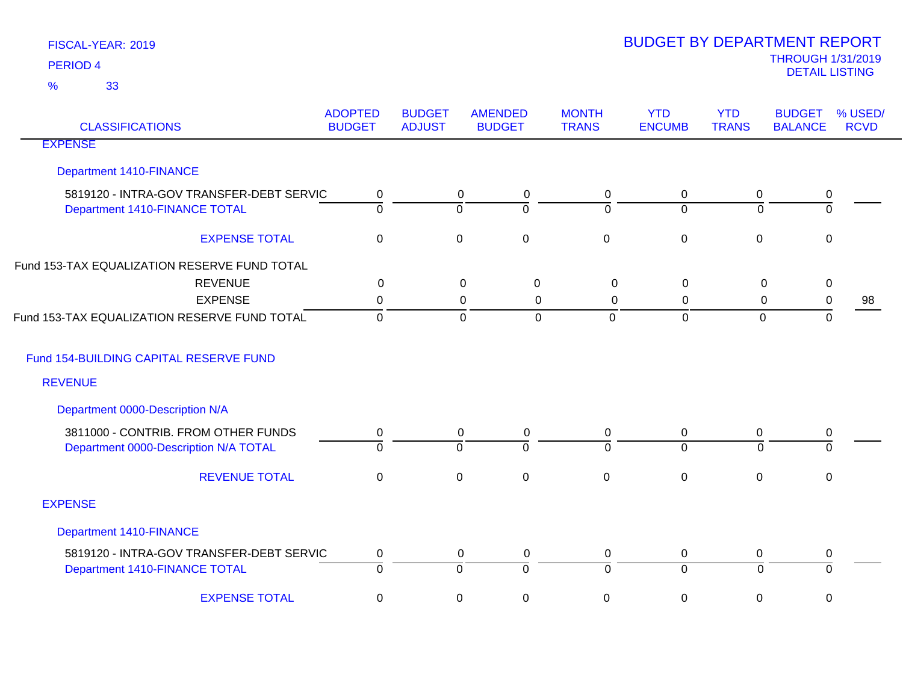FISCAL-YEAR: 2019

PERIOD 4

% 33

# BUDGET BY DEPARTMENT REPORT

THROUGH 1/31/2019

DETAIL LISTING

| CLASSIFICATIONS | ADOPTED BUDGET | BUDGET ADJUST | AMENDED BUDGET | MONTH TRANS | YTD ENCUMB | YTD TRANS | BUDGET BALANCE | % USED/ RCVD |
|---|---|---|---|---|---|---|---|---|
| EXPENSE | | | | | | | | |
| Department 1410-FINANCE | | | | | | | | |
| 5819120 - INTRA-GOV TRANSFER-DEBT SERVIC | 0 | 0 | 0 | 0 | 0 | 0 | 0 | |
| Department 1410-FINANCE TOTAL | 0 | 0 | 0 | 0 | 0 | 0 | 0 | |
| EXPENSE TOTAL | 0 | 0 | 0 | 0 | 0 | 0 | 0 | |
| Fund 153-TAX EQUALIZATION RESERVE FUND TOTAL | | | | | | | | |
| REVENUE | 0 | 0 | 0 | 0 | 0 | 0 | 0 | |
| EXPENSE | 0 | 0 | 0 | 0 | 0 | 0 | 0 | 98 |
| Fund 153-TAX EQUALIZATION RESERVE FUND TOTAL | 0 | 0 | 0 | 0 | 0 | 0 | 0 | |
| Fund 154-BUILDING CAPITAL RESERVE FUND | | | | | | | | |
| REVENUE | | | | | | | | |
| Department 0000-Description N/A | | | | | | | | |
| 3811000 - CONTRIB. FROM OTHER FUNDS | 0 | 0 | 0 | 0 | 0 | 0 | 0 | |
| Department 0000-Description N/A TOTAL | 0 | 0 | 0 | 0 | 0 | 0 | 0 | |
| REVENUE TOTAL | 0 | 0 | 0 | 0 | 0 | 0 | 0 | |
| EXPENSE | | | | | | | | |
| Department 1410-FINANCE | | | | | | | | |
| 5819120 - INTRA-GOV TRANSFER-DEBT SERVIC | 0 | 0 | 0 | 0 | 0 | 0 | 0 | |
| Department 1410-FINANCE TOTAL | 0 | 0 | 0 | 0 | 0 | 0 | 0 | |
| EXPENSE TOTAL | 0 | 0 | 0 | 0 | 0 | 0 | 0 | |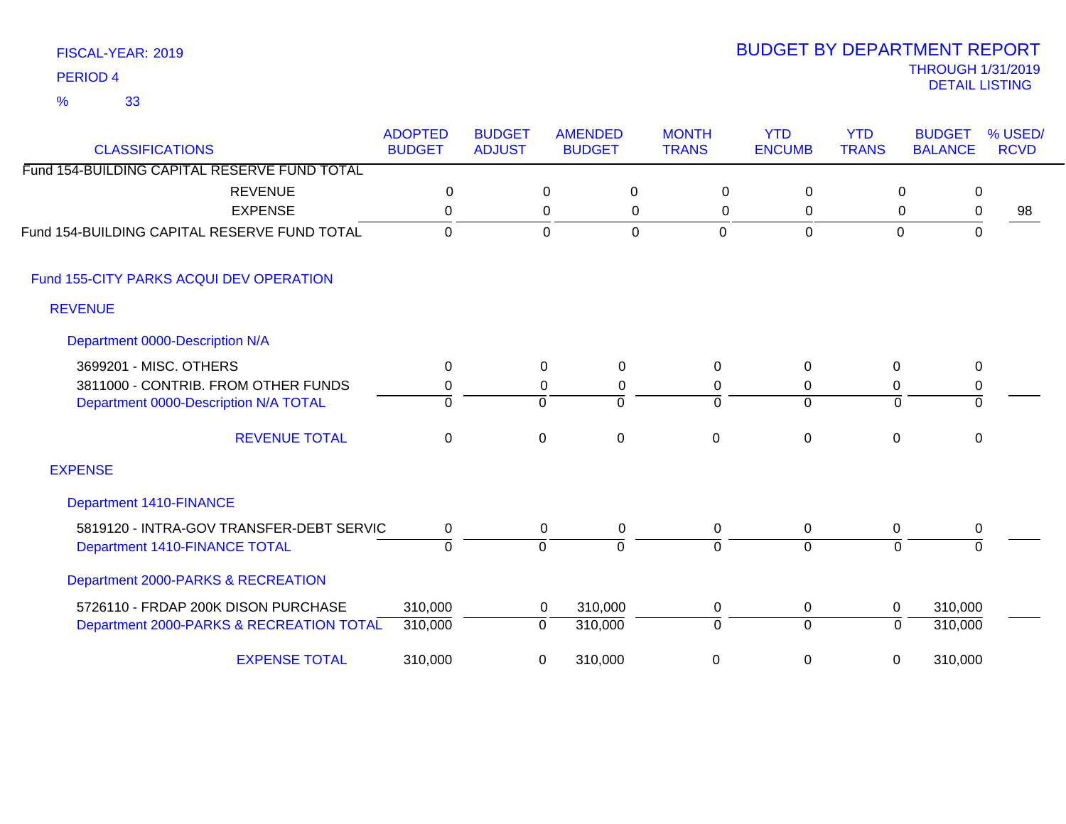FISCAL-YEAR: 2019

PERIOD 4

% 33

# BUDGET BY DEPARTMENT REPORT

THROUGH 1/31/2019

DETAIL LISTING

| CLASSIFICATIONS | ADOPTED BUDGET | BUDGET ADJUST | AMENDED BUDGET | MONTH TRANS | YTD ENCUMB | YTD TRANS | BUDGET BALANCE | % USED/ RCVD |
|---|---|---|---|---|---|---|---|---|
| Fund 154-BUILDING CAPITAL RESERVE FUND TOTAL | | | | | | | | |
| REVENUE | 0 | 0 | 0 | 0 | 0 | 0 | 0 | |
| EXPENSE | 0 | 0 | 0 | 0 | 0 | 0 | 0 | 98 |
| Fund 154-BUILDING CAPITAL RESERVE FUND TOTAL | 0 | 0 | 0 | 0 | 0 | 0 | 0 | |
| Fund 155-CITY PARKS ACQUI DEV OPERATION | | | | | | | | |
| REVENUE | | | | | | | | |
| Department 0000-Description N/A | | | | | | | | |
| 3699201 - MISC. OTHERS | 0 | 0 | 0 | 0 | 0 | 0 | 0 | |
| 3811000 - CONTRIB. FROM OTHER FUNDS | 0 | 0 | 0 | 0 | 0 | 0 | 0 | |
| Department 0000-Description N/A TOTAL | 0 | 0 | 0 | 0 | 0 | 0 | 0 | |
| REVENUE TOTAL | 0 | 0 | 0 | 0 | 0 | 0 | 0 | |
| EXPENSE | | | | | | | | |
| Department 1410-FINANCE | | | | | | | | |
| 5819120 - INTRA-GOV TRANSFER-DEBT SERVIC | 0 | 0 | 0 | 0 | 0 | 0 | 0 | |
| Department 1410-FINANCE TOTAL | 0 | 0 | 0 | 0 | 0 | 0 | 0 | |
| Department 2000-PARKS & RECREATION | | | | | | | | |
| 5726110 - FRDAP 200K DISON PURCHASE | 310,000 | 0 | 310,000 | 0 | 0 | 0 | 310,000 | |
| Department 2000-PARKS & RECREATION TOTAL | 310,000 | 0 | 310,000 | 0 | 0 | 0 | 310,000 | |
| EXPENSE TOTAL | 310,000 | 0 | 310,000 | 0 | 0 | 0 | 310,000 | |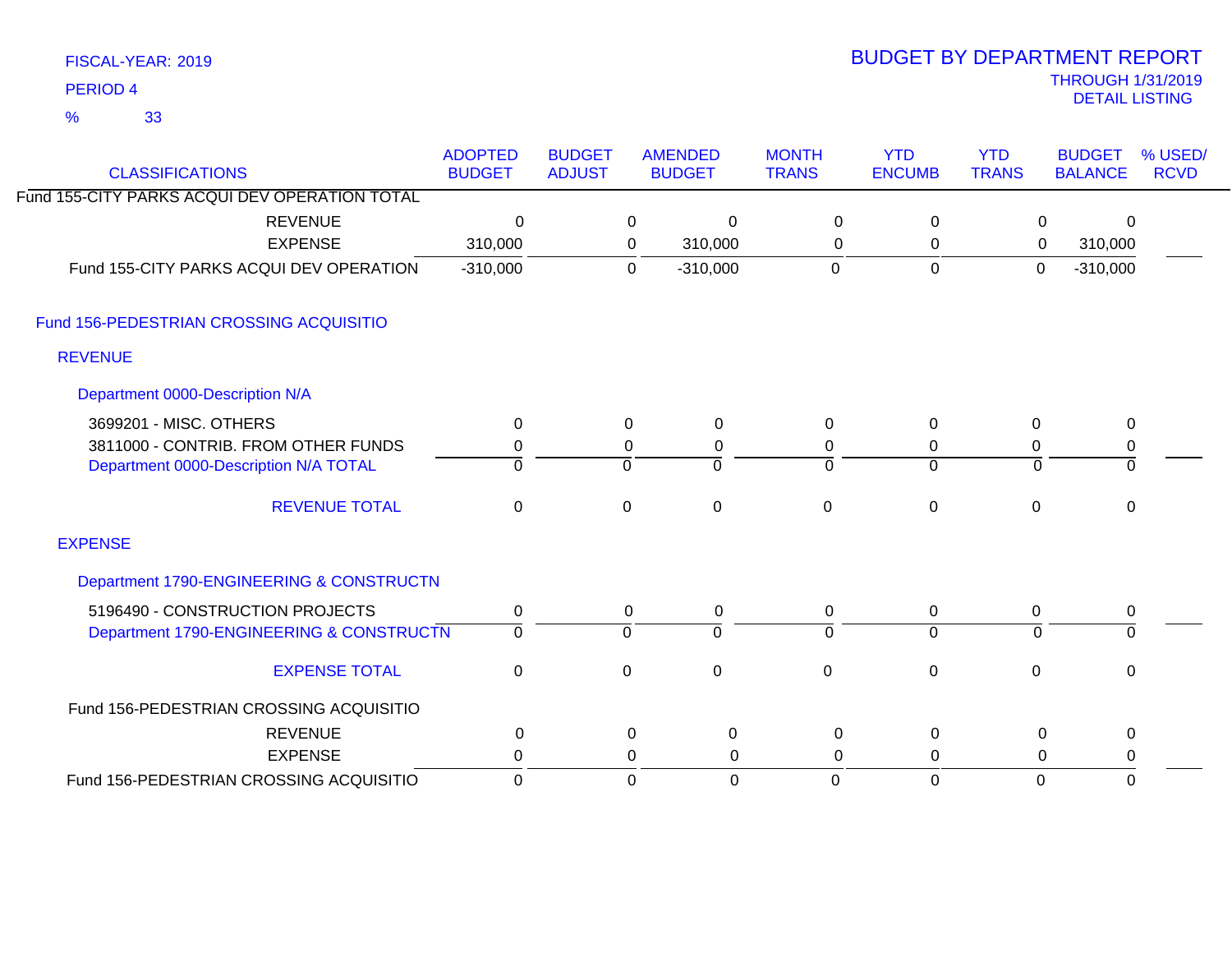FISCAL-YEAR: 2019
PERIOD 4
% 33

# BUDGET BY DEPARTMENT REPORT

THROUGH 1/31/2019
DETAIL LISTING

| CLASSIFICATIONS | ADOPTED BUDGET | BUDGET ADJUST | AMENDED BUDGET | MONTH TRANS | YTD ENCUMB | YTD TRANS | BUDGET BALANCE | % USED/ RCVD |
|---|---|---|---|---|---|---|---|---|
| Fund 155-CITY PARKS ACQUI DEV OPERATION TOTAL | | | | | | | | |
| REVENUE | 0 | 0 | 0 | 0 | 0 | 0 | 0 | |
| EXPENSE | 310,000 | 0 | 310,000 | 0 | 0 | 0 | 310,000 | |
| Fund 155-CITY PARKS ACQUI DEV OPERATION | -310,000 | 0 | -310,000 | 0 | 0 | 0 | -310,000 | |
| **Fund 156-PEDESTRIAN CROSSING ACQUISITIO** | | | | | | | | |
| **REVENUE** | | | | | | | | |
| **Department 0000-Description N/A** | | | | | | | | |
| 3699201 - MISC. OTHERS | 0 | 0 | 0 | 0 | 0 | 0 | 0 | |
| 3811000 - CONTRIB. FROM OTHER FUNDS | 0 | 0 | 0 | 0 | 0 | 0 | 0 | |
| Department 0000-Description N/A TOTAL | 0 | 0 | 0 | 0 | 0 | 0 | 0 | |
| REVENUE TOTAL | 0 | 0 | 0 | 0 | 0 | 0 | 0 | |
| **EXPENSE** | | | | | | | | |
| **Department 1790-ENGINEERING & CONSTRUCTN** | | | | | | | | |
| 5196490 - CONSTRUCTION PROJECTS | 0 | 0 | 0 | 0 | 0 | 0 | 0 | |
| Department 1790-ENGINEERING & CONSTRUCTN | 0 | 0 | 0 | 0 | 0 | 0 | 0 | |
| EXPENSE TOTAL | 0 | 0 | 0 | 0 | 0 | 0 | 0 | |
| Fund 156-PEDESTRIAN CROSSING ACQUISITIO | | | | | | | | |
| REVENUE | 0 | 0 | 0 | 0 | 0 | 0 | 0 | |
| EXPENSE | 0 | 0 | 0 | 0 | 0 | 0 | 0 | |
| Fund 156-PEDESTRIAN CROSSING ACQUISITIO | 0 | 0 | 0 | 0 | 0 | 0 | 0 | |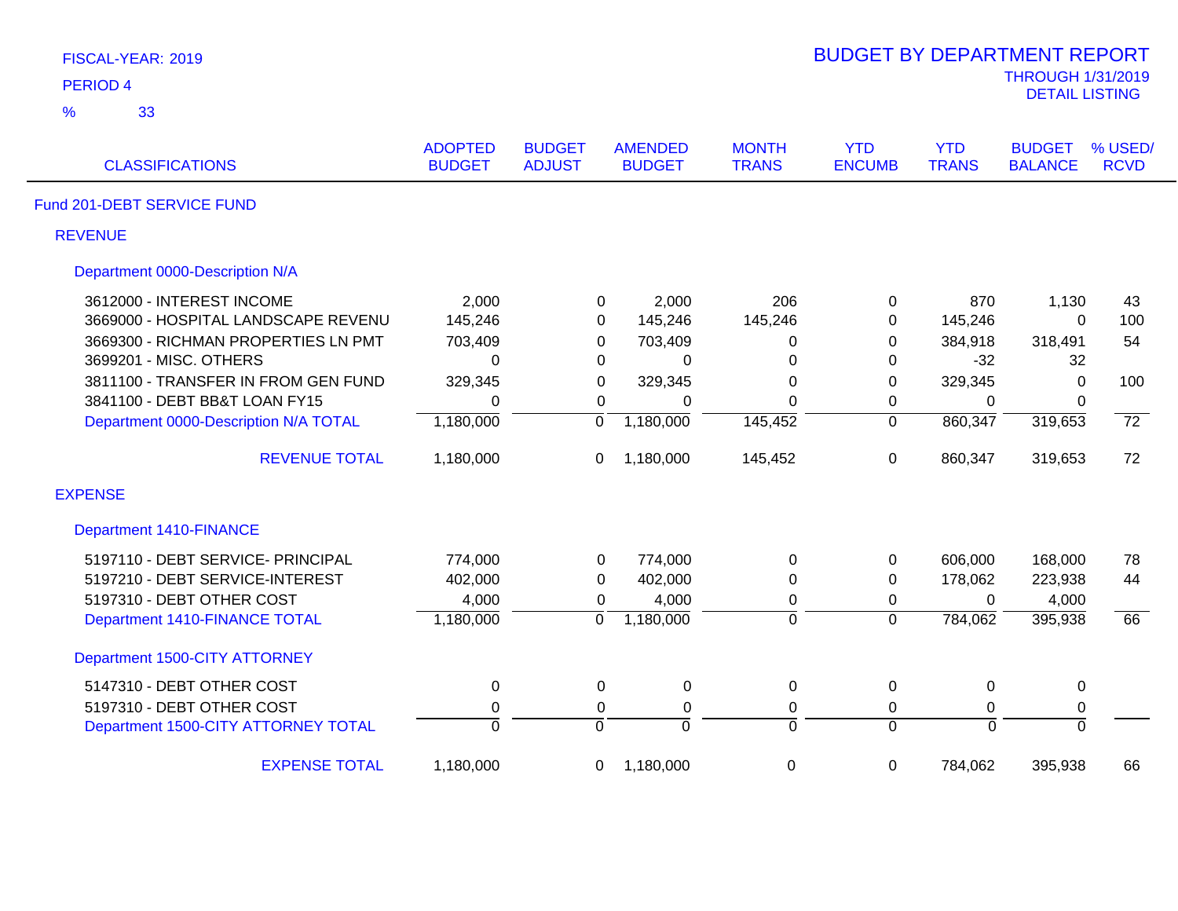FISCAL-YEAR: 2019

PERIOD 4

% 33

# BUDGET BY DEPARTMENT REPORT

THROUGH 1/31/2019

DETAIL LISTING

| CLASSIFICATIONS | ADOPTED BUDGET | BUDGET ADJUST | AMENDED BUDGET | MONTH TRANS | YTD ENCUMB | YTD TRANS | BUDGET BALANCE | % USED/ RCVD |
|---|---|---|---|---|---|---|---|---|
| **Fund 201-DEBT SERVICE FUND** | | | | | | | | |
| **REVENUE** | | | | | | | | |
| **Department 0000-Description N/A** | | | | | | | | |
| 3612000 - INTEREST INCOME | 2,000 | 0 | 2,000 | 206 | 0 | 870 | 1,130 | 43 |
| 3669000 - HOSPITAL LANDSCAPE REVENU | 145,246 | 0 | 145,246 | 145,246 | 0 | 145,246 | 0 | 100 |
| 3669300 - RICHMAN PROPERTIES LN PMT | 703,409 | 0 | 703,409 | 0 | 0 | 384,918 | 318,491 | 54 |
| 3699201 - MISC. OTHERS | 0 | 0 | 0 | 0 | 0 | -32 | 32 | |
| 3811100 - TRANSFER IN FROM GEN FUND | 329,345 | 0 | 329,345 | 0 | 0 | 329,345 | 0 | 100 |
| 3841100 - DEBT BB&T LOAN FY15 | 0 | 0 | 0 | 0 | 0 | 0 | 0 | |
| Department 0000-Description N/A TOTAL | 1,180,000 | 0 | 1,180,000 | 145,452 | 0 | 860,347 | 319,653 | 72 |
| REVENUE TOTAL | 1,180,000 | 0 | 1,180,000 | 145,452 | 0 | 860,347 | 319,653 | 72 |
| **EXPENSE** | | | | | | | | |
| **Department 1410-FINANCE** | | | | | | | | |
| 5197110 - DEBT SERVICE- PRINCIPAL | 774,000 | 0 | 774,000 | 0 | 0 | 606,000 | 168,000 | 78 |
| 5197210 - DEBT SERVICE-INTEREST | 402,000 | 0 | 402,000 | 0 | 0 | 178,062 | 223,938 | 44 |
| 5197310 - DEBT OTHER COST | 4,000 | 0 | 4,000 | 0 | 0 | 0 | 4,000 | |
| Department 1410-FINANCE TOTAL | 1,180,000 | 0 | 1,180,000 | 0 | 0 | 784,062 | 395,938 | 66 |
| **Department 1500-CITY ATTORNEY** | | | | | | | | |
| 5147310 - DEBT OTHER COST | 0 | 0 | 0 | 0 | 0 | 0 | 0 | |
| 5197310 - DEBT OTHER COST | 0 | 0 | 0 | 0 | 0 | 0 | 0 | |
| Department 1500-CITY ATTORNEY TOTAL | 0 | 0 | 0 | 0 | 0 | 0 | 0 | |
| EXPENSE TOTAL | 1,180,000 | 0 | 1,180,000 | 0 | 0 | 784,062 | 395,938 | 66 |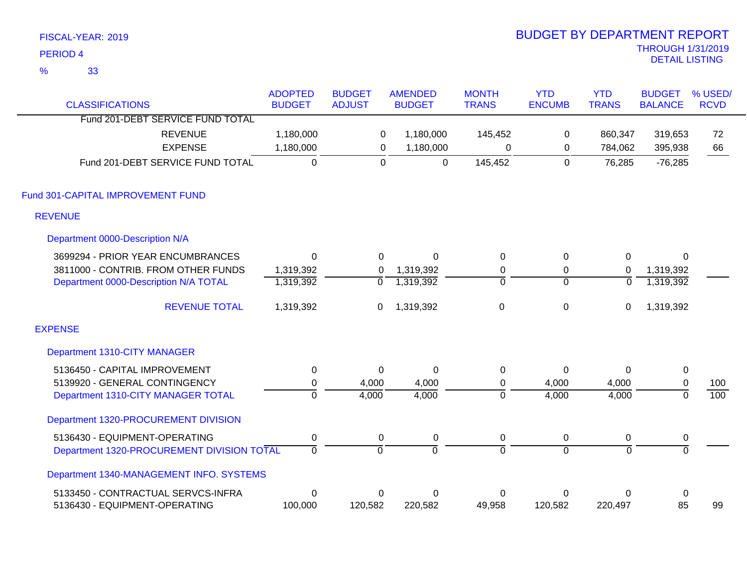FISCAL-YEAR: 2019
PERIOD 4
% 33

# BUDGET BY DEPARTMENT REPORT

THROUGH 1/31/2019
DETAIL LISTING

| CLASSIFICATIONS | ADOPTED BUDGET | BUDGET ADJUST | AMENDED BUDGET | MONTH TRANS | YTD ENCUMB | YTD TRANS | BUDGET BALANCE | % USED/ RCVD |
|---|---|---|---|---|---|---|---|---|
| Fund 201-DEBT SERVICE FUND TOTAL | | | | | | | | |
| REVENUE | 1,180,000 | 0 | 1,180,000 | 145,452 | 0 | 860,347 | 319,653 | 72 |
| EXPENSE | 1,180,000 | 0 | 1,180,000 | 0 | 0 | 784,062 | 395,938 | 66 |
| Fund 201-DEBT SERVICE FUND TOTAL | 0 | 0 | 0 | 145,452 | 0 | 76,285 | -76,285 | |
| **Fund 301-CAPITAL IMPROVEMENT FUND** | | | | | | | | |
| **REVENUE** | | | | | | | | |
| **Department 0000-Description N/A** | | | | | | | | |
| 3699294 - PRIOR YEAR ENCUMBRANCES | 0 | 0 | 0 | 0 | 0 | 0 | 0 | |
| 3811000 - CONTRIB. FROM OTHER FUNDS | 1,319,392 | 0 | 1,319,392 | 0 | 0 | 0 | 1,319,392 | |
| Department 0000-Description N/A TOTAL | 1,319,392 | 0 | 1,319,392 | 0 | 0 | 0 | 1,319,392 | |
| REVENUE TOTAL | 1,319,392 | 0 | 1,319,392 | 0 | 0 | 0 | 1,319,392 | |
| **EXPENSE** | | | | | | | | |
| **Department 1310-CITY MANAGER** | | | | | | | | |
| 5136450 - CAPITAL IMPROVEMENT | 0 | 0 | 0 | 0 | 0 | 0 | 0 | |
| 5139920 - GENERAL CONTINGENCY | 0 | 4,000 | 4,000 | 0 | 4,000 | 4,000 | 0 | 100 |
| Department 1310-CITY MANAGER TOTAL | 0 | 4,000 | 4,000 | 0 | 4,000 | 4,000 | 0 | 100 |
| **Department 1320-PROCUREMENT DIVISION** | | | | | | | | |
| 5136430 - EQUIPMENT-OPERATING | 0 | 0 | 0 | 0 | 0 | 0 | 0 | |
| Department 1320-PROCUREMENT DIVISION TOTAL | 0 | 0 | 0 | 0 | 0 | 0 | 0 | |
| **Department 1340-MANAGEMENT INFO. SYSTEMS** | | | | | | | | |
| 5133450 - CONTRACTUAL SERVCS-INFRA | 0 | 0 | 0 | 0 | 0 | 0 | 0 | |
| 5136430 - EQUIPMENT-OPERATING | 100,000 | 120,582 | 220,582 | 49,958 | 120,582 | 220,497 | 85 | 99 |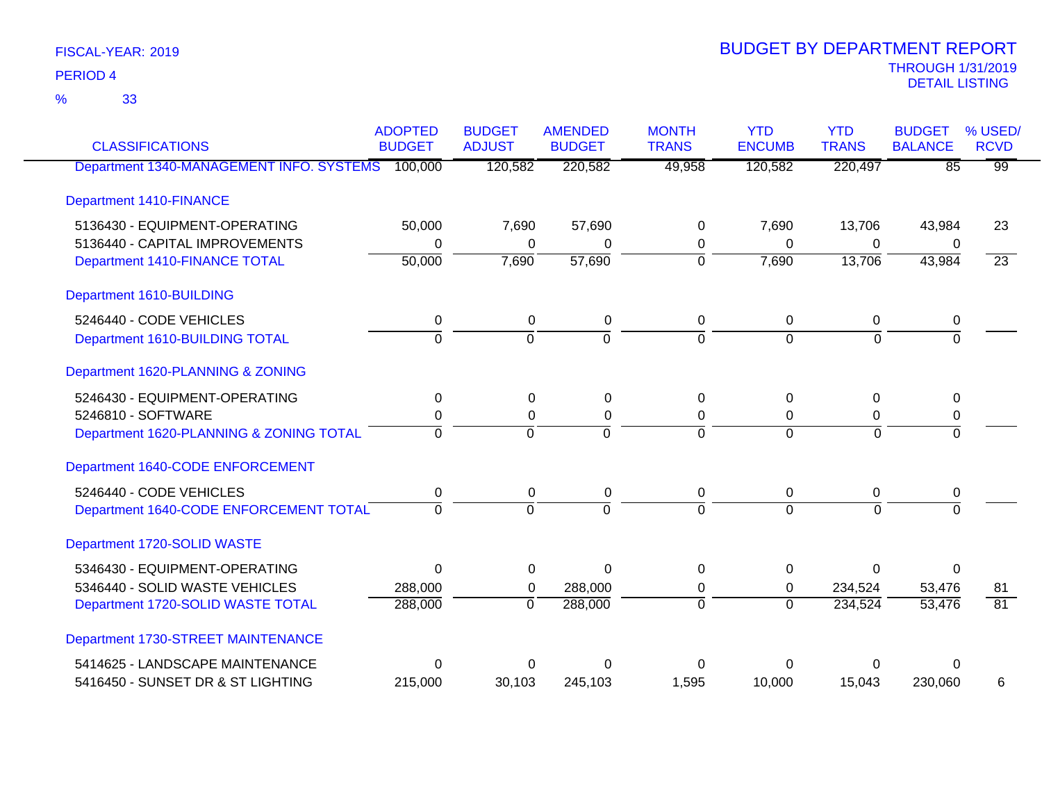FISCAL-YEAR: 2019

PERIOD 4

% 33

# BUDGET BY DEPARTMENT REPORT

THROUGH 1/31/2019

DETAIL LISTING

| CLASSIFICATIONS | ADOPTED BUDGET | BUDGET ADJUST | AMENDED BUDGET | MONTH TRANS | YTD ENCUMB | YTD TRANS | BUDGET BALANCE | % USED/ RCVD |
|---|---|---|---|---|---|---|---|---|
| Department 1340-MANAGEMENT INFO. SYSTEMS | 100,000 | 120,582 | 220,582 | 49,958 | 120,582 | 220,497 | 85 | 99 |
| **Department 1410-FINANCE** | | | | | | | | |
| 5136430 - EQUIPMENT-OPERATING | 50,000 | 7,690 | 57,690 | 0 | 7,690 | 13,706 | 43,984 | 23 |
| 5136440 - CAPITAL IMPROVEMENTS | 0 | 0 | 0 | 0 | 0 | 0 | 0 | |
| Department 1410-FINANCE TOTAL | 50,000 | 7,690 | 57,690 | 0 | 7,690 | 13,706 | 43,984 | 23 |
| **Department 1610-BUILDING** | | | | | | | | |
| 5246440 - CODE VEHICLES | 0 | 0 | 0 | 0 | 0 | 0 | 0 | |
| Department 1610-BUILDING TOTAL | 0 | 0 | 0 | 0 | 0 | 0 | 0 | |
| **Department 1620-PLANNING & ZONING** | | | | | | | | |
| 5246430 - EQUIPMENT-OPERATING | 0 | 0 | 0 | 0 | 0 | 0 | 0 | |
| 5246810 - SOFTWARE | 0 | 0 | 0 | 0 | 0 | 0 | 0 | |
| Department 1620-PLANNING & ZONING TOTAL | 0 | 0 | 0 | 0 | 0 | 0 | 0 | |
| **Department 1640-CODE ENFORCEMENT** | | | | | | | | |
| 5246440 - CODE VEHICLES | 0 | 0 | 0 | 0 | 0 | 0 | 0 | |
| Department 1640-CODE ENFORCEMENT TOTAL | 0 | 0 | 0 | 0 | 0 | 0 | 0 | |
| **Department 1720-SOLID WASTE** | | | | | | | | |
| 5346430 - EQUIPMENT-OPERATING | 0 | 0 | 0 | 0 | 0 | 0 | 0 | |
| 5346440 - SOLID WASTE VEHICLES | 288,000 | 0 | 288,000 | 0 | 0 | 234,524 | 53,476 | 81 |
| Department 1720-SOLID WASTE TOTAL | 288,000 | 0 | 288,000 | 0 | 0 | 234,524 | 53,476 | 81 |
| **Department 1730-STREET MAINTENANCE** | | | | | | | | |
| 5414625 - LANDSCAPE MAINTENANCE | 0 | 0 | 0 | 0 | 0 | 0 | 0 | |
| 5416450 - SUNSET DR & ST LIGHTING | 215,000 | 30,103 | 245,103 | 1,595 | 10,000 | 15,043 | 230,060 | 6 |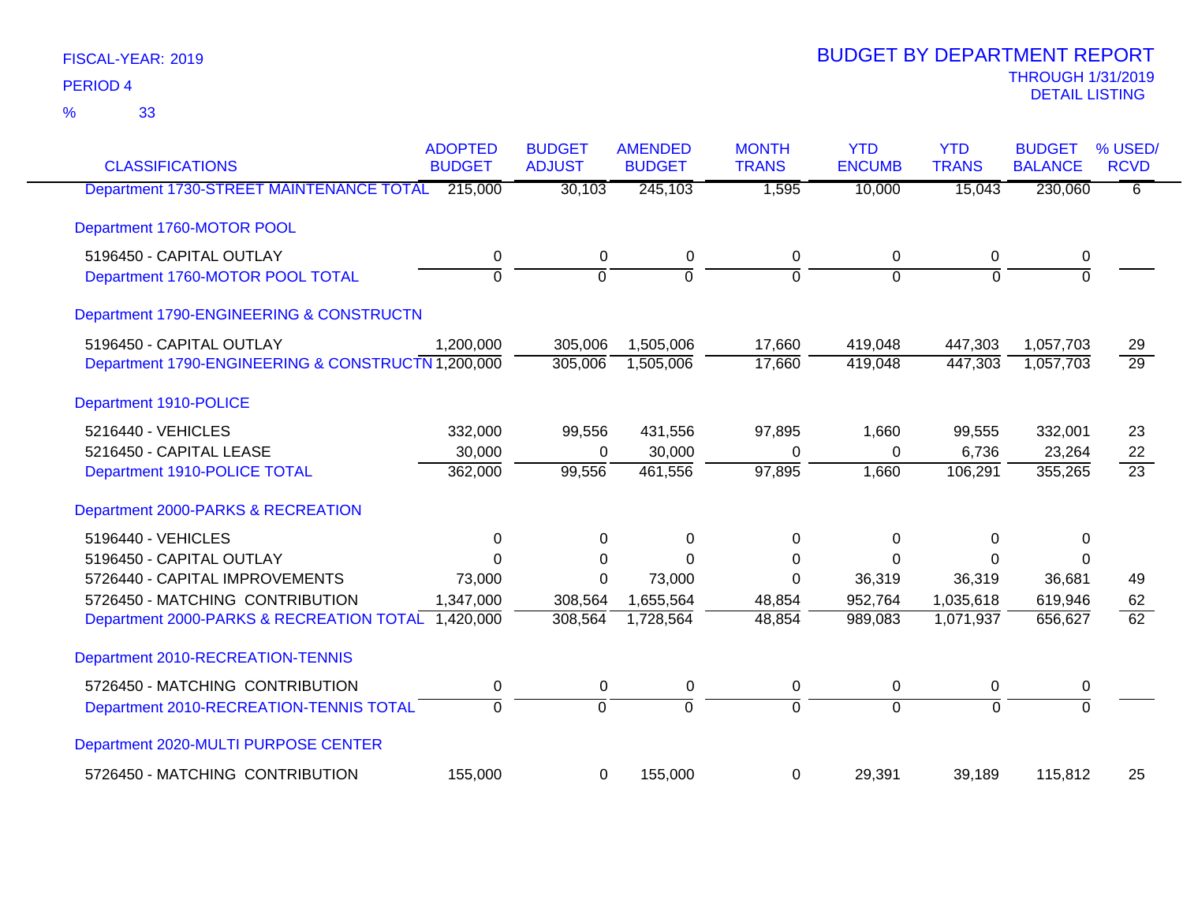FISCAL-YEAR: 2019

PERIOD 4

% 33

# BUDGET BY DEPARTMENT REPORT

THROUGH 1/31/2019

DETAIL LISTING

| CLASSIFICATIONS | ADOPTED BUDGET | BUDGET ADJUST | AMENDED BUDGET | MONTH TRANS | YTD ENCUMB | YTD TRANS | BUDGET BALANCE | % USED/ RCVD |
|---|---|---|---|---|---|---|---|---|
| Department 1730-STREET MAINTENANCE TOTAL | 215,000 | 30,103 | 245,103 | 1,595 | 10,000 | 15,043 | 230,060 | 6 |
| Department 1760-MOTOR POOL | | | | | | | | |
| 5196450 - CAPITAL OUTLAY | 0 | 0 | 0 | 0 | 0 | 0 | 0 | |
| Department 1760-MOTOR POOL TOTAL | 0 | 0 | 0 | 0 | 0 | 0 | 0 | |
| Department 1790-ENGINEERING & CONSTRUCTN | | | | | | | | |
| 5196450 - CAPITAL OUTLAY | 1,200,000 | 305,006 | 1,505,006 | 17,660 | 419,048 | 447,303 | 1,057,703 | 29 |
| Department 1790-ENGINEERING & CONSTRUCTN | 1,200,000 | 305,006 | 1,505,006 | 17,660 | 419,048 | 447,303 | 1,057,703 | 29 |
| Department 1910-POLICE | | | | | | | | |
| 5216440 - VEHICLES | 332,000 | 99,556 | 431,556 | 97,895 | 1,660 | 99,555 | 332,001 | 23 |
| 5216450 - CAPITAL LEASE | 30,000 | 0 | 30,000 | 0 | 0 | 6,736 | 23,264 | 22 |
| Department 1910-POLICE TOTAL | 362,000 | 99,556 | 461,556 | 97,895 | 1,660 | 106,291 | 355,265 | 23 |
| Department 2000-PARKS & RECREATION | | | | | | | | |
| 5196440 - VEHICLES | 0 | 0 | 0 | 0 | 0 | 0 | 0 | |
| 5196450 - CAPITAL OUTLAY | 0 | 0 | 0 | 0 | 0 | 0 | 0 | |
| 5726440 - CAPITAL IMPROVEMENTS | 73,000 | 0 | 73,000 | 0 | 36,319 | 36,319 | 36,681 | 49 |
| 5726450 - MATCHING CONTRIBUTION | 1,347,000 | 308,564 | 1,655,564 | 48,854 | 952,764 | 1,035,618 | 619,946 | 62 |
| Department 2000-PARKS & RECREATION TOTAL | 1,420,000 | 308,564 | 1,728,564 | 48,854 | 989,083 | 1,071,937 | 656,627 | 62 |
| Department 2010-RECREATION-TENNIS | | | | | | | | |
| 5726450 - MATCHING CONTRIBUTION | 0 | 0 | 0 | 0 | 0 | 0 | 0 | |
| Department 2010-RECREATION-TENNIS TOTAL | 0 | 0 | 0 | 0 | 0 | 0 | 0 | |
| Department 2020-MULTI PURPOSE CENTER | | | | | | | | |
| 5726450 - MATCHING CONTRIBUTION | 155,000 | 0 | 155,000 | 0 | 29,391 | 39,189 | 115,812 | 25 |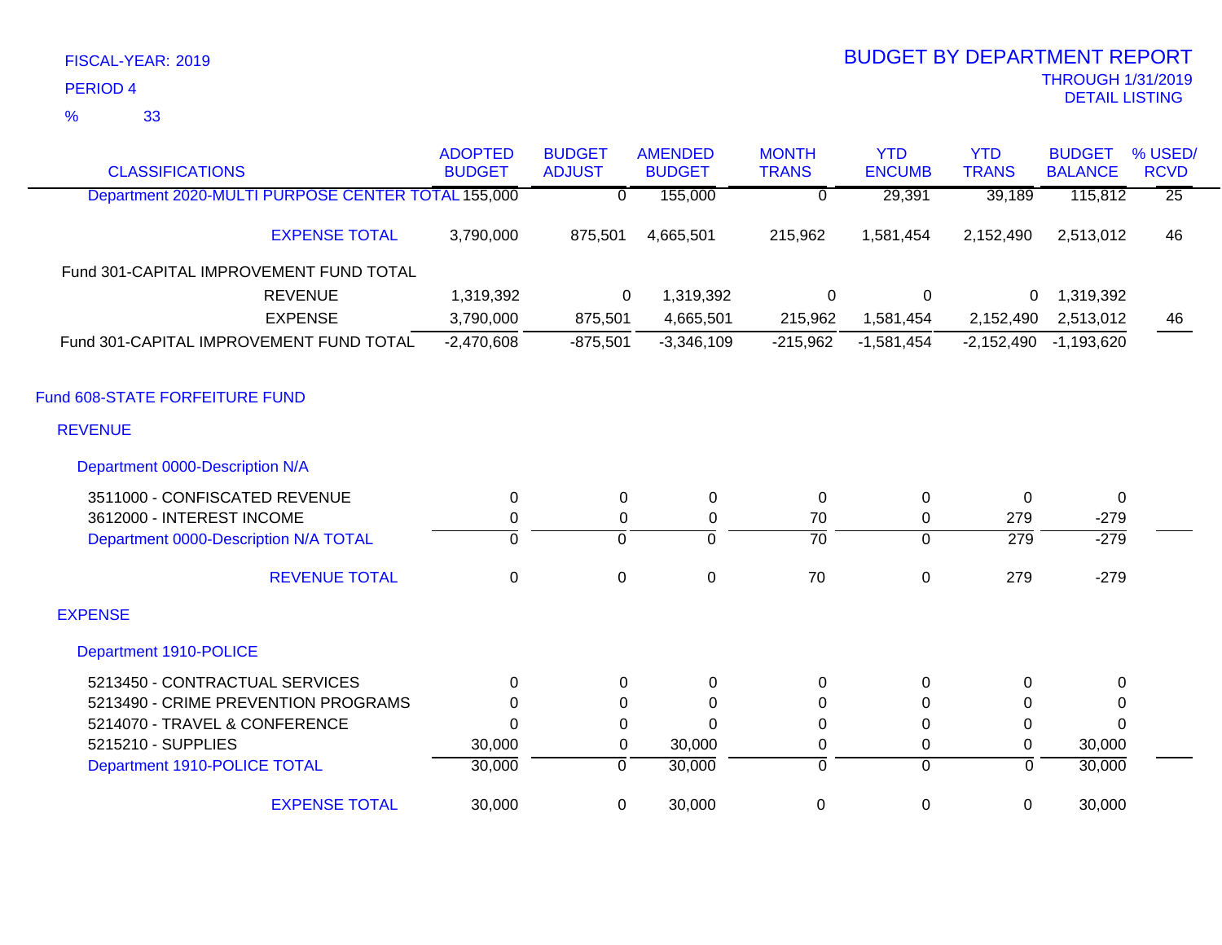FISCAL-YEAR: 2019

PERIOD 4

% 33

# BUDGET BY DEPARTMENT REPORT

THROUGH 1/31/2019

DETAIL LISTING

| CLASSIFICATIONS | ADOPTED BUDGET | BUDGET ADJUST | AMENDED BUDGET | MONTH TRANS | YTD ENCUMB | YTD TRANS | BUDGET BALANCE | % USED/ RCVD |
|---|---|---|---|---|---|---|---|---|
| Department 2020-MULTI PURPOSE CENTER TOTAL | 155,000 | 0 | 155,000 | 0 | 29,391 | 39,189 | 115,812 | 25 |
| EXPENSE TOTAL | 3,790,000 | 875,501 | 4,665,501 | 215,962 | 1,581,454 | 2,152,490 | 2,513,012 | 46 |
| Fund 301-CAPITAL IMPROVEMENT FUND TOTAL | | | | | | | | |
| REVENUE | 1,319,392 | 0 | 1,319,392 | 0 | 0 | 0 | 1,319,392 | |
| EXPENSE | 3,790,000 | 875,501 | 4,665,501 | 215,962 | 1,581,454 | 2,152,490 | 2,513,012 | 46 |
| Fund 301-CAPITAL IMPROVEMENT FUND TOTAL | -2,470,608 | -875,501 | -3,346,109 | -215,962 | -1,581,454 | -2,152,490 | -1,193,620 | |
| **Fund 608-STATE FORFEITURE FUND** | | | | | | | | |
| **REVENUE** | | | | | | | | |
| Department 0000-Description N/A | | | | | | | | |
| 3511000 - CONFISCATED REVENUE | 0 | 0 | 0 | 0 | 0 | 0 | 0 | |
| 3612000 - INTEREST INCOME | 0 | 0 | 0 | 70 | 0 | 279 | -279 | |
| Department 0000-Description N/A TOTAL | 0 | 0 | 0 | 70 | 0 | 279 | -279 | |
| REVENUE TOTAL | 0 | 0 | 0 | 70 | 0 | 279 | -279 | |
| **EXPENSE** | | | | | | | | |
| Department 1910-POLICE | | | | | | | | |
| 5213450 - CONTRACTUAL SERVICES | 0 | 0 | 0 | 0 | 0 | 0 | 0 | |
| 5213490 - CRIME PREVENTION PROGRAMS | 0 | 0 | 0 | 0 | 0 | 0 | 0 | |
| 5214070 - TRAVEL & CONFERENCE | 0 | 0 | 0 | 0 | 0 | 0 | 0 | |
| 5215210 - SUPPLIES | 30,000 | 0 | 30,000 | 0 | 0 | 0 | 30,000 | |
| Department 1910-POLICE TOTAL | 30,000 | 0 | 30,000 | 0 | 0 | 0 | 30,000 | |
| EXPENSE TOTAL | 30,000 | 0 | 30,000 | 0 | 0 | 0 | 30,000 | |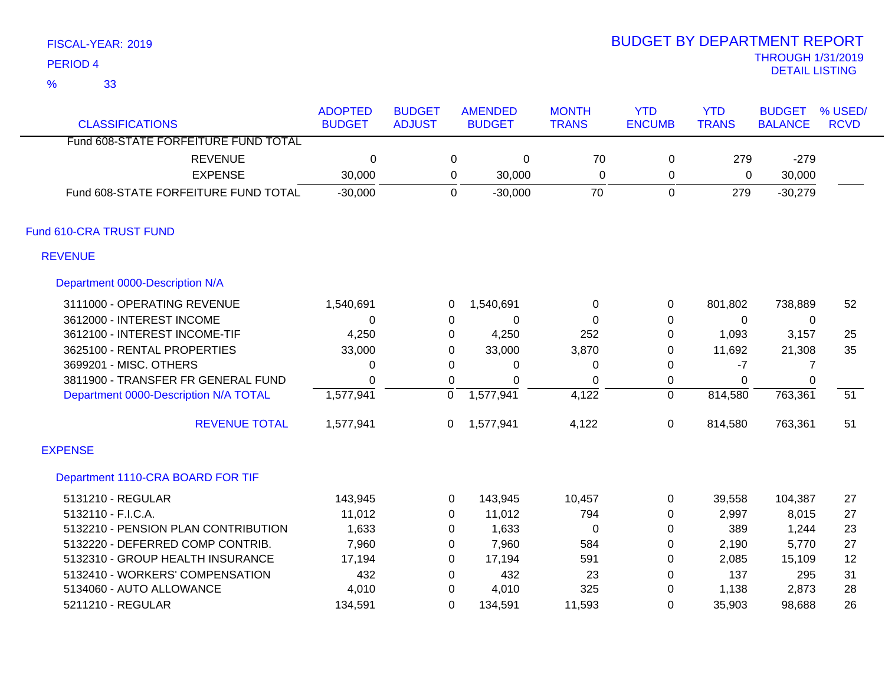FISCAL-YEAR: 2019
PERIOD 4
% 33

# BUDGET BY DEPARTMENT REPORT

THROUGH 1/31/2019
DETAIL LISTING

| CLASSIFICATIONS | ADOPTED BUDGET | BUDGET ADJUST | AMENDED BUDGET | MONTH TRANS | YTD ENCUMB | YTD TRANS | BUDGET BALANCE | % USED/ RCVD |
|---|---|---|---|---|---|---|---|---|
| Fund 608-STATE FORFEITURE FUND TOTAL | | | | | | | | |
| REVENUE | 0 | 0 | 0 | 70 | 0 | 279 | -279 | |
| EXPENSE | 30,000 | 0 | 30,000 | 0 | 0 | 0 | 30,000 | |
| Fund 608-STATE FORFEITURE FUND TOTAL | -30,000 | 0 | -30,000 | 70 | 0 | 279 | -30,279 | |
| **Fund 610-CRA TRUST FUND** | | | | | | | | |
| **REVENUE** | | | | | | | | |
| **Department 0000-Description N/A** | | | | | | | | |
| 3111000 - OPERATING REVENUE | 1,540,691 | 0 | 1,540,691 | 0 | 0 | 801,802 | 738,889 | 52 |
| 3612000 - INTEREST INCOME | 0 | 0 | 0 | 0 | 0 | 0 | 0 | |
| 3612100 - INTEREST INCOME-TIF | 4,250 | 0 | 4,250 | 252 | 0 | 1,093 | 3,157 | 25 |
| 3625100 - RENTAL PROPERTIES | 33,000 | 0 | 33,000 | 3,870 | 0 | 11,692 | 21,308 | 35 |
| 3699201 - MISC. OTHERS | 0 | 0 | 0 | 0 | 0 | -7 | 7 | |
| 3811900 - TRANSFER FR GENERAL FUND | 0 | 0 | 0 | 0 | 0 | 0 | 0 | |
| Department 0000-Description N/A TOTAL | 1,577,941 | 0 | 1,577,941 | 4,122 | 0 | 814,580 | 763,361 | 51 |
| REVENUE TOTAL | 1,577,941 | 0 | 1,577,941 | 4,122 | 0 | 814,580 | 763,361 | 51 |
| **EXPENSE** | | | | | | | | |
| **Department 1110-CRA BOARD FOR TIF** | | | | | | | | |
| 5131210 - REGULAR | 143,945 | 0 | 143,945 | 10,457 | 0 | 39,558 | 104,387 | 27 |
| 5132110 - F.I.C.A. | 11,012 | 0 | 11,012 | 794 | 0 | 2,997 | 8,015 | 27 |
| 5132210 - PENSION PLAN CONTRIBUTION | 1,633 | 0 | 1,633 | 0 | 0 | 389 | 1,244 | 23 |
| 5132220 - DEFERRED COMP CONTRIB. | 7,960 | 0 | 7,960 | 584 | 0 | 2,190 | 5,770 | 27 |
| 5132310 - GROUP HEALTH INSURANCE | 17,194 | 0 | 17,194 | 591 | 0 | 2,085 | 15,109 | 12 |
| 5132410 - WORKERS' COMPENSATION | 432 | 0 | 432 | 23 | 0 | 137 | 295 | 31 |
| 5134060 - AUTO ALLOWANCE | 4,010 | 0 | 4,010 | 325 | 0 | 1,138 | 2,873 | 28 |
| 5211210 - REGULAR | 134,591 | 0 | 134,591 | 11,593 | 0 | 35,903 | 98,688 | 26 |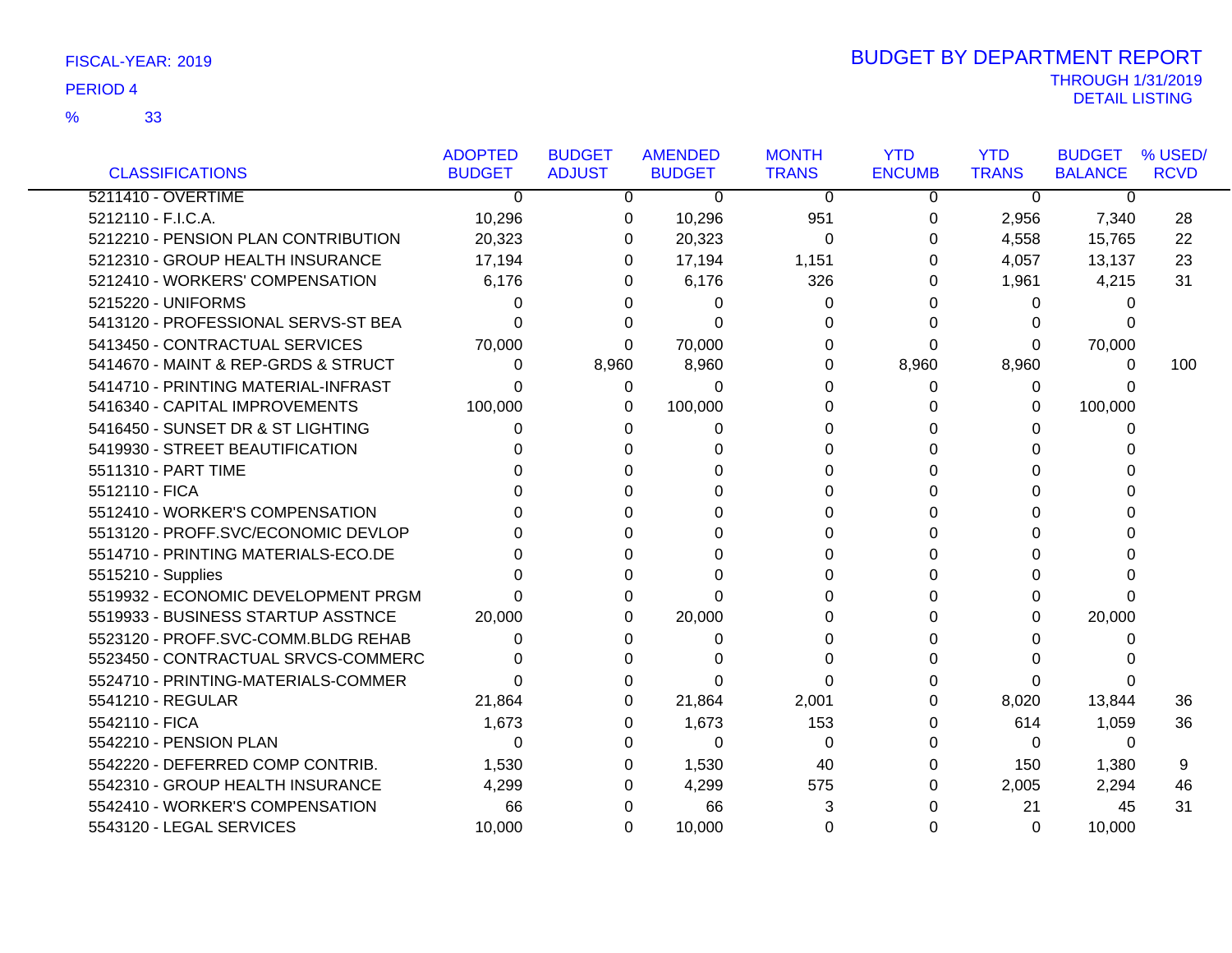FISCAL-YEAR: 2019

PERIOD 4

% 33

# BUDGET BY DEPARTMENT REPORT

THROUGH 1/31/2019

DETAIL LISTING

| CLASSIFICATIONS | ADOPTED BUDGET | BUDGET ADJUST | AMENDED BUDGET | MONTH TRANS | YTD ENCUMB | YTD TRANS | BUDGET BALANCE | % USED/ RCVD |
|---|---|---|---|---|---|---|---|---|
| 5211410 - OVERTIME | 0 | 0 | 0 | 0 | 0 | 0 | 0 | |
| 5212110 - F.I.C.A. | 10,296 | 0 | 10,296 | 951 | 0 | 2,956 | 7,340 | 28 |
| 5212210 - PENSION PLAN CONTRIBUTION | 20,323 | 0 | 20,323 | 0 | 0 | 4,558 | 15,765 | 22 |
| 5212310 - GROUP HEALTH INSURANCE | 17,194 | 0 | 17,194 | 1,151 | 0 | 4,057 | 13,137 | 23 |
| 5212410 - WORKERS' COMPENSATION | 6,176 | 0 | 6,176 | 326 | 0 | 1,961 | 4,215 | 31 |
| 5215220 - UNIFORMS | 0 | 0 | 0 | 0 | 0 | 0 | 0 | |
| 5413120 - PROFESSIONAL SERVS-ST BEA | 0 | 0 | 0 | 0 | 0 | 0 | 0 | |
| 5413450 - CONTRACTUAL SERVICES | 70,000 | 0 | 70,000 | 0 | 0 | 0 | 70,000 | |
| 5414670 - MAINT & REP-GRDS & STRUCT | 0 | 8,960 | 8,960 | 0 | 8,960 | 8,960 | 0 | 100 |
| 5414710 - PRINTING MATERIAL-INFRAST | 0 | 0 | 0 | 0 | 0 | 0 | 0 | |
| 5416340 - CAPITAL IMPROVEMENTS | 100,000 | 0 | 100,000 | 0 | 0 | 0 | 100,000 | |
| 5416450 - SUNSET DR & ST LIGHTING | 0 | 0 | 0 | 0 | 0 | 0 | 0 | |
| 5419930 - STREET BEAUTIFICATION | 0 | 0 | 0 | 0 | 0 | 0 | 0 | |
| 5511310 - PART TIME | 0 | 0 | 0 | 0 | 0 | 0 | 0 | |
| 5512110 - FICA | 0 | 0 | 0 | 0 | 0 | 0 | 0 | |
| 5512410 - WORKER'S COMPENSATION | 0 | 0 | 0 | 0 | 0 | 0 | 0 | |
| 5513120 - PROFF.SVC/ECONOMIC DEVLOP | 0 | 0 | 0 | 0 | 0 | 0 | 0 | |
| 5514710 - PRINTING MATERIALS-ECO.DE | 0 | 0 | 0 | 0 | 0 | 0 | 0 | |
| 5515210 - Supplies | 0 | 0 | 0 | 0 | 0 | 0 | 0 | |
| 5519932 - ECONOMIC DEVELOPMENT PRGM | 0 | 0 | 0 | 0 | 0 | 0 | 0 | |
| 5519933 - BUSINESS STARTUP ASSTNCE | 20,000 | 0 | 20,000 | 0 | 0 | 0 | 20,000 | |
| 5523120 - PROFF.SVC-COMM.BLDG REHAB | 0 | 0 | 0 | 0 | 0 | 0 | 0 | |
| 5523450 - CONTRACTUAL SRVCS-COMMERC | 0 | 0 | 0 | 0 | 0 | 0 | 0 | |
| 5524710 - PRINTING-MATERIALS-COMMER | 0 | 0 | 0 | 0 | 0 | 0 | 0 | |
| 5541210 - REGULAR | 21,864 | 0 | 21,864 | 2,001 | 0 | 8,020 | 13,844 | 36 |
| 5542110 - FICA | 1,673 | 0 | 1,673 | 153 | 0 | 614 | 1,059 | 36 |
| 5542210 - PENSION PLAN | 0 | 0 | 0 | 0 | 0 | 0 | 0 | |
| 5542220 - DEFERRED COMP CONTRIB. | 1,530 | 0 | 1,530 | 40 | 0 | 150 | 1,380 | 9 |
| 5542310 - GROUP HEALTH INSURANCE | 4,299 | 0 | 4,299 | 575 | 0 | 2,005 | 2,294 | 46 |
| 5542410 - WORKER'S COMPENSATION | 66 | 0 | 66 | 3 | 0 | 21 | 45 | 31 |
| 5543120 - LEGAL SERVICES | 10,000 | 0 | 10,000 | 0 | 0 | 0 | 10,000 | |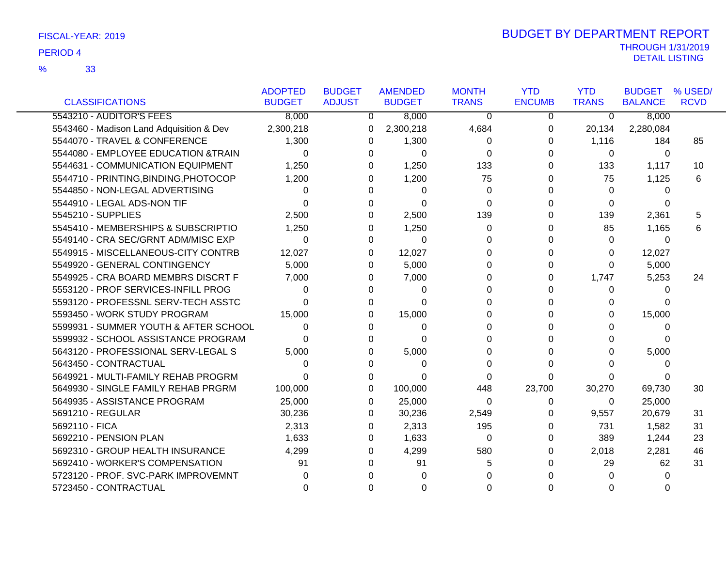FISCAL-YEAR: 2019

PERIOD 4

% 33

# BUDGET BY DEPARTMENT REPORT

THROUGH 1/31/2019
DETAIL LISTING

| CLASSIFICATIONS | ADOPTED BUDGET | BUDGET ADJUST | AMENDED BUDGET | MONTH TRANS | YTD ENCUMB | YTD TRANS | BUDGET BALANCE | % USED/ RCVD |
|---|---|---|---|---|---|---|---|---|
| 5543210 - AUDITOR'S FEES | 8,000 | 0 | 8,000 | 0 | 0 | 0 | 8,000 | |
| 5543460 - Madison Land Adquisition & Dev | 2,300,218 | 0 | 2,300,218 | 4,684 | 0 | 20,134 | 2,280,084 | |
| 5544070 - TRAVEL & CONFERENCE | 1,300 | 0 | 1,300 | 0 | 0 | 1,116 | 184 | 85 |
| 5544080 - EMPLOYEE EDUCATION &TRAIN | 0 | 0 | 0 | 0 | 0 | 0 | 0 | |
| 5544631 - COMMUNICATION EQUIPMENT | 1,250 | 0 | 1,250 | 133 | 0 | 133 | 1,117 | 10 |
| 5544710 - PRINTING,BINDING,PHOTOCOP | 1,200 | 0 | 1,200 | 75 | 0 | 75 | 1,125 | 6 |
| 5544850 - NON-LEGAL ADVERTISING | 0 | 0 | 0 | 0 | 0 | 0 | 0 | |
| 5544910 - LEGAL ADS-NON TIF | 0 | 0 | 0 | 0 | 0 | 0 | 0 | |
| 5545210 - SUPPLIES | 2,500 | 0 | 2,500 | 139 | 0 | 139 | 2,361 | 5 |
| 5545410 - MEMBERSHIPS & SUBSCRIPTIO | 1,250 | 0 | 1,250 | 0 | 0 | 85 | 1,165 | 6 |
| 5549140 - CRA SEC/GRNT ADM/MISC EXP | 0 | 0 | 0 | 0 | 0 | 0 | 0 | |
| 5549915 - MISCELLANEOUS-CITY CONTRB | 12,027 | 0 | 12,027 | 0 | 0 | 0 | 12,027 | |
| 5549920 - GENERAL CONTINGENCY | 5,000 | 0 | 5,000 | 0 | 0 | 0 | 5,000 | |
| 5549925 - CRA BOARD MEMBRS DISCRT F | 7,000 | 0 | 7,000 | 0 | 0 | 1,747 | 5,253 | 24 |
| 5553120 - PROF SERVICES-INFILL PROG | 0 | 0 | 0 | 0 | 0 | 0 | 0 | |
| 5593120 - PROFESSNL SERV-TECH ASSTC | 0 | 0 | 0 | 0 | 0 | 0 | 0 | |
| 5593450 - WORK STUDY PROGRAM | 15,000 | 0 | 15,000 | 0 | 0 | 0 | 15,000 | |
| 5599931 - SUMMER YOUTH & AFTER SCHOOL | 0 | 0 | 0 | 0 | 0 | 0 | 0 | |
| 5599932 - SCHOOL ASSISTANCE PROGRAM | 0 | 0 | 0 | 0 | 0 | 0 | 0 | |
| 5643120 - PROFESSIONAL SERV-LEGAL S | 5,000 | 0 | 5,000 | 0 | 0 | 0 | 5,000 | |
| 5643450 - CONTRACTUAL | 0 | 0 | 0 | 0 | 0 | 0 | 0 | |
| 5649921 - MULTI-FAMILY REHAB PROGRM | 0 | 0 | 0 | 0 | 0 | 0 | 0 | |
| 5649930 - SINGLE FAMILY REHAB PRGRM | 100,000 | 0 | 100,000 | 448 | 23,700 | 30,270 | 69,730 | 30 |
| 5649935 - ASSISTANCE PROGRAM | 25,000 | 0 | 25,000 | 0 | 0 | 0 | 25,000 | |
| 5691210 - REGULAR | 30,236 | 0 | 30,236 | 2,549 | 0 | 9,557 | 20,679 | 31 |
| 5692110 - FICA | 2,313 | 0 | 2,313 | 195 | 0 | 731 | 1,582 | 31 |
| 5692210 - PENSION PLAN | 1,633 | 0 | 1,633 | 0 | 0 | 389 | 1,244 | 23 |
| 5692310 - GROUP HEALTH INSURANCE | 4,299 | 0 | 4,299 | 580 | 0 | 2,018 | 2,281 | 46 |
| 5692410 - WORKER'S COMPENSATION | 91 | 0 | 91 | 5 | 0 | 29 | 62 | 31 |
| 5723120 - PROF. SVC-PARK IMPROVEMNT | 0 | 0 | 0 | 0 | 0 | 0 | 0 | |
| 5723450 - CONTRACTUAL | 0 | 0 | 0 | 0 | 0 | 0 | 0 | |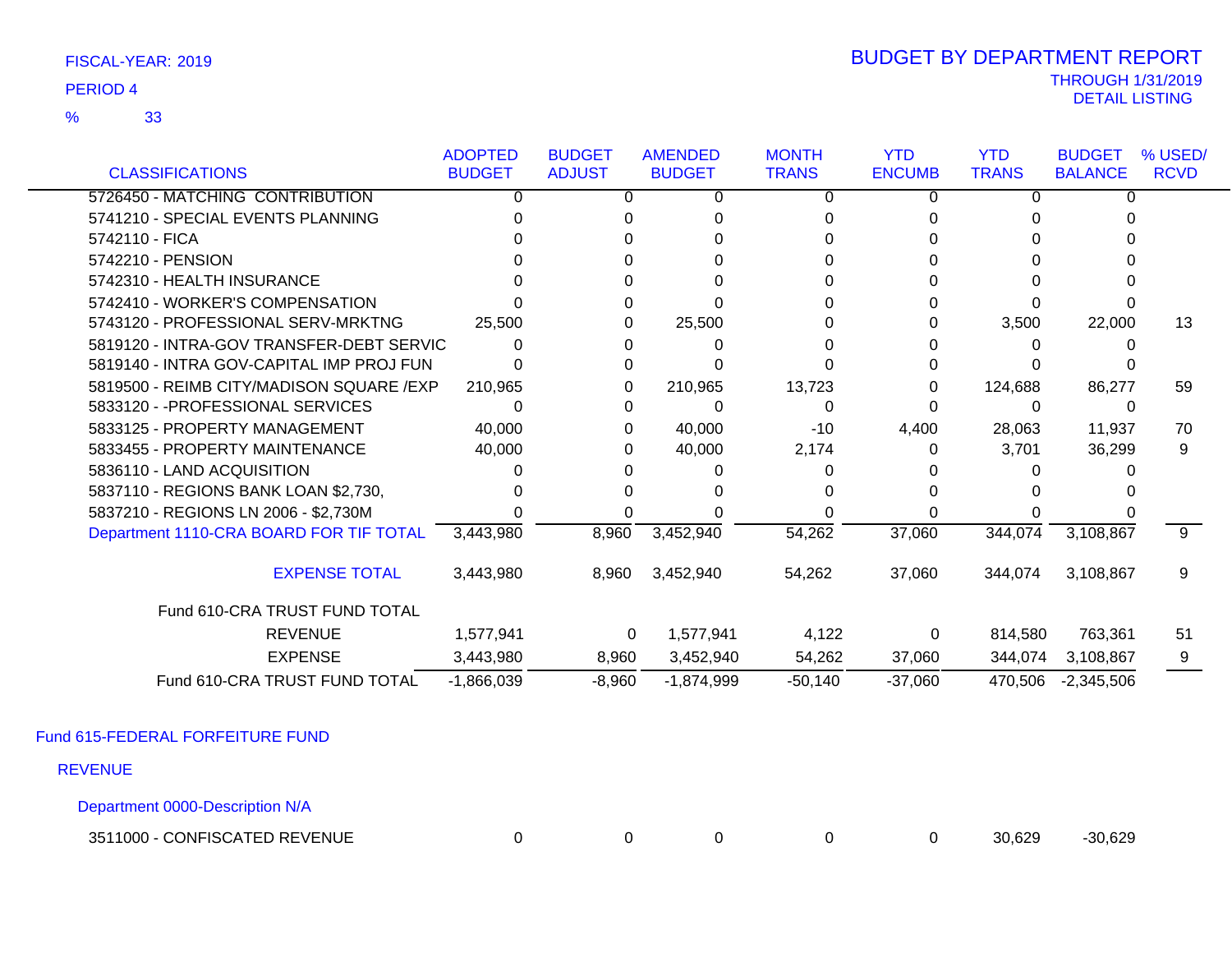FISCAL-YEAR: 2019

PERIOD 4

% 33

# BUDGET BY DEPARTMENT REPORT

THROUGH 1/31/2019

DETAIL LISTING

| CLASSIFICATIONS | ADOPTED BUDGET | BUDGET ADJUST | AMENDED BUDGET | MONTH TRANS | YTD ENCUMB | YTD TRANS | BUDGET BALANCE | % USED/ RCVD |
|---|---|---|---|---|---|---|---|---|
| 5726450 - MATCHING CONTRIBUTION | 0 | 0 | 0 | 0 | 0 | 0 | 0 | |
| 5741210 - SPECIAL EVENTS PLANNING | 0 | 0 | 0 | 0 | 0 | 0 | 0 | |
| 5742110 - FICA | 0 | 0 | 0 | 0 | 0 | 0 | 0 | |
| 5742210 - PENSION | 0 | 0 | 0 | 0 | 0 | 0 | 0 | |
| 5742310 - HEALTH INSURANCE | 0 | 0 | 0 | 0 | 0 | 0 | 0 | |
| 5742410 - WORKER'S COMPENSATION | 0 | 0 | 0 | 0 | 0 | 0 | 0 | |
| 5743120 - PROFESSIONAL SERV-MRKTNG | 25,500 | 0 | 25,500 | 0 | 0 | 3,500 | 22,000 | 13 |
| 5819120 - INTRA-GOV TRANSFER-DEBT SERVIC | 0 | 0 | 0 | 0 | 0 | 0 | 0 | |
| 5819140 - INTRA GOV-CAPITAL IMP PROJ FUN | 0 | 0 | 0 | 0 | 0 | 0 | 0 | |
| 5819500 - REIMB CITY/MADISON SQUARE /EXP | 210,965 | 0 | 210,965 | 13,723 | 0 | 124,688 | 86,277 | 59 |
| 5833120 - -PROFESSIONAL SERVICES | 0 | 0 | 0 | 0 | 0 | 0 | 0 | |
| 5833125 - PROPERTY MANAGEMENT | 40,000 | 0 | 40,000 | -10 | 4,400 | 28,063 | 11,937 | 70 |
| 5833455 - PROPERTY MAINTENANCE | 40,000 | 0 | 40,000 | 2,174 | 0 | 3,701 | 36,299 | 9 |
| 5836110 - LAND ACQUISITION | 0 | 0 | 0 | 0 | 0 | 0 | 0 | |
| 5837110 - REGIONS BANK LOAN $2,730, | 0 | 0 | 0 | 0 | 0 | 0 | 0 | |
| 5837210 - REGIONS LN 2006 - $2,730M | 0 | 0 | 0 | 0 | 0 | 0 | 0 | |
| Department 1110-CRA BOARD FOR TIF TOTAL | 3,443,980 | 8,960 | 3,452,940 | 54,262 | 37,060 | 344,074 | 3,108,867 | 9 |
| EXPENSE TOTAL | 3,443,980 | 8,960 | 3,452,940 | 54,262 | 37,060 | 344,074 | 3,108,867 | 9 |
| Fund 610-CRA TRUST FUND TOTAL | | | | | | | | |
| REVENUE | 1,577,941 | 0 | 1,577,941 | 4,122 | 0 | 814,580 | 763,361 | 51 |
| EXPENSE | 3,443,980 | 8,960 | 3,452,940 | 54,262 | 37,060 | 344,074 | 3,108,867 | 9 |
| Fund 610-CRA TRUST FUND TOTAL | -1,866,039 | -8,960 | -1,874,999 | -50,140 | -37,060 | 470,506 | -2,345,506 | |

## Fund 615-FEDERAL FORFEITURE FUND

### REVENUE

#### Department 0000-Description N/A

| CLASSIFICATIONS | ADOPTED BUDGET | BUDGET ADJUST | AMENDED BUDGET | MONTH TRANS | YTD ENCUMB | YTD TRANS | BUDGET BALANCE | % USED/ RCVD |
|---|---|---|---|---|---|---|---|---|
| 3511000 - CONFISCATED REVENUE | 0 | 0 | 0 | 0 | 0 | 30,629 | -30,629 | |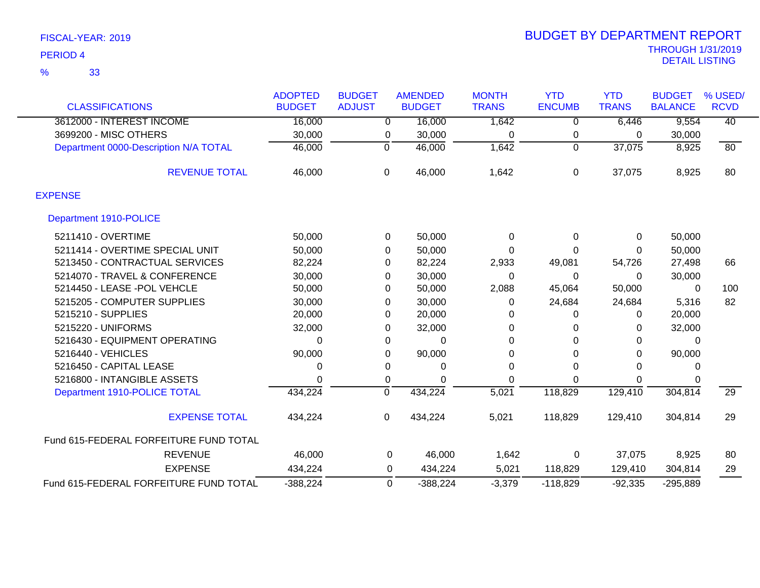FISCAL-YEAR: 2019

PERIOD 4

% 33

# BUDGET BY DEPARTMENT REPORT

THROUGH 1/31/2019

DETAIL LISTING

| CLASSIFICATIONS | ADOPTED BUDGET | BUDGET ADJUST | AMENDED BUDGET | MONTH TRANS | YTD ENCUMB | YTD TRANS | BUDGET BALANCE | % USED/ RCVD |
|---|---|---|---|---|---|---|---|---|
| 3612000 - INTEREST INCOME | 16,000 | 0 | 16,000 | 1,642 | 0 | 6,446 | 9,554 | 40 |
| 3699200 - MISC OTHERS | 30,000 | 0 | 30,000 | 0 | 0 | 0 | 30,000 | |
| Department 0000-Description N/A TOTAL | 46,000 | 0 | 46,000 | 1,642 | 0 | 37,075 | 8,925 | 80 |
| REVENUE TOTAL | 46,000 | 0 | 46,000 | 1,642 | 0 | 37,075 | 8,925 | 80 |
| EXPENSE | | | | | | | | |
| Department 1910-POLICE | | | | | | | | |
| 5211410 - OVERTIME | 50,000 | 0 | 50,000 | 0 | 0 | 0 | 50,000 | |
| 5211414 - OVERTIME SPECIAL UNIT | 50,000 | 0 | 50,000 | 0 | 0 | 0 | 50,000 | |
| 5213450 - CONTRACTUAL SERVICES | 82,224 | 0 | 82,224 | 2,933 | 49,081 | 54,726 | 27,498 | 66 |
| 5214070 - TRAVEL & CONFERENCE | 30,000 | 0 | 30,000 | 0 | 0 | 0 | 30,000 | |
| 5214450 - LEASE -POL VEHCLE | 50,000 | 0 | 50,000 | 2,088 | 45,064 | 50,000 | 0 | 100 |
| 5215205 - COMPUTER SUPPLIES | 30,000 | 0 | 30,000 | 0 | 24,684 | 24,684 | 5,316 | 82 |
| 5215210 - SUPPLIES | 20,000 | 0 | 20,000 | 0 | 0 | 0 | 20,000 | |
| 5215220 - UNIFORMS | 32,000 | 0 | 32,000 | 0 | 0 | 0 | 32,000 | |
| 5216430 - EQUIPMENT OPERATING | 0 | 0 | 0 | 0 | 0 | 0 | 0 | |
| 5216440 - VEHICLES | 90,000 | 0 | 90,000 | 0 | 0 | 0 | 90,000 | |
| 5216450 - CAPITAL LEASE | 0 | 0 | 0 | 0 | 0 | 0 | 0 | |
| 5216800 - INTANGIBLE ASSETS | 0 | 0 | 0 | 0 | 0 | 0 | 0 | |
| Department 1910-POLICE TOTAL | 434,224 | 0 | 434,224 | 5,021 | 118,829 | 129,410 | 304,814 | 29 |
| EXPENSE TOTAL | 434,224 | 0 | 434,224 | 5,021 | 118,829 | 129,410 | 304,814 | 29 |
| Fund 615-FEDERAL FORFEITURE FUND TOTAL | | | | | | | | |
| REVENUE | 46,000 | 0 | 46,000 | 1,642 | 0 | 37,075 | 8,925 | 80 |
| EXPENSE | 434,224 | 0 | 434,224 | 5,021 | 118,829 | 129,410 | 304,814 | 29 |
| Fund 615-FEDERAL FORFEITURE FUND TOTAL | -388,224 | 0 | -388,224 | -3,379 | -118,829 | -92,335 | -295,889 | |